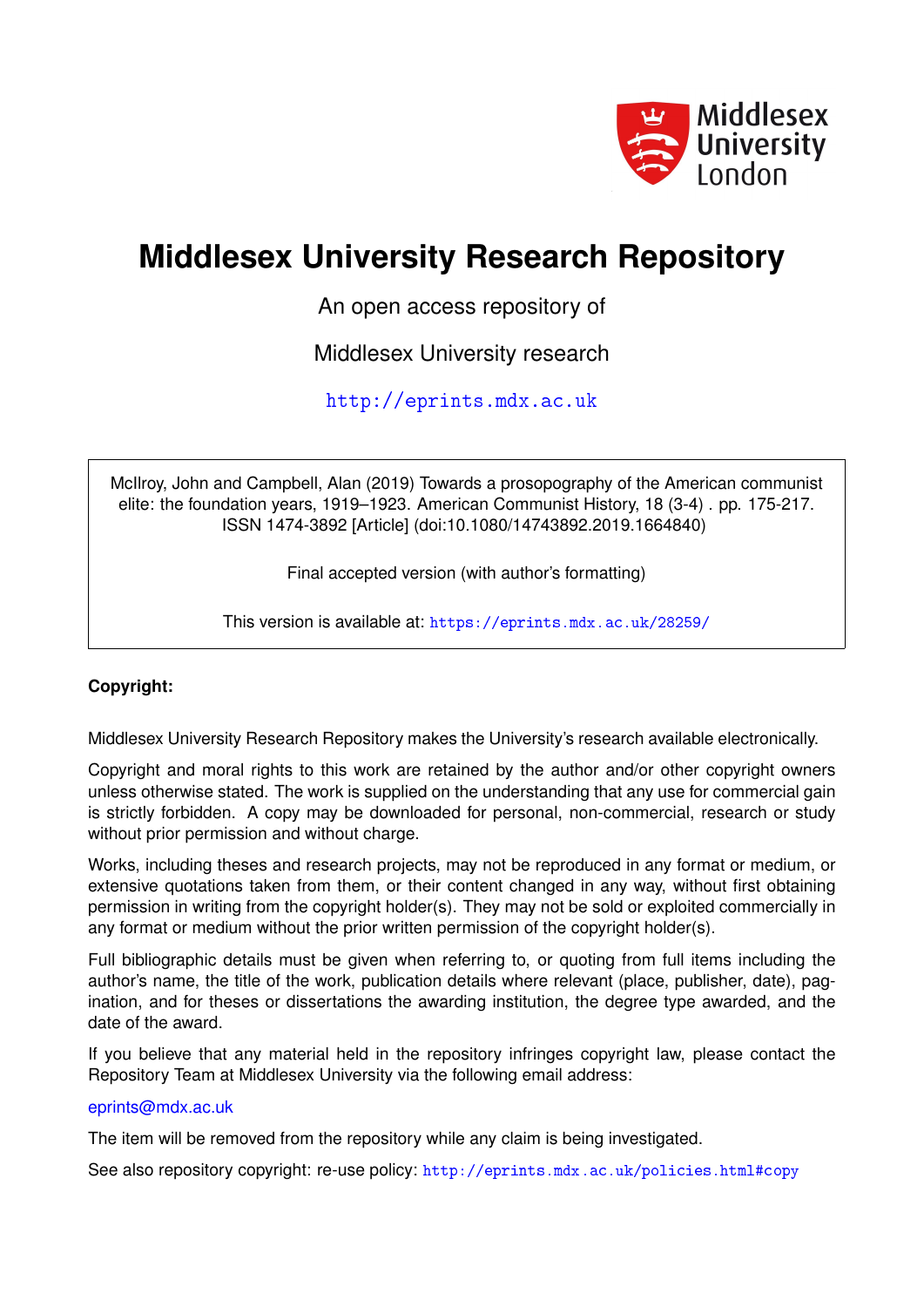Middlesex University London

# Middlesex University Research Repository

An open access repository of

Middlesex University research

http://eprints.mdx.ac.uk

McIlroy, John and Campbell, Alan (2019) Towards a prosopography of the American communist elite: the foundation years, 1919–1923. American Communist History, 18 (3-4) . pp. 175-217. ISSN 1474-3892 [Article] (doi:10.1080/14743892.2019.1664840)

Final accepted version (with author's formatting)

This version is available at: https://eprints.mdx.ac.uk/28259/

**Copyright:**

Middlesex University Research Repository makes the University's research available electronically.

Copyright and moral rights to this work are retained by the author and/or other copyright owners unless otherwise stated. The work is supplied on the understanding that any use for commercial gain is strictly forbidden. A copy may be downloaded for personal, non-commercial, research or study without prior permission and without charge.

Works, including theses and research projects, may not be reproduced in any format or medium, or extensive quotations taken from them, or their content changed in any way, without first obtaining permission in writing from the copyright holder(s). They may not be sold or exploited commercially in any format or medium without the prior written permission of the copyright holder(s).

Full bibliographic details must be given when referring to, or quoting from full items including the author's name, the title of the work, publication details where relevant (place, publisher, date), pagination, and for theses or dissertations the awarding institution, the degree type awarded, and the date of the award.

If you believe that any material held in the repository infringes copyright law, please contact the Repository Team at Middlesex University via the following email address:

eprints@mdx.ac.uk

The item will be removed from the repository while any claim is being investigated.

See also repository copyright: re-use policy: http://eprints.mdx.ac.uk/policies.html#copy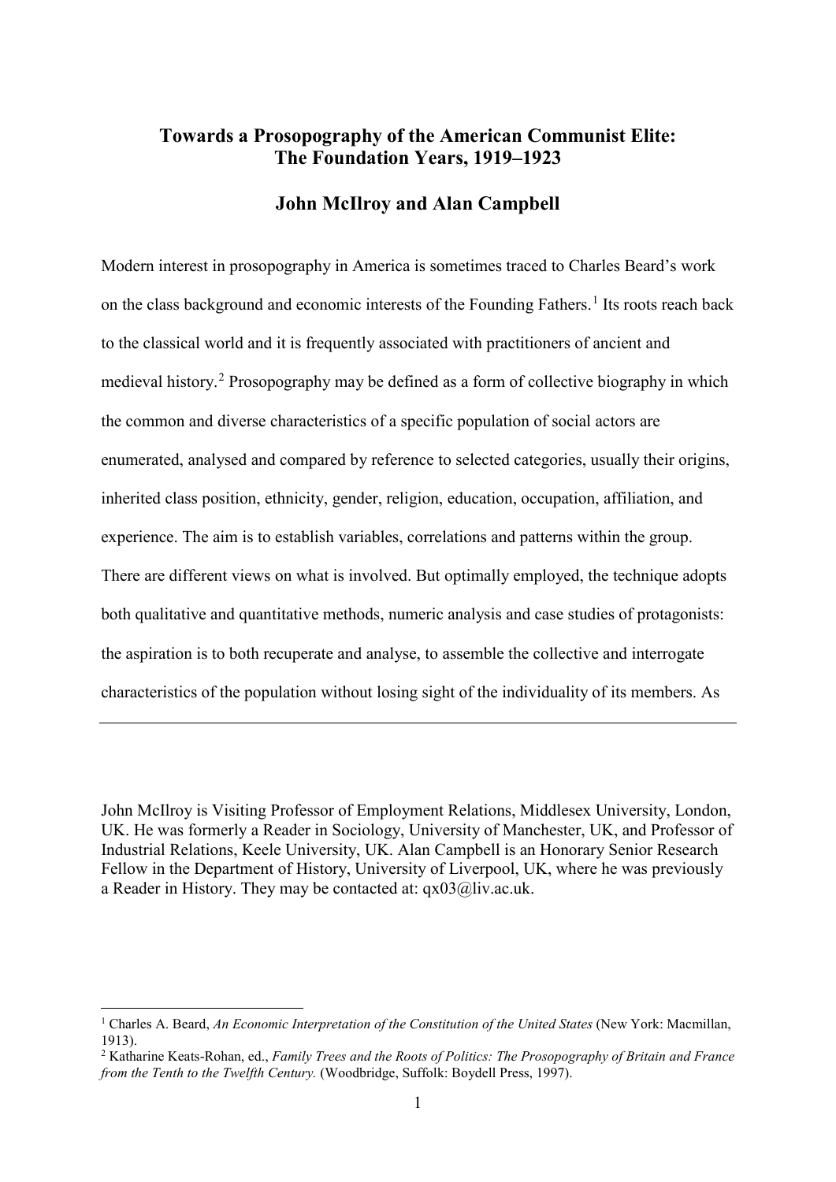# Towards a Prosopography of the American Communist Elite: The Foundation Years, 1919–1923

## John McIlroy and Alan Campbell

Modern interest in prosopography in America is sometimes traced to Charles Beard's work on the class background and economic interests of the Founding Fathers.[1] Its roots reach back to the classical world and it is frequently associated with practitioners of ancient and medieval history.[2] Prosopography may be defined as a form of collective biography in which the common and diverse characteristics of a specific population of social actors are enumerated, analysed and compared by reference to selected categories, usually their origins, inherited class position, ethnicity, gender, religion, education, occupation, affiliation, and experience. The aim is to establish variables, correlations and patterns within the group. There are different views on what is involved. But optimally employed, the technique adopts both qualitative and quantitative methods, numeric analysis and case studies of protagonists: the aspiration is to both recuperate and analyse, to assemble the collective and interrogate characteristics of the population without losing sight of the individuality of its members. As

---

John McIlroy is Visiting Professor of Employment Relations, Middlesex University, London, UK. He was formerly a Reader in Sociology, University of Manchester, UK, and Professor of Industrial Relations, Keele University, UK. Alan Campbell is an Honorary Senior Research Fellow in the Department of History, University of Liverpool, UK, where he was previously a Reader in History. They may be contacted at: qx03@liv.ac.uk.

---

[1] Charles A. Beard, *An Economic Interpretation of the Constitution of the United States* (New York: Macmillan, 1913).

[2] Katharine Keats-Rohan, ed., *Family Trees and the Roots of Politics: The Prosopography of Britain and France from the Tenth to the Twelfth Century.* (Woodbridge, Suffolk: Boydell Press, 1997).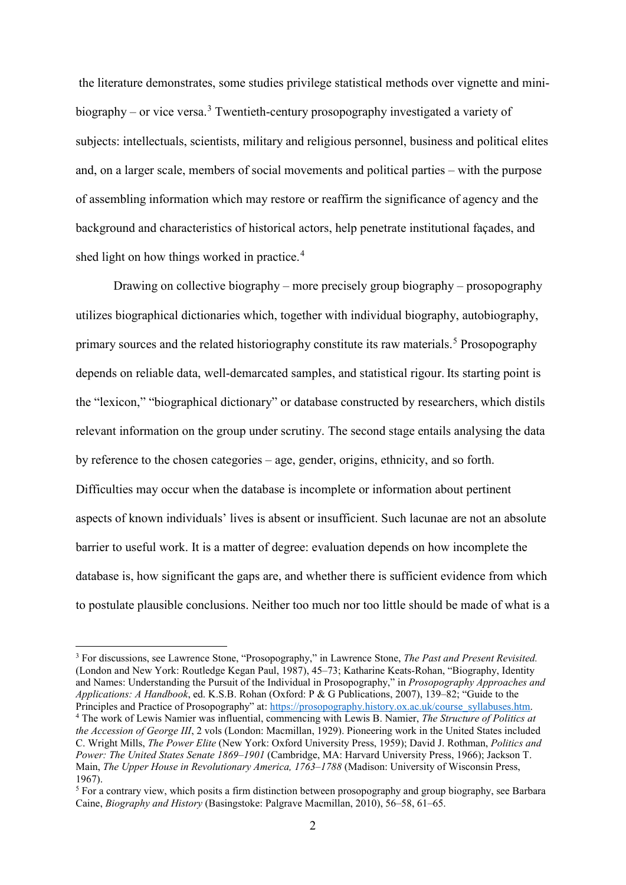the literature demonstrates, some studies privilege statistical methods over vignette and mini-biography – or vice versa.[3] Twentieth-century prosopography investigated a variety of subjects: intellectuals, scientists, military and religious personnel, business and political elites and, on a larger scale, members of social movements and political parties – with the purpose of assembling information which may restore or reaffirm the significance of agency and the background and characteristics of historical actors, help penetrate institutional façades, and shed light on how things worked in practice.[4]

Drawing on collective biography – more precisely group biography – prosopography utilizes biographical dictionaries which, together with individual biography, autobiography, primary sources and the related historiography constitute its raw materials.[5] Prosopography depends on reliable data, well-demarcated samples, and statistical rigour. Its starting point is the "lexicon," "biographical dictionary" or database constructed by researchers, which distils relevant information on the group under scrutiny. The second stage entails analysing the data by reference to the chosen categories – age, gender, origins, ethnicity, and so forth. Difficulties may occur when the database is incomplete or information about pertinent aspects of known individuals' lives is absent or insufficient. Such lacunae are not an absolute barrier to useful work. It is a matter of degree: evaluation depends on how incomplete the database is, how significant the gaps are, and whether there is sufficient evidence from which to postulate plausible conclusions. Neither too much nor too little should be made of what is a

---

[3] For discussions, see Lawrence Stone, "Prosopography," in Lawrence Stone, *The Past and Present Revisited.* (London and New York: Routledge Kegan Paul, 1987), 45–73; Katharine Keats-Rohan, "Biography, Identity and Names: Understanding the Pursuit of the Individual in Prosopography," in *Prosopography Approaches and Applications: A Handbook*, ed. K.S.B. Rohan (Oxford: P & G Publications, 2007), 139–82; "Guide to the Principles and Practice of Prosopography" at: https://prosopography.history.ox.ac.uk/course_syllabuses.htm.

[4] The work of Lewis Namier was influential, commencing with Lewis B. Namier, *The Structure of Politics at the Accession of George III*, 2 vols (London: Macmillan, 1929). Pioneering work in the United States included C. Wright Mills, *The Power Elite* (New York: Oxford University Press, 1959); David J. Rothman, *Politics and Power: The United States Senate 1869–1901* (Cambridge, MA: Harvard University Press, 1966); Jackson T. Main, *The Upper House in Revolutionary America, 1763–1788* (Madison: University of Wisconsin Press, 1967).

[5] For a contrary view, which posits a firm distinction between prosopography and group biography, see Barbara Caine, *Biography and History* (Basingstoke: Palgrave Macmillan, 2010), 56–58, 61–65.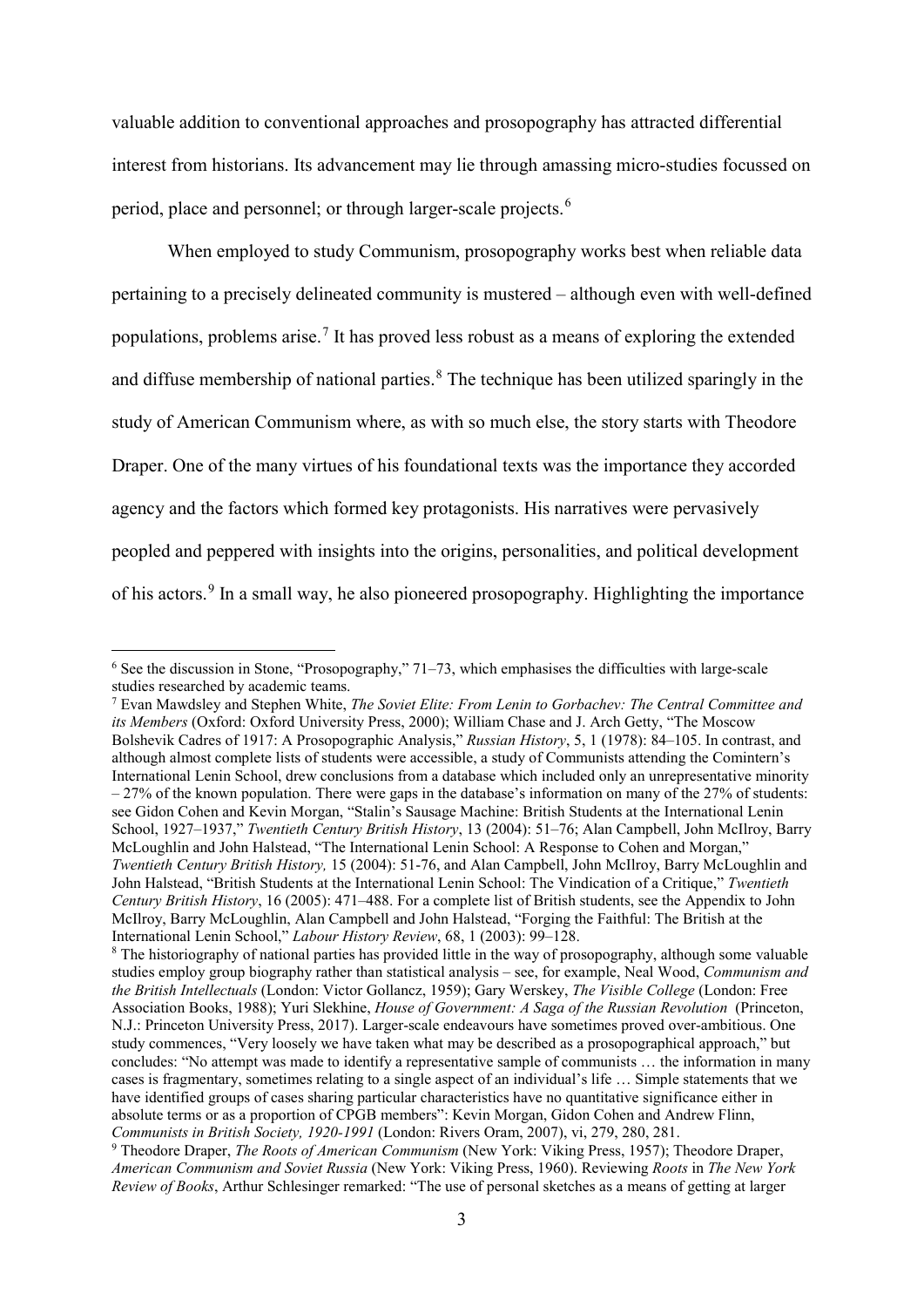valuable addition to conventional approaches and prosopography has attracted differential interest from historians. Its advancement may lie through amassing micro-studies focussed on period, place and personnel; or through larger-scale projects.[6]

When employed to study Communism, prosopography works best when reliable data pertaining to a precisely delineated community is mustered – although even with well-defined populations, problems arise.[7] It has proved less robust as a means of exploring the extended and diffuse membership of national parties.[8] The technique has been utilized sparingly in the study of American Communism where, as with so much else, the story starts with Theodore Draper. One of the many virtues of his foundational texts was the importance they accorded agency and the factors which formed key protagonists. His narratives were pervasively peopled and peppered with insights into the origins, personalities, and political development of his actors.[9] In a small way, he also pioneered prosopography. Highlighting the importance

[6] See the discussion in Stone, "Prosopography," 71–73, which emphasises the difficulties with large-scale studies researched by academic teams.

[7] Evan Mawdsley and Stephen White, *The Soviet Elite: From Lenin to Gorbachev: The Central Committee and its Members* (Oxford: Oxford University Press, 2000); William Chase and J. Arch Getty, "The Moscow Bolshevik Cadres of 1917: A Prosopographic Analysis," *Russian History*, 5, 1 (1978): 84–105. In contrast, and although almost complete lists of students were accessible, a study of Communists attending the Comintern's International Lenin School, drew conclusions from a database which included only an unrepresentative minority – 27% of the known population. There were gaps in the database's information on many of the 27% of students: see Gidon Cohen and Kevin Morgan, "Stalin's Sausage Machine: British Students at the International Lenin School, 1927–1937," *Twentieth Century British History*, 13 (2004): 51–76; Alan Campbell, John McIlroy, Barry McLoughlin and John Halstead, "The International Lenin School: A Response to Cohen and Morgan," *Twentieth Century British History,* 15 (2004): 51-76, and Alan Campbell, John McIlroy, Barry McLoughlin and John Halstead, "British Students at the International Lenin School: The Vindication of a Critique," *Twentieth Century British History*, 16 (2005): 471–488. For a complete list of British students, see the Appendix to John McIlroy, Barry McLoughlin, Alan Campbell and John Halstead, "Forging the Faithful: The British at the International Lenin School," *Labour History Review*, 68, 1 (2003): 99–128.

[8] The historiography of national parties has provided little in the way of prosopography, although some valuable studies employ group biography rather than statistical analysis – see, for example, Neal Wood, *Communism and the British Intellectuals* (London: Victor Gollancz, 1959); Gary Werskey, *The Visible College* (London: Free Association Books, 1988); Yuri Slekhine, *House of Government: A Saga of the Russian Revolution* (Princeton, N.J.: Princeton University Press, 2017). Larger-scale endeavours have sometimes proved over-ambitious. One study commences, "Very loosely we have taken what may be described as a prosopographical approach," but concludes: "No attempt was made to identify a representative sample of communists … the information in many cases is fragmentary, sometimes relating to a single aspect of an individual's life … Simple statements that we have identified groups of cases sharing particular characteristics have no quantitative significance either in absolute terms or as a proportion of CPGB members": Kevin Morgan, Gidon Cohen and Andrew Flinn, *Communists in British Society, 1920-1991* (London: Rivers Oram, 2007), vi, 279, 280, 281.

[9] Theodore Draper, *The Roots of American Communism* (New York: Viking Press, 1957); Theodore Draper, *American Communism and Soviet Russia* (New York: Viking Press, 1960). Reviewing *Roots* in *The New York Review of Books*, Arthur Schlesinger remarked: "The use of personal sketches as a means of getting at larger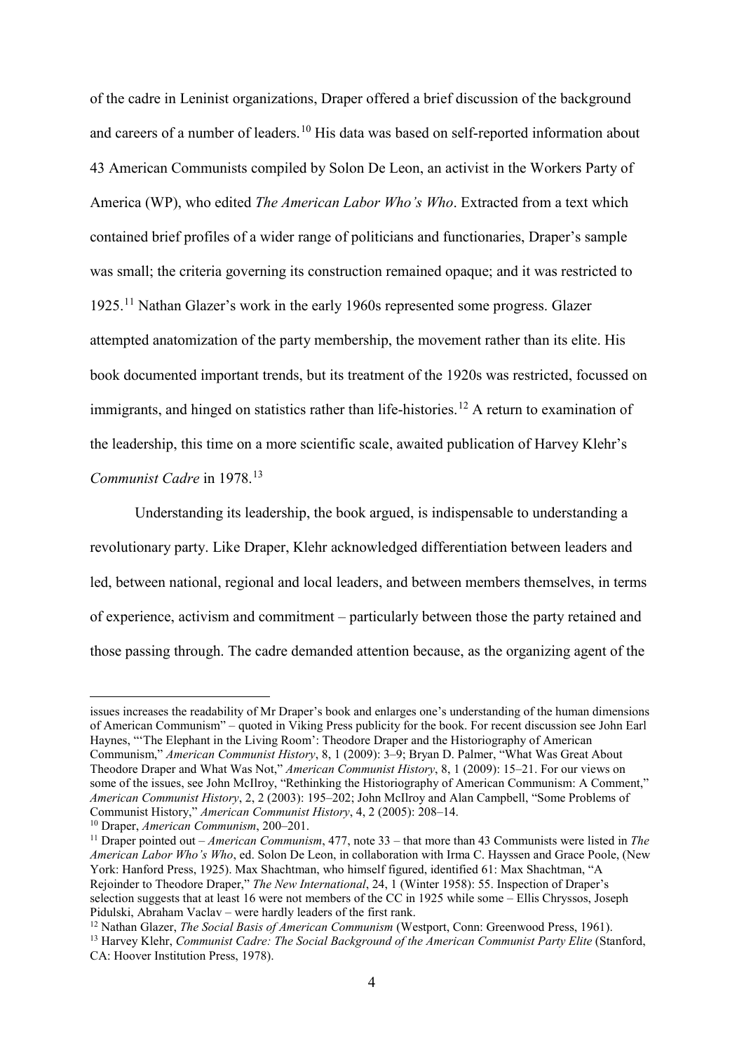of the cadre in Leninist organizations, Draper offered a brief discussion of the background and careers of a number of leaders.[10] His data was based on self-reported information about 43 American Communists compiled by Solon De Leon, an activist in the Workers Party of America (WP), who edited *The American Labor Who's Who*. Extracted from a text which contained brief profiles of a wider range of politicians and functionaries, Draper's sample was small; the criteria governing its construction remained opaque; and it was restricted to 1925.[11] Nathan Glazer's work in the early 1960s represented some progress. Glazer attempted anatomization of the party membership, the movement rather than its elite. His book documented important trends, but its treatment of the 1920s was restricted, focussed on immigrants, and hinged on statistics rather than life-histories.[12] A return to examination of the leadership, this time on a more scientific scale, awaited publication of Harvey Klehr's *Communist Cadre* in 1978.[13]

Understanding its leadership, the book argued, is indispensable to understanding a revolutionary party. Like Draper, Klehr acknowledged differentiation between leaders and led, between national, regional and local leaders, and between members themselves, in terms of experience, activism and commitment – particularly between those the party retained and those passing through. The cadre demanded attention because, as the organizing agent of the

---

issues increases the readability of Mr Draper's book and enlarges one's understanding of the human dimensions of American Communism" – quoted in Viking Press publicity for the book. For recent discussion see John Earl Haynes, "'The Elephant in the Living Room': Theodore Draper and the Historiography of American Communism," *American Communist History*, 8, 1 (2009): 3–9; Bryan D. Palmer, "What Was Great About Theodore Draper and What Was Not," *American Communist History*, 8, 1 (2009): 15–21. For our views on some of the issues, see John McIlroy, "Rethinking the Historiography of American Communism: A Comment," *American Communist History*, 2, 2 (2003): 195–202; John McIlroy and Alan Campbell, "Some Problems of Communist History," *American Communist History*, 4, 2 (2005): 208–14.

[10] Draper, *American Communism*, 200–201.

[11] Draper pointed out – *American Communism*, 477, note 33 – that more than 43 Communists were listed in *The American Labor Who's Who*, ed. Solon De Leon, in collaboration with Irma C. Hayssen and Grace Poole, (New York: Hanford Press, 1925). Max Shachtman, who himself figured, identified 61: Max Shachtman, "A Rejoinder to Theodore Draper," *The New International*, 24, 1 (Winter 1958): 55. Inspection of Draper's selection suggests that at least 16 were not members of the CC in 1925 while some – Ellis Chryssos, Joseph Pidulski, Abraham Vaclav – were hardly leaders of the first rank.

[12] Nathan Glazer, *The Social Basis of American Communism* (Westport, Conn: Greenwood Press, 1961).

[13] Harvey Klehr, *Communist Cadre: The Social Background of the American Communist Party Elite* (Stanford, CA: Hoover Institution Press, 1978).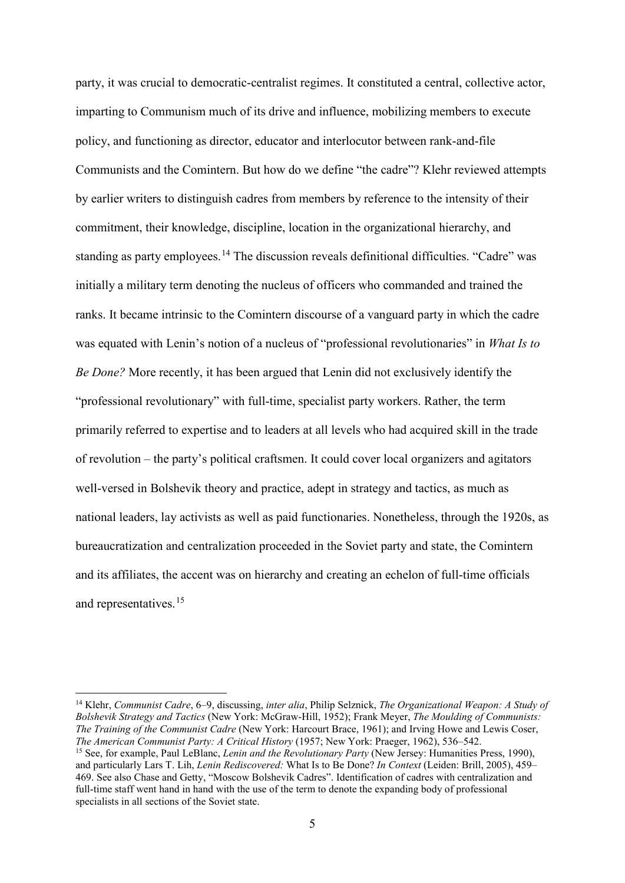party, it was crucial to democratic-centralist regimes. It constituted a central, collective actor, imparting to Communism much of its drive and influence, mobilizing members to execute policy, and functioning as director, educator and interlocutor between rank-and-file Communists and the Comintern. But how do we define "the cadre"? Klehr reviewed attempts by earlier writers to distinguish cadres from members by reference to the intensity of their commitment, their knowledge, discipline, location in the organizational hierarchy, and standing as party employees.[14] The discussion reveals definitional difficulties. "Cadre" was initially a military term denoting the nucleus of officers who commanded and trained the ranks. It became intrinsic to the Comintern discourse of a vanguard party in which the cadre was equated with Lenin's notion of a nucleus of "professional revolutionaries" in *What Is to Be Done?* More recently, it has been argued that Lenin did not exclusively identify the "professional revolutionary" with full-time, specialist party workers. Rather, the term primarily referred to expertise and to leaders at all levels who had acquired skill in the trade of revolution – the party's political craftsmen. It could cover local organizers and agitators well-versed in Bolshevik theory and practice, adept in strategy and tactics, as much as national leaders, lay activists as well as paid functionaries. Nonetheless, through the 1920s, as bureaucratization and centralization proceeded in the Soviet party and state, the Comintern and its affiliates, the accent was on hierarchy and creating an echelon of full-time officials and representatives.[15]

---

[14] Klehr, *Communist Cadre*, 6–9, discussing, *inter alia*, Philip Selznick, *The Organizational Weapon: A Study of Bolshevik Strategy and Tactics* (New York: McGraw-Hill, 1952); Frank Meyer, *The Moulding of Communists: The Training of the Communist Cadre* (New York: Harcourt Brace, 1961); and Irving Howe and Lewis Coser, *The American Communist Party: A Critical History* (1957; New York: Praeger, 1962), 536–542.

[15] See, for example, Paul LeBlanc, *Lenin and the Revolutionary Party* (New Jersey: Humanities Press, 1990), and particularly Lars T. Lih, *Lenin Rediscovered:* What Is to Be Done? *In Context* (Leiden: Brill, 2005), 459–469. See also Chase and Getty, "Moscow Bolshevik Cadres". Identification of cadres with centralization and full-time staff went hand in hand with the use of the term to denote the expanding body of professional specialists in all sections of the Soviet state.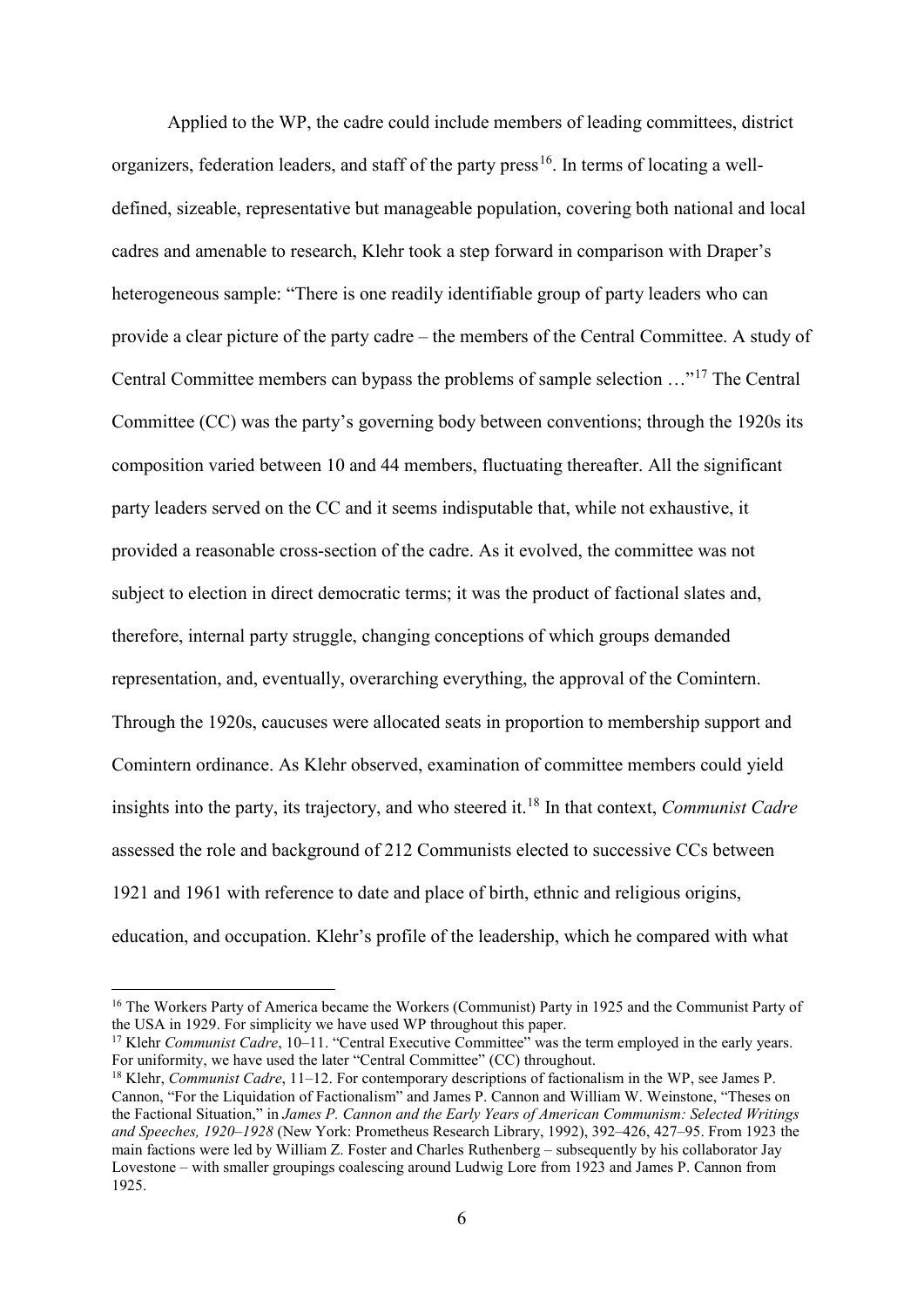Applied to the WP, the cadre could include members of leading committees, district organizers, federation leaders, and staff of the party press[16]. In terms of locating a well-defined, sizeable, representative but manageable population, covering both national and local cadres and amenable to research, Klehr took a step forward in comparison with Draper's heterogeneous sample: "There is one readily identifiable group of party leaders who can provide a clear picture of the party cadre – the members of the Central Committee. A study of Central Committee members can bypass the problems of sample selection …"[17] The Central Committee (CC) was the party's governing body between conventions; through the 1920s its composition varied between 10 and 44 members, fluctuating thereafter. All the significant party leaders served on the CC and it seems indisputable that, while not exhaustive, it provided a reasonable cross-section of the cadre. As it evolved, the committee was not subject to election in direct democratic terms; it was the product of factional slates and, therefore, internal party struggle, changing conceptions of which groups demanded representation, and, eventually, overarching everything, the approval of the Comintern. Through the 1920s, caucuses were allocated seats in proportion to membership support and Comintern ordinance. As Klehr observed, examination of committee members could yield insights into the party, its trajectory, and who steered it.[18] In that context, *Communist Cadre* assessed the role and background of 212 Communists elected to successive CCs between 1921 and 1961 with reference to date and place of birth, ethnic and religious origins, education, and occupation. Klehr's profile of the leadership, which he compared with what

---

[16] The Workers Party of America became the Workers (Communist) Party in 1925 and the Communist Party of the USA in 1929. For simplicity we have used WP throughout this paper.

[17] Klehr *Communist Cadre*, 10–11. "Central Executive Committee" was the term employed in the early years. For uniformity, we have used the later "Central Committee" (CC) throughout.

[18] Klehr, *Communist Cadre*, 11–12. For contemporary descriptions of factionalism in the WP, see James P. Cannon, "For the Liquidation of Factionalism" and James P. Cannon and William W. Weinstone, "Theses on the Factional Situation," in *James P. Cannon and the Early Years of American Communism: Selected Writings and Speeches, 1920–1928* (New York: Prometheus Research Library, 1992), 392–426, 427–95. From 1923 the main factions were led by William Z. Foster and Charles Ruthenberg – subsequently by his collaborator Jay Lovestone – with smaller groupings coalescing around Ludwig Lore from 1923 and James P. Cannon from 1925.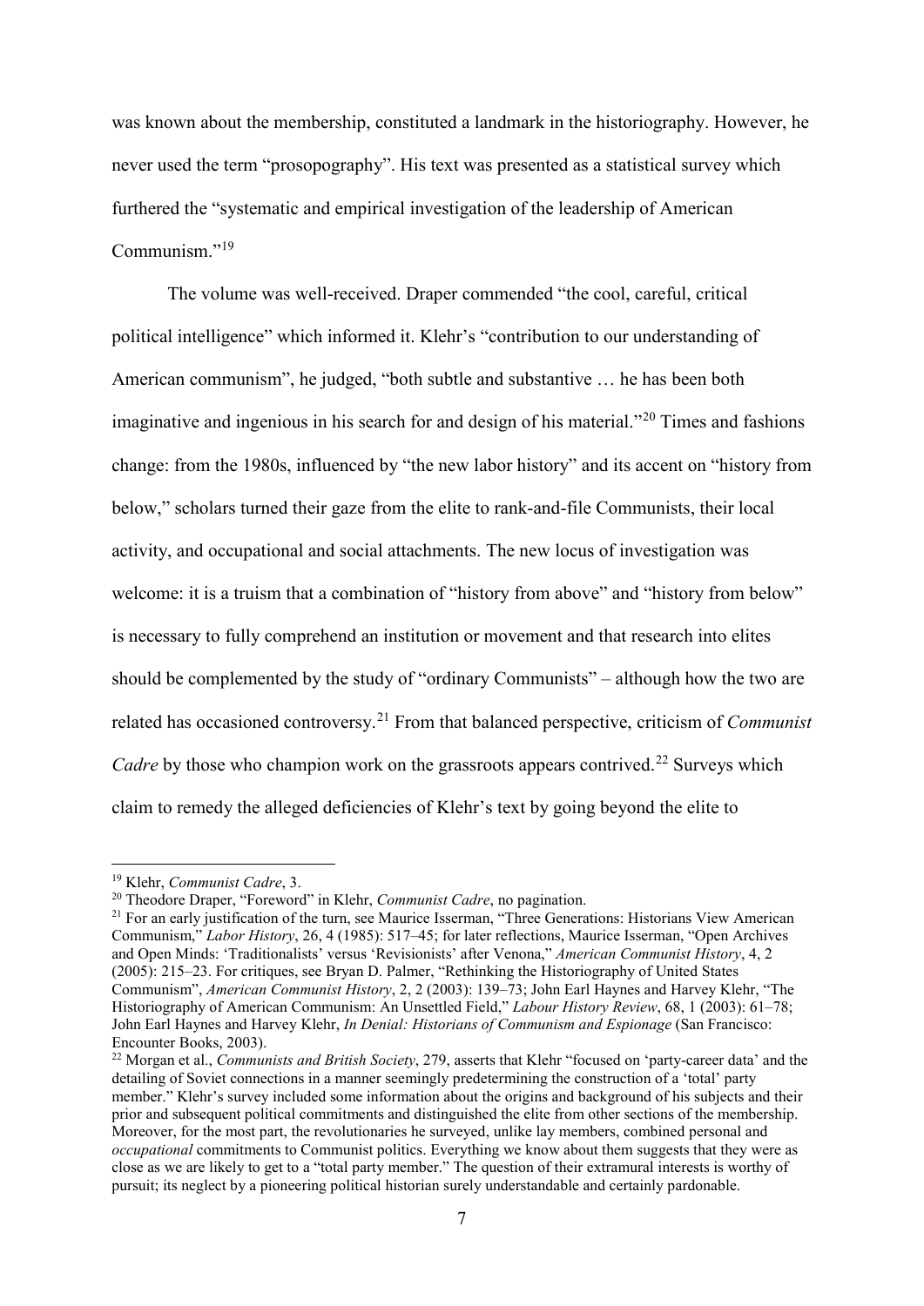was known about the membership, constituted a landmark in the historiography. However, he never used the term "prosopography". His text was presented as a statistical survey which furthered the "systematic and empirical investigation of the leadership of American Communism."[19]

The volume was well-received. Draper commended "the cool, careful, critical political intelligence" which informed it. Klehr's "contribution to our understanding of American communism", he judged, "both subtle and substantive … he has been both imaginative and ingenious in his search for and design of his material."[20] Times and fashions change: from the 1980s, influenced by "the new labor history" and its accent on "history from below," scholars turned their gaze from the elite to rank-and-file Communists, their local activity, and occupational and social attachments. The new locus of investigation was welcome: it is a truism that a combination of "history from above" and "history from below" is necessary to fully comprehend an institution or movement and that research into elites should be complemented by the study of "ordinary Communists" – although how the two are related has occasioned controversy.[21] From that balanced perspective, criticism of *Communist Cadre* by those who champion work on the grassroots appears contrived.[22] Surveys which claim to remedy the alleged deficiencies of Klehr's text by going beyond the elite to

---

[19] Klehr, *Communist Cadre*, 3.

[20] Theodore Draper, "Foreword" in Klehr, *Communist Cadre*, no pagination.

[21] For an early justification of the turn, see Maurice Isserman, "Three Generations: Historians View American Communism," *Labor History*, 26, 4 (1985): 517–45; for later reflections, Maurice Isserman, "Open Archives and Open Minds: 'Traditionalists' versus 'Revisionists' after Venona," *American Communist History*, 4, 2 (2005): 215–23. For critiques, see Bryan D. Palmer, "Rethinking the Historiography of United States Communism", *American Communist History*, 2, 2 (2003): 139–73; John Earl Haynes and Harvey Klehr, "The Historiography of American Communism: An Unsettled Field," *Labour History Review*, 68, 1 (2003): 61–78; John Earl Haynes and Harvey Klehr, *In Denial: Historians of Communism and Espionage* (San Francisco: Encounter Books, 2003).

[22] Morgan et al., *Communists and British Society*, 279, asserts that Klehr "focused on 'party-career data' and the detailing of Soviet connections in a manner seemingly predetermining the construction of a 'total' party member." Klehr's survey included some information about the origins and background of his subjects and their prior and subsequent political commitments and distinguished the elite from other sections of the membership. Moreover, for the most part, the revolutionaries he surveyed, unlike lay members, combined personal and *occupational* commitments to Communist politics. Everything we know about them suggests that they were as close as we are likely to get to a "total party member." The question of their extramural interests is worthy of pursuit; its neglect by a pioneering political historian surely understandable and certainly pardonable.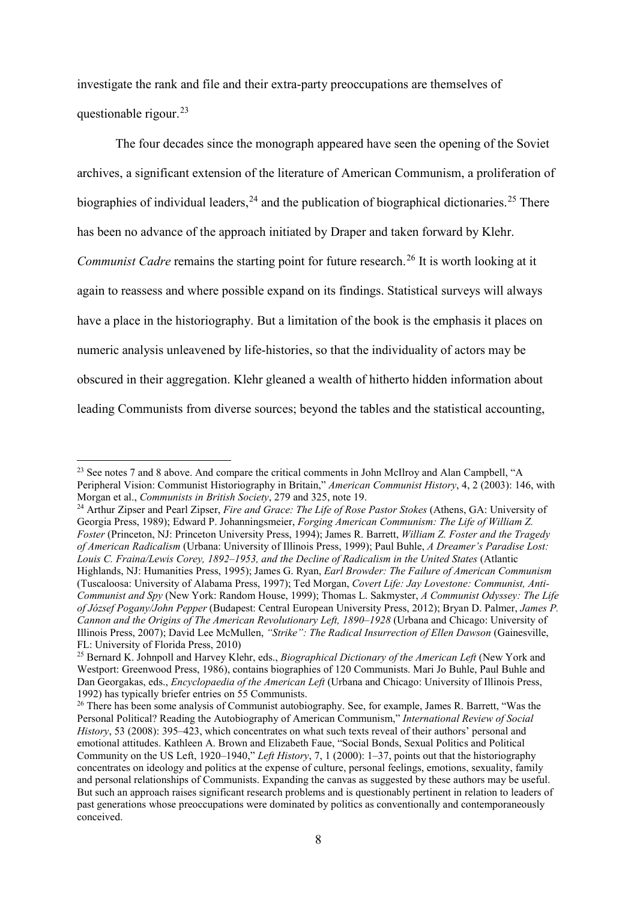investigate the rank and file and their extra-party preoccupations are themselves of questionable rigour.[23]

The four decades since the monograph appeared have seen the opening of the Soviet archives, a significant extension of the literature of American Communism, a proliferation of biographies of individual leaders,[24] and the publication of biographical dictionaries.[25] There has been no advance of the approach initiated by Draper and taken forward by Klehr. *Communist Cadre* remains the starting point for future research.[26] It is worth looking at it again to reassess and where possible expand on its findings. Statistical surveys will always have a place in the historiography. But a limitation of the book is the emphasis it places on numeric analysis unleavened by life-histories, so that the individuality of actors may be obscured in their aggregation. Klehr gleaned a wealth of hitherto hidden information about leading Communists from diverse sources; beyond the tables and the statistical accounting,

---

[23] See notes 7 and 8 above. And compare the critical comments in John McIlroy and Alan Campbell, "A Peripheral Vision: Communist Historiography in Britain," *American Communist History*, 4, 2 (2003): 146, with Morgan et al., *Communists in British Society*, 279 and 325, note 19.

[24] Arthur Zipser and Pearl Zipser, *Fire and Grace: The Life of Rose Pastor Stokes* (Athens, GA: University of Georgia Press, 1989); Edward P. Johanningsmeier, *Forging American Communism: The Life of William Z. Foster* (Princeton, NJ: Princeton University Press, 1994); James R. Barrett, *William Z. Foster and the Tragedy of American Radicalism* (Urbana: University of Illinois Press, 1999); Paul Buhle, *A Dreamer's Paradise Lost: Louis C. Fraina/Lewis Corey, 1892–1953, and the Decline of Radicalism in the United States* (Atlantic Highlands, NJ: Humanities Press, 1995); James G. Ryan, *Earl Browder: The Failure of American Communism* (Tuscaloosa: University of Alabama Press, 1997); Ted Morgan, *Covert Life: Jay Lovestone: Communist, Anti-Communist and Spy* (New York: Random House, 1999); Thomas L. Sakmyster, *A Communist Odyssey: The Life of József Pogany/John Pepper* (Budapest: Central European University Press, 2012); Bryan D. Palmer, *James P. Cannon and the Origins of The American Revolutionary Left, 1890–1928* (Urbana and Chicago: University of Illinois Press, 2007); David Lee McMullen, *"Strike": The Radical Insurrection of Ellen Dawson* (Gainesville, FL: University of Florida Press, 2010)

[25] Bernard K. Johnpoll and Harvey Klehr, eds., *Biographical Dictionary of the American Left* (New York and Westport: Greenwood Press, 1986), contains biographies of 120 Communists. Mari Jo Buhle, Paul Buhle and Dan Georgakas, eds., *Encyclopaedia of the American Left* (Urbana and Chicago: University of Illinois Press, 1992) has typically briefer entries on 55 Communists.

[26] There has been some analysis of Communist autobiography. See, for example, James R. Barrett, "Was the Personal Political? Reading the Autobiography of American Communism," *International Review of Social History*, 53 (2008): 395–423, which concentrates on what such texts reveal of their authors' personal and emotional attitudes. Kathleen A. Brown and Elizabeth Faue, "Social Bonds, Sexual Politics and Political Community on the US Left, 1920–1940," *Left History*, 7, 1 (2000): 1–37, points out that the historiography concentrates on ideology and politics at the expense of culture, personal feelings, emotions, sexuality, family and personal relationships of Communists. Expanding the canvas as suggested by these authors may be useful. But such an approach raises significant research problems and is questionably pertinent in relation to leaders of past generations whose preoccupations were dominated by politics as conventionally and contemporaneously conceived.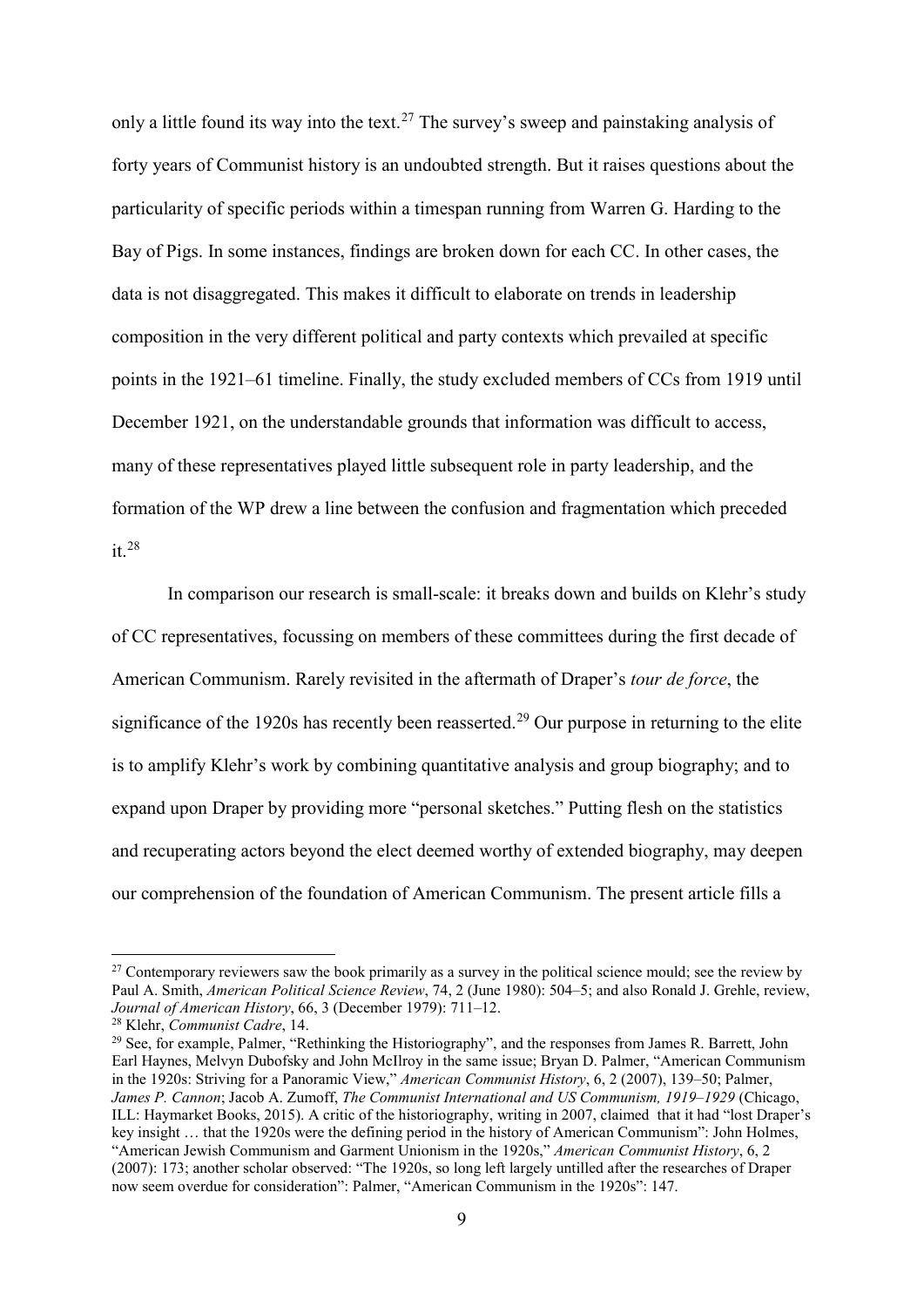only a little found its way into the text.[27] The survey's sweep and painstaking analysis of forty years of Communist history is an undoubted strength. But it raises questions about the particularity of specific periods within a timespan running from Warren G. Harding to the Bay of Pigs. In some instances, findings are broken down for each CC. In other cases, the data is not disaggregated. This makes it difficult to elaborate on trends in leadership composition in the very different political and party contexts which prevailed at specific points in the 1921–61 timeline. Finally, the study excluded members of CCs from 1919 until December 1921, on the understandable grounds that information was difficult to access, many of these representatives played little subsequent role in party leadership, and the formation of the WP drew a line between the confusion and fragmentation which preceded it.[28]

In comparison our research is small-scale: it breaks down and builds on Klehr's study of CC representatives, focussing on members of these committees during the first decade of American Communism. Rarely revisited in the aftermath of Draper's *tour de force*, the significance of the 1920s has recently been reasserted.[29] Our purpose in returning to the elite is to amplify Klehr's work by combining quantitative analysis and group biography; and to expand upon Draper by providing more "personal sketches." Putting flesh on the statistics and recuperating actors beyond the elect deemed worthy of extended biography, may deepen our comprehension of the foundation of American Communism. The present article fills a

---

[27] Contemporary reviewers saw the book primarily as a survey in the political science mould; see the review by Paul A. Smith, *American Political Science Review*, 74, 2 (June 1980): 504–5; and also Ronald J. Grehle, review, *Journal of American History*, 66, 3 (December 1979): 711–12.

[28] Klehr, *Communist Cadre*, 14.

[29] See, for example, Palmer, "Rethinking the Historiography", and the responses from James R. Barrett, John Earl Haynes, Melvyn Dubofsky and John McIlroy in the same issue; Bryan D. Palmer, "American Communism in the 1920s: Striving for a Panoramic View," *American Communist History*, 6, 2 (2007), 139–50; Palmer, *James P. Cannon*; Jacob A. Zumoff, *The Communist International and US Communism, 1919–1929* (Chicago, ILL: Haymarket Books, 2015). A critic of the historiography, writing in 2007, claimed that it had "lost Draper's key insight … that the 1920s were the defining period in the history of American Communism": John Holmes, "American Jewish Communism and Garment Unionism in the 1920s," *American Communist History*, 6, 2 (2007): 173; another scholar observed: "The 1920s, so long left largely untilled after the researches of Draper now seem overdue for consideration": Palmer, "American Communism in the 1920s": 147.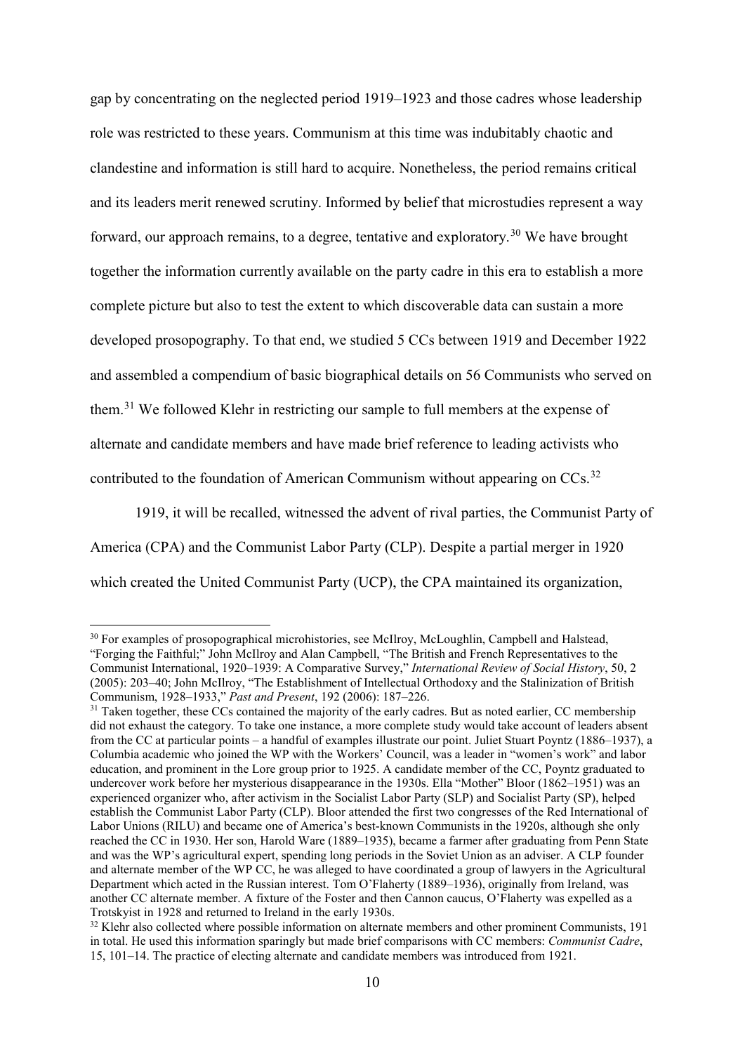gap by concentrating on the neglected period 1919–1923 and those cadres whose leadership role was restricted to these years. Communism at this time was indubitably chaotic and clandestine and information is still hard to acquire. Nonetheless, the period remains critical and its leaders merit renewed scrutiny. Informed by belief that microstudies represent a way forward, our approach remains, to a degree, tentative and exploratory.[30] We have brought together the information currently available on the party cadre in this era to establish a more complete picture but also to test the extent to which discoverable data can sustain a more developed prosopography. To that end, we studied 5 CCs between 1919 and December 1922 and assembled a compendium of basic biographical details on 56 Communists who served on them.[31] We followed Klehr in restricting our sample to full members at the expense of alternate and candidate members and have made brief reference to leading activists who contributed to the foundation of American Communism without appearing on CCs.[32]

1919, it will be recalled, witnessed the advent of rival parties, the Communist Party of America (CPA) and the Communist Labor Party (CLP). Despite a partial merger in 1920 which created the United Communist Party (UCP), the CPA maintained its organization,

[30] For examples of prosopographical microhistories, see McIlroy, McLoughlin, Campbell and Halstead, "Forging the Faithful;" John McIlroy and Alan Campbell, "The British and French Representatives to the Communist International, 1920–1939: A Comparative Survey," *International Review of Social History*, 50, 2 (2005): 203–40; John McIlroy, "The Establishment of Intellectual Orthodoxy and the Stalinization of British Communism, 1928–1933," *Past and Present*, 192 (2006): 187–226.

[31] Taken together, these CCs contained the majority of the early cadres. But as noted earlier, CC membership did not exhaust the category. To take one instance, a more complete study would take account of leaders absent from the CC at particular points – a handful of examples illustrate our point. Juliet Stuart Poyntz (1886–1937), a Columbia academic who joined the WP with the Workers' Council, was a leader in "women's work" and labor education, and prominent in the Lore group prior to 1925. A candidate member of the CC, Poyntz graduated to undercover work before her mysterious disappearance in the 1930s. Ella "Mother" Bloor (1862–1951) was an experienced organizer who, after activism in the Socialist Labor Party (SLP) and Socialist Party (SP), helped establish the Communist Labor Party (CLP). Bloor attended the first two congresses of the Red International of Labor Unions (RILU) and became one of America's best-known Communists in the 1920s, although she only reached the CC in 1930. Her son, Harold Ware (1889–1935), became a farmer after graduating from Penn State and was the WP's agricultural expert, spending long periods in the Soviet Union as an adviser. A CLP founder and alternate member of the WP CC, he was alleged to have coordinated a group of lawyers in the Agricultural Department which acted in the Russian interest. Tom O'Flaherty (1889–1936), originally from Ireland, was another CC alternate member. A fixture of the Foster and then Cannon caucus, O'Flaherty was expelled as a Trotskyist in 1928 and returned to Ireland in the early 1930s.

[32] Klehr also collected where possible information on alternate members and other prominent Communists, 191 in total. He used this information sparingly but made brief comparisons with CC members: *Communist Cadre*, 15, 101–14. The practice of electing alternate and candidate members was introduced from 1921.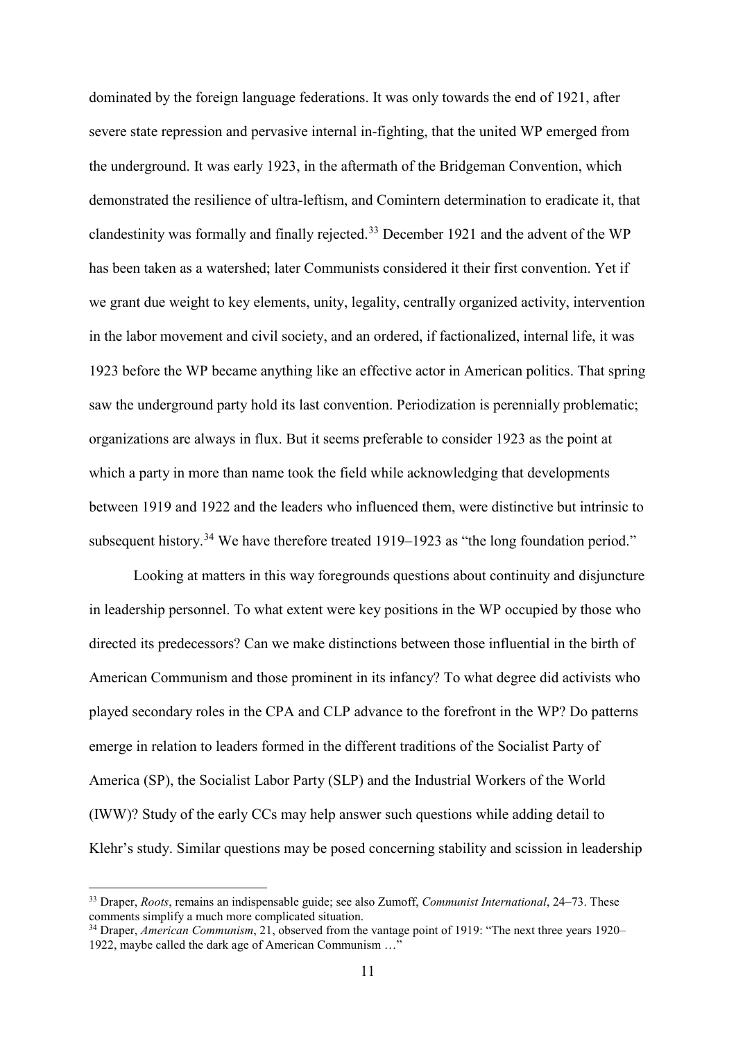dominated by the foreign language federations. It was only towards the end of 1921, after severe state repression and pervasive internal in-fighting, that the united WP emerged from the underground. It was early 1923, in the aftermath of the Bridgeman Convention, which demonstrated the resilience of ultra-leftism, and Comintern determination to eradicate it, that clandestinity was formally and finally rejected.[33] December 1921 and the advent of the WP has been taken as a watershed; later Communists considered it their first convention. Yet if we grant due weight to key elements, unity, legality, centrally organized activity, intervention in the labor movement and civil society, and an ordered, if factionalized, internal life, it was 1923 before the WP became anything like an effective actor in American politics. That spring saw the underground party hold its last convention. Periodization is perennially problematic; organizations are always in flux. But it seems preferable to consider 1923 as the point at which a party in more than name took the field while acknowledging that developments between 1919 and 1922 and the leaders who influenced them, were distinctive but intrinsic to subsequent history.[34] We have therefore treated 1919–1923 as "the long foundation period."

Looking at matters in this way foregrounds questions about continuity and disjuncture in leadership personnel. To what extent were key positions in the WP occupied by those who directed its predecessors? Can we make distinctions between those influential in the birth of American Communism and those prominent in its infancy? To what degree did activists who played secondary roles in the CPA and CLP advance to the forefront in the WP? Do patterns emerge in relation to leaders formed in the different traditions of the Socialist Party of America (SP), the Socialist Labor Party (SLP) and the Industrial Workers of the World (IWW)? Study of the early CCs may help answer such questions while adding detail to Klehr's study. Similar questions may be posed concerning stability and scission in leadership

---

[33] Draper, *Roots*, remains an indispensable guide; see also Zumoff, *Communist International*, 24–73. These comments simplify a much more complicated situation.

[34] Draper, *American Communism*, 21, observed from the vantage point of 1919: "The next three years 1920–1922, maybe called the dark age of American Communism …"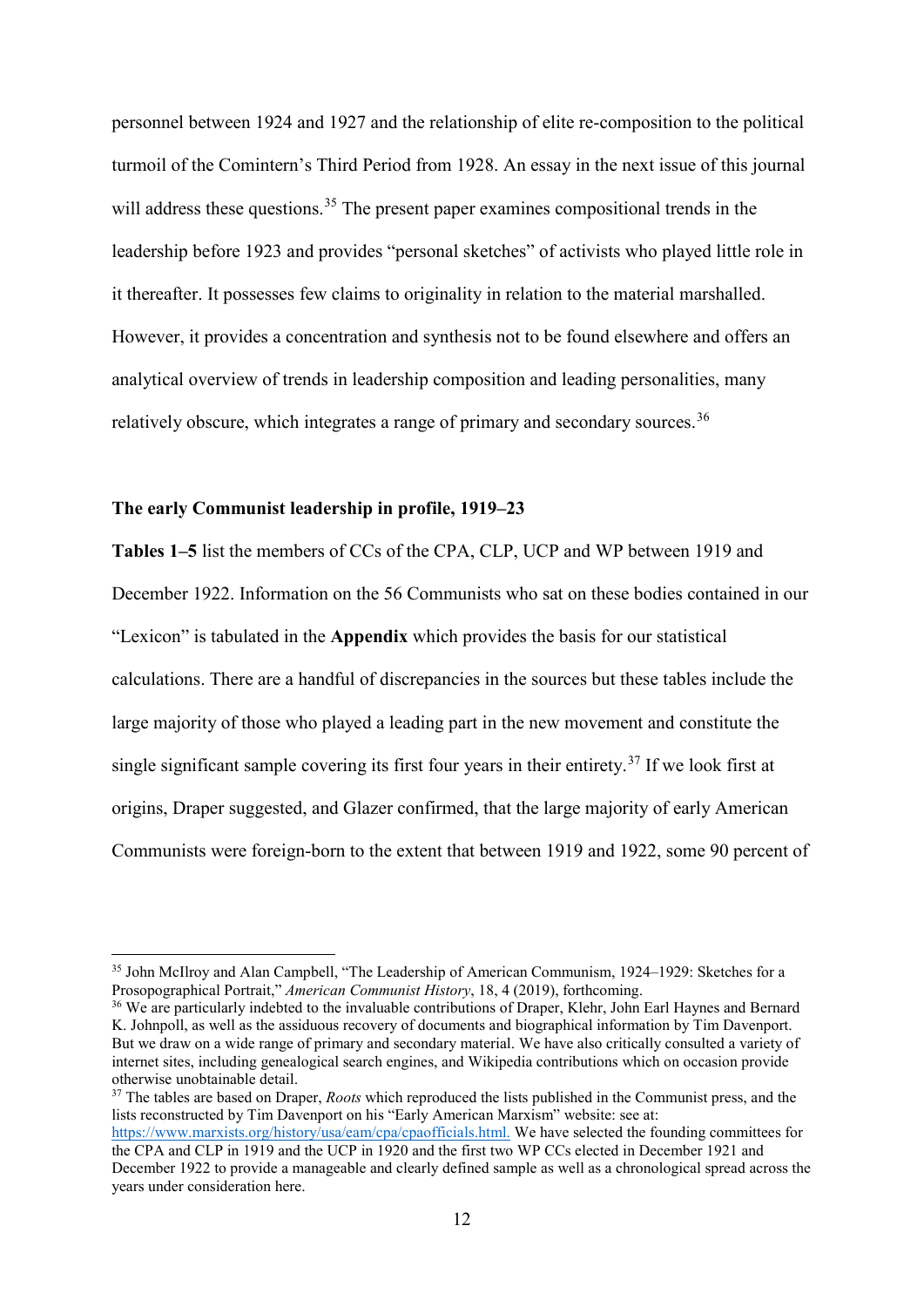personnel between 1924 and 1927 and the relationship of elite re-composition to the political turmoil of the Comintern's Third Period from 1928. An essay in the next issue of this journal will address these questions.[35] The present paper examines compositional trends in the leadership before 1923 and provides "personal sketches" of activists who played little role in it thereafter. It possesses few claims to originality in relation to the material marshalled. However, it provides a concentration and synthesis not to be found elsewhere and offers an analytical overview of trends in leadership composition and leading personalities, many relatively obscure, which integrates a range of primary and secondary sources.[36]

## The early Communist leadership in profile, 1919–23

**Tables 1–5** list the members of CCs of the CPA, CLP, UCP and WP between 1919 and December 1922. Information on the 56 Communists who sat on these bodies contained in our "Lexicon" is tabulated in the **Appendix** which provides the basis for our statistical calculations. There are a handful of discrepancies in the sources but these tables include the large majority of those who played a leading part in the new movement and constitute the single significant sample covering its first four years in their entirety.[37] If we look first at origins, Draper suggested, and Glazer confirmed, that the large majority of early American Communists were foreign-born to the extent that between 1919 and 1922, some 90 percent of

---

[35] John McIlroy and Alan Campbell, "The Leadership of American Communism, 1924–1929: Sketches for a Prosopographical Portrait," *American Communist History*, 18, 4 (2019), forthcoming.

[36] We are particularly indebted to the invaluable contributions of Draper, Klehr, John Earl Haynes and Bernard K. Johnpoll, as well as the assiduous recovery of documents and biographical information by Tim Davenport. But we draw on a wide range of primary and secondary material. We have also critically consulted a variety of internet sites, including genealogical search engines, and Wikipedia contributions which on occasion provide otherwise unobtainable detail.

[37] The tables are based on Draper, *Roots* which reproduced the lists published in the Communist press, and the lists reconstructed by Tim Davenport on his "Early American Marxism" website: see at: https://www.marxists.org/history/usa/eam/cpa/cpaofficials.html. We have selected the founding committees for the CPA and CLP in 1919 and the UCP in 1920 and the first two WP CCs elected in December 1921 and December 1922 to provide a manageable and clearly defined sample as well as a chronological spread across the years under consideration here.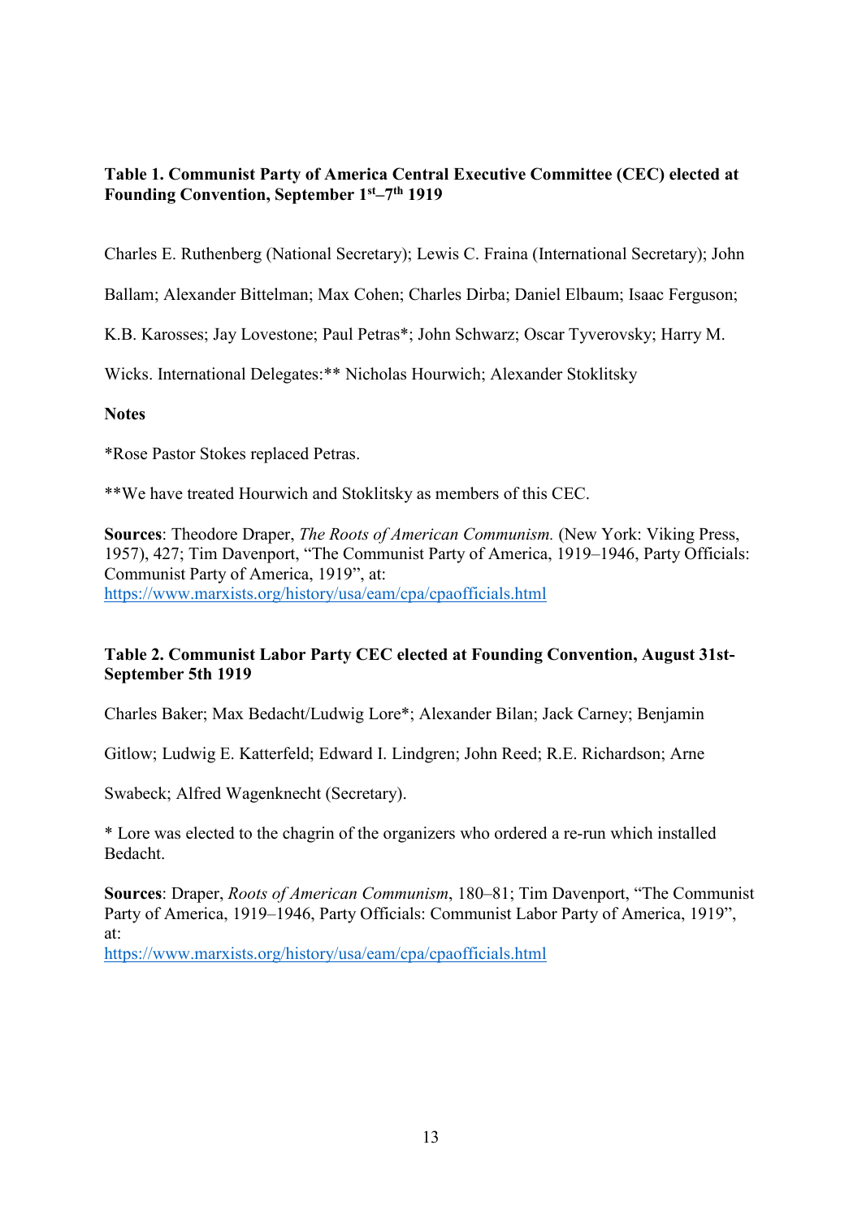**Table 1. Communist Party of America Central Executive Committee (CEC) elected at Founding Convention, September 1st–7th 1919**

Charles E. Ruthenberg (National Secretary); Lewis C. Fraina (International Secretary); John Ballam; Alexander Bittelman; Max Cohen; Charles Dirba; Daniel Elbaum; Isaac Ferguson; K.B. Karosses; Jay Lovestone; Paul Petras*; John Schwarz; Oscar Tyverovsky; Harry M. Wicks. International Delegates:** Nicholas Hourwich; Alexander Stoklitsky

**Notes**

*Rose Pastor Stokes replaced Petras.

**We have treated Hourwich and Stoklitsky as members of this CEC.

**Sources**: Theodore Draper, *The Roots of American Communism.* (New York: Viking Press, 1957), 427; Tim Davenport, "The Communist Party of America, 1919–1946, Party Officials: Communist Party of America, 1919", at: https://www.marxists.org/history/usa/eam/cpa/cpaofficials.html

**Table 2. Communist Labor Party CEC elected at Founding Convention, August 31st-September 5th 1919**

Charles Baker; Max Bedacht/Ludwig Lore*; Alexander Bilan; Jack Carney; Benjamin Gitlow; Ludwig E. Katterfeld; Edward I. Lindgren; John Reed; R.E. Richardson; Arne Swabeck; Alfred Wagenknecht (Secretary).

* Lore was elected to the chagrin of the organizers who ordered a re-run which installed Bedacht.

**Sources**: Draper, *Roots of American Communism*, 180–81; Tim Davenport, "The Communist Party of America, 1919–1946, Party Officials: Communist Labor Party of America, 1919", at: https://www.marxists.org/history/usa/eam/cpa/cpaofficials.html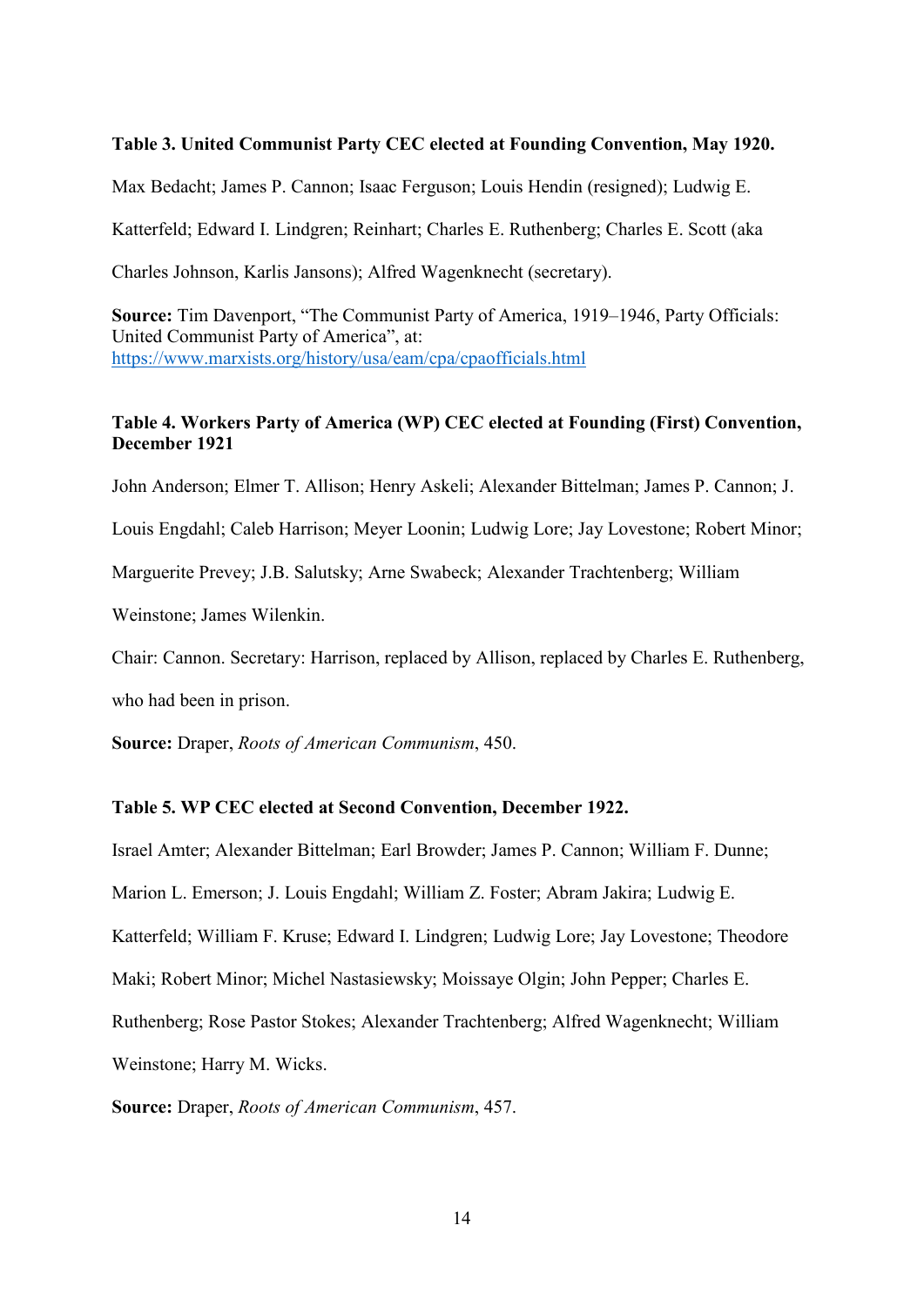**Table 3. United Communist Party CEC elected at Founding Convention, May 1920.**

Max Bedacht; James P. Cannon; Isaac Ferguson; Louis Hendin (resigned); Ludwig E. Katterfeld; Edward I. Lindgren; Reinhart; Charles E. Ruthenberg; Charles E. Scott (aka Charles Johnson, Karlis Jansons); Alfred Wagenknecht (secretary).

**Source:** Tim Davenport, "The Communist Party of America, 1919–1946, Party Officials: United Communist Party of America", at: https://www.marxists.org/history/usa/eam/cpa/cpaofficials.html

**Table 4. Workers Party of America (WP) CEC elected at Founding (First) Convention, December 1921**

John Anderson; Elmer T. Allison; Henry Askeli; Alexander Bittelman; James P. Cannon; J. Louis Engdahl; Caleb Harrison; Meyer Loonin; Ludwig Lore; Jay Lovestone; Robert Minor; Marguerite Prevey; J.B. Salutsky; Arne Swabeck; Alexander Trachtenberg; William Weinstone; James Wilenkin.

Chair: Cannon. Secretary: Harrison, replaced by Allison, replaced by Charles E. Ruthenberg, who had been in prison.

**Source:** Draper, *Roots of American Communism*, 450.

**Table 5. WP CEC elected at Second Convention, December 1922.**

Israel Amter; Alexander Bittelman; Earl Browder; James P. Cannon; William F. Dunne; Marion L. Emerson; J. Louis Engdahl; William Z. Foster; Abram Jakira; Ludwig E. Katterfeld; William F. Kruse; Edward I. Lindgren; Ludwig Lore; Jay Lovestone; Theodore Maki; Robert Minor; Michel Nastasiewsky; Moissaye Olgin; John Pepper; Charles E. Ruthenberg; Rose Pastor Stokes; Alexander Trachtenberg; Alfred Wagenknecht; William Weinstone; Harry M. Wicks.

**Source:** Draper, *Roots of American Communism*, 457.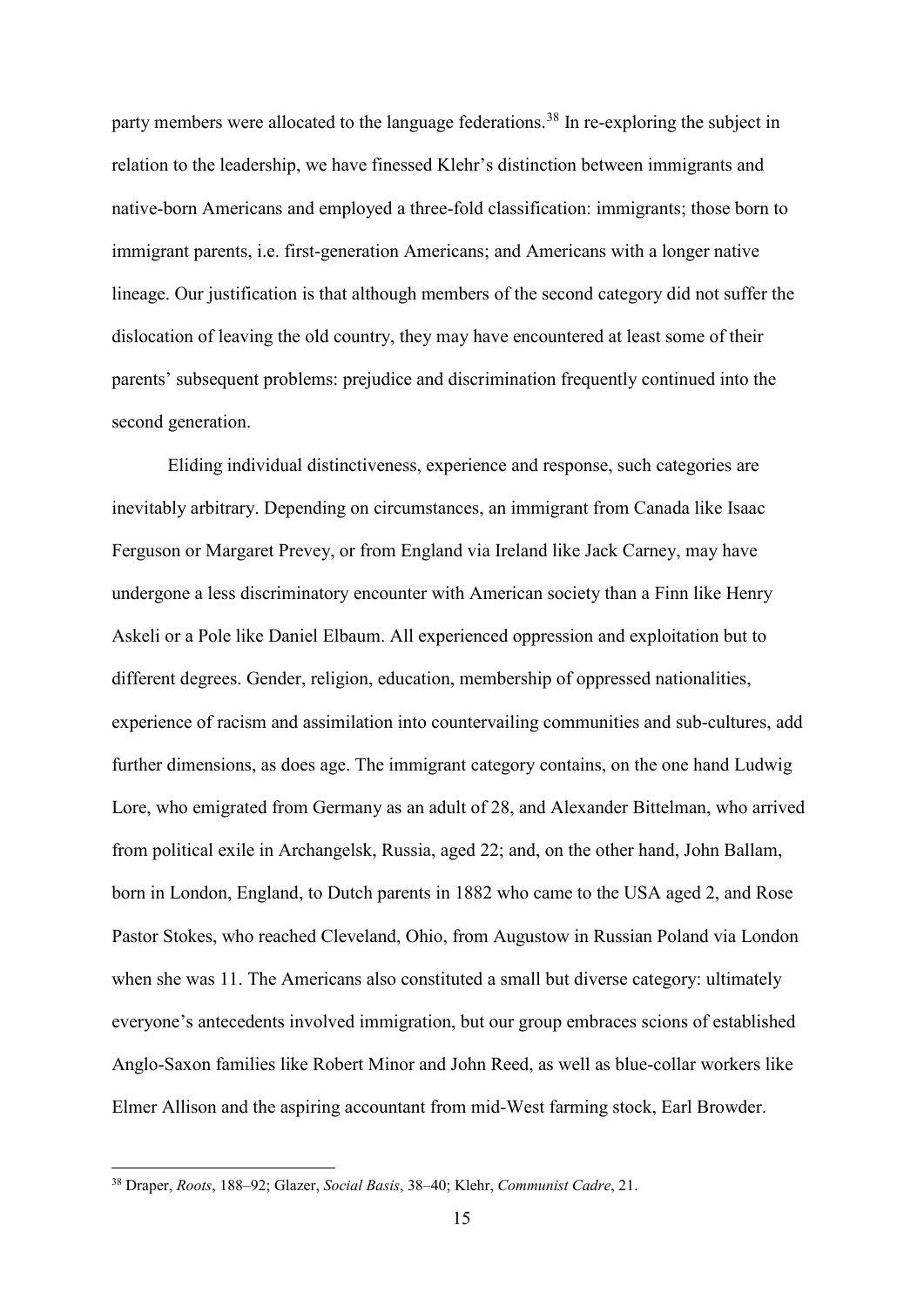party members were allocated to the language federations.[38] In re-exploring the subject in relation to the leadership, we have finessed Klehr's distinction between immigrants and native-born Americans and employed a three-fold classification: immigrants; those born to immigrant parents, i.e. first-generation Americans; and Americans with a longer native lineage. Our justification is that although members of the second category did not suffer the dislocation of leaving the old country, they may have encountered at least some of their parents' subsequent problems: prejudice and discrimination frequently continued into the second generation.

Eliding individual distinctiveness, experience and response, such categories are inevitably arbitrary. Depending on circumstances, an immigrant from Canada like Isaac Ferguson or Margaret Prevey, or from England via Ireland like Jack Carney, may have undergone a less discriminatory encounter with American society than a Finn like Henry Askeli or a Pole like Daniel Elbaum. All experienced oppression and exploitation but to different degrees. Gender, religion, education, membership of oppressed nationalities, experience of racism and assimilation into countervailing communities and sub-cultures, add further dimensions, as does age. The immigrant category contains, on the one hand Ludwig Lore, who emigrated from Germany as an adult of 28, and Alexander Bittelman, who arrived from political exile in Archangelsk, Russia, aged 22; and, on the other hand, John Ballam, born in London, England, to Dutch parents in 1882 who came to the USA aged 2, and Rose Pastor Stokes, who reached Cleveland, Ohio, from Augustow in Russian Poland via London when she was 11. The Americans also constituted a small but diverse category: ultimately everyone's antecedents involved immigration, but our group embraces scions of established Anglo-Saxon families like Robert Minor and John Reed, as well as blue-collar workers like Elmer Allison and the aspiring accountant from mid-West farming stock, Earl Browder.

---

[38] Draper, *Roots*, 188–92; Glazer, *Social Basis*, 38–40; Klehr, *Communist Cadre*, 21.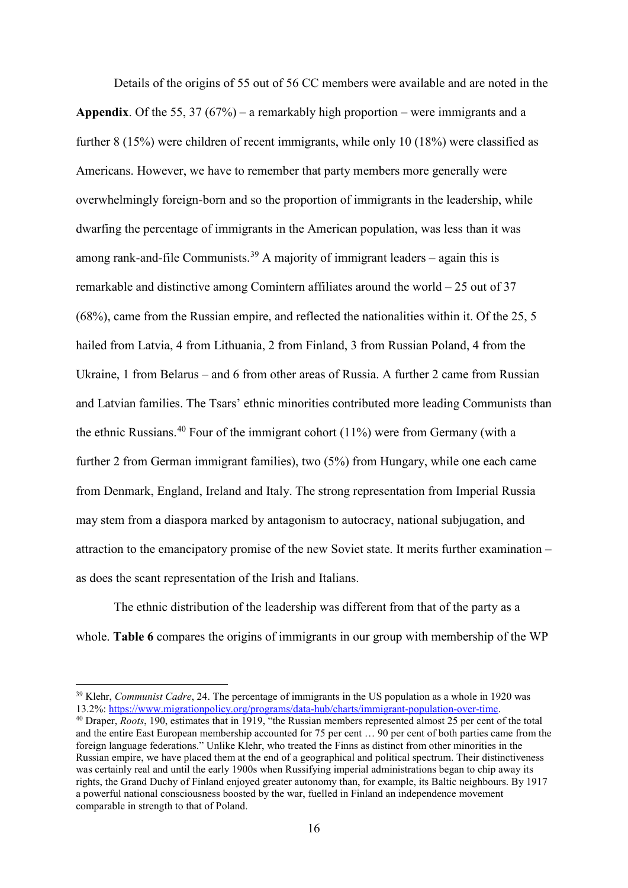Details of the origins of 55 out of 56 CC members were available and are noted in the **Appendix**. Of the 55, 37 (67%) – a remarkably high proportion – were immigrants and a further 8 (15%) were children of recent immigrants, while only 10 (18%) were classified as Americans. However, we have to remember that party members more generally were overwhelmingly foreign-born and so the proportion of immigrants in the leadership, while dwarfing the percentage of immigrants in the American population, was less than it was among rank-and-file Communists.[39] A majority of immigrant leaders – again this is remarkable and distinctive among Comintern affiliates around the world – 25 out of 37 (68%), came from the Russian empire, and reflected the nationalities within it. Of the 25, 5 hailed from Latvia, 4 from Lithuania, 2 from Finland, 3 from Russian Poland, 4 from the Ukraine, 1 from Belarus – and 6 from other areas of Russia. A further 2 came from Russian and Latvian families. The Tsars' ethnic minorities contributed more leading Communists than the ethnic Russians.[40] Four of the immigrant cohort (11%) were from Germany (with a further 2 from German immigrant families), two (5%) from Hungary, while one each came from Denmark, England, Ireland and Italy. The strong representation from Imperial Russia may stem from a diaspora marked by antagonism to autocracy, national subjugation, and attraction to the emancipatory promise of the new Soviet state. It merits further examination – as does the scant representation of the Irish and Italians.

The ethnic distribution of the leadership was different from that of the party as a whole. **Table 6** compares the origins of immigrants in our group with membership of the WP

---

[39] Klehr, *Communist Cadre*, 24. The percentage of immigrants in the US population as a whole in 1920 was 13.2%: https://www.migrationpolicy.org/programs/data-hub/charts/immigrant-population-over-time.

[40] Draper, *Roots*, 190, estimates that in 1919, "the Russian members represented almost 25 per cent of the total and the entire East European membership accounted for 75 per cent … 90 per cent of both parties came from the foreign language federations." Unlike Klehr, who treated the Finns as distinct from other minorities in the Russian empire, we have placed them at the end of a geographical and political spectrum. Their distinctiveness was certainly real and until the early 1900s when Russifying imperial administrations began to chip away its rights, the Grand Duchy of Finland enjoyed greater autonomy than, for example, its Baltic neighbours. By 1917 a powerful national consciousness boosted by the war, fuelled in Finland an independence movement comparable in strength to that of Poland.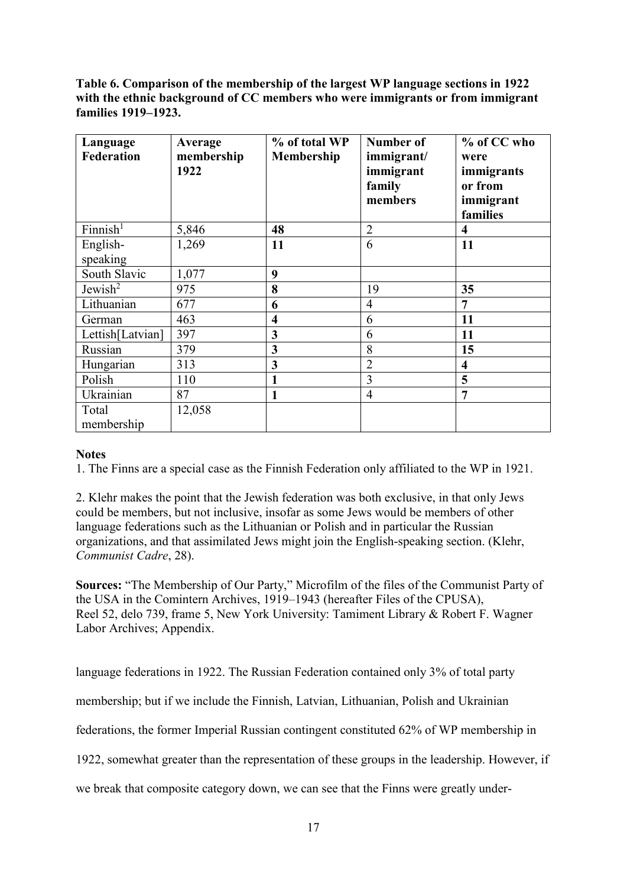**Table 6. Comparison of the membership of the largest WP language sections in 1922 with the ethnic background of CC members who were immigrants or from immigrant families 1919–1923.**

| Language Federation | Average membership 1922 | % of total WP Membership | Number of immigrant/ immigrant family members | % of CC who were immigrants or from immigrant families |
|---|---|---|---|---|
| Finnish[1] | 5,846 | **48** | 2 | **4** |
| English-speaking | 1,269 | **11** | 6 | **11** |
| South Slavic | 1,077 | **9** | | |
| Jewish[2] | 975 | **8** | 19 | **35** |
| Lithuanian | 677 | **6** | 4 | **7** |
| German | 463 | **4** | 6 | **11** |
| Lettish[Latvian] | 397 | **3** | 6 | **11** |
| Russian | 379 | **3** | 8 | **15** |
| Hungarian | 313 | **3** | 2 | **4** |
| Polish | 110 | **1** | 3 | **5** |
| Ukrainian | 87 | **1** | 4 | **7** |
| Total membership | 12,058 | | | |

**Notes**

1. The Finns are a special case as the Finnish Federation only affiliated to the WP in 1921.

2. Klehr makes the point that the Jewish federation was both exclusive, in that only Jews could be members, but not inclusive, insofar as some Jews would be members of other language federations such as the Lithuanian or Polish and in particular the Russian organizations, and that assimilated Jews might join the English-speaking section. (Klehr, *Communist Cadre*, 28).

**Sources:** "The Membership of Our Party," Microfilm of the files of the Communist Party of the USA in the Comintern Archives, 1919–1943 (hereafter Files of the CPUSA), Reel 52, delo 739, frame 5, New York University: Tamiment Library & Robert F. Wagner Labor Archives; Appendix.

language federations in 1922. The Russian Federation contained only 3% of total party membership; but if we include the Finnish, Latvian, Lithuanian, Polish and Ukrainian federations, the former Imperial Russian contingent constituted 62% of WP membership in 1922, somewhat greater than the representation of these groups in the leadership. However, if we break that composite category down, we can see that the Finns were greatly under-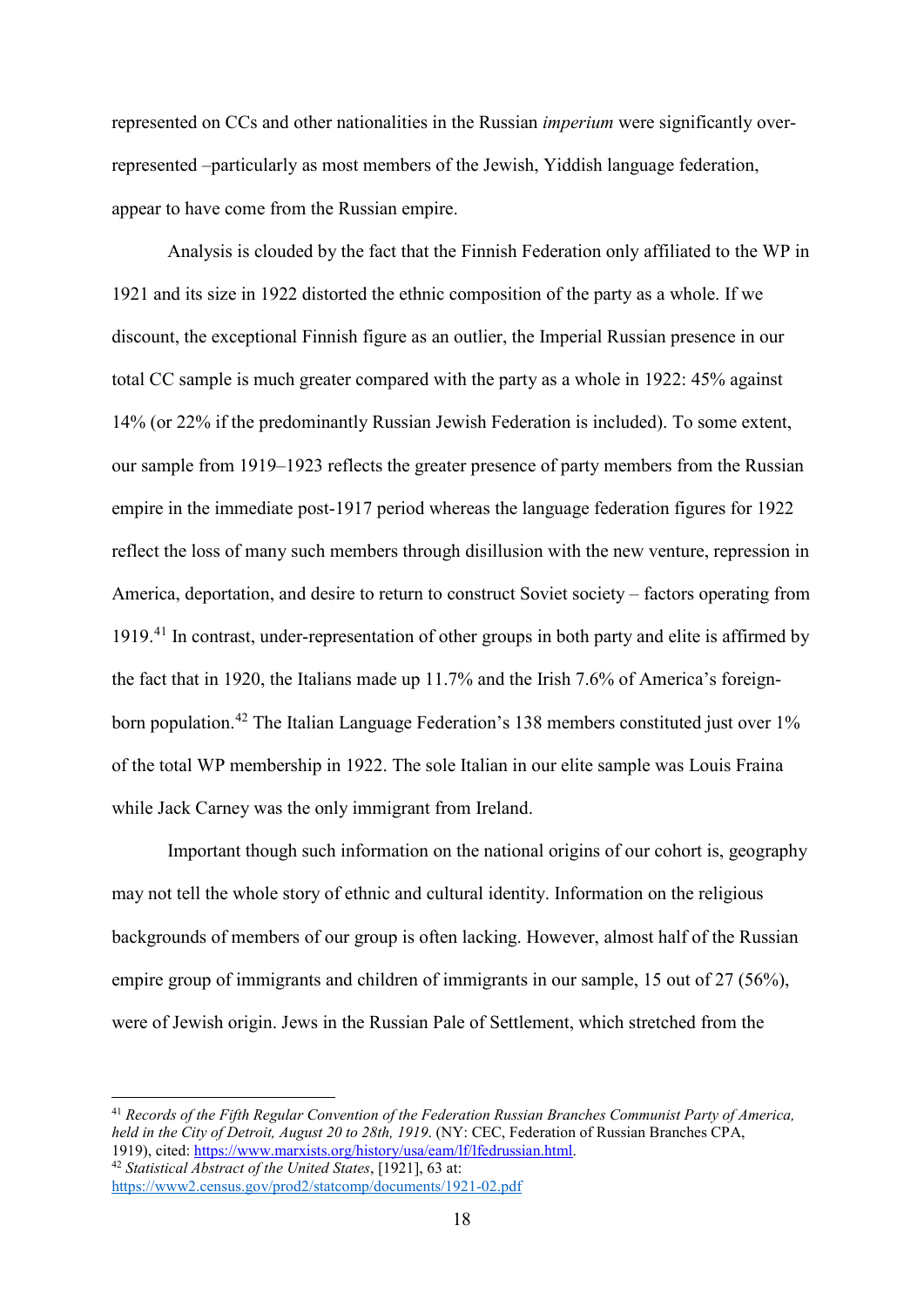represented on CCs and other nationalities in the Russian *imperium* were significantly over-represented –particularly as most members of the Jewish, Yiddish language federation, appear to have come from the Russian empire.

Analysis is clouded by the fact that the Finnish Federation only affiliated to the WP in 1921 and its size in 1922 distorted the ethnic composition of the party as a whole. If we discount, the exceptional Finnish figure as an outlier, the Imperial Russian presence in our total CC sample is much greater compared with the party as a whole in 1922: 45% against 14% (or 22% if the predominantly Russian Jewish Federation is included). To some extent, our sample from 1919–1923 reflects the greater presence of party members from the Russian empire in the immediate post-1917 period whereas the language federation figures for 1922 reflect the loss of many such members through disillusion with the new venture, repression in America, deportation, and desire to return to construct Soviet society – factors operating from 1919.[41] In contrast, under-representation of other groups in both party and elite is affirmed by the fact that in 1920, the Italians made up 11.7% and the Irish 7.6% of America's foreign-born population.[42] The Italian Language Federation's 138 members constituted just over 1% of the total WP membership in 1922. The sole Italian in our elite sample was Louis Fraina while Jack Carney was the only immigrant from Ireland.

Important though such information on the national origins of our cohort is, geography may not tell the whole story of ethnic and cultural identity. Information on the religious backgrounds of members of our group is often lacking. However, almost half of the Russian empire group of immigrants and children of immigrants in our sample, 15 out of 27 (56%), were of Jewish origin. Jews in the Russian Pale of Settlement, which stretched from the

---

[41] *Records of the Fifth Regular Convention of the Federation Russian Branches Communist Party of America, held in the City of Detroit, August 20 to 28th, 1919*. (NY: CEC, Federation of Russian Branches CPA, 1919), cited: https://www.marxists.org/history/usa/eam/lf/lfedrussian.html.

[42] *Statistical Abstract of the United States*, [1921], 63 at: https://www2.census.gov/prod2/statcomp/documents/1921-02.pdf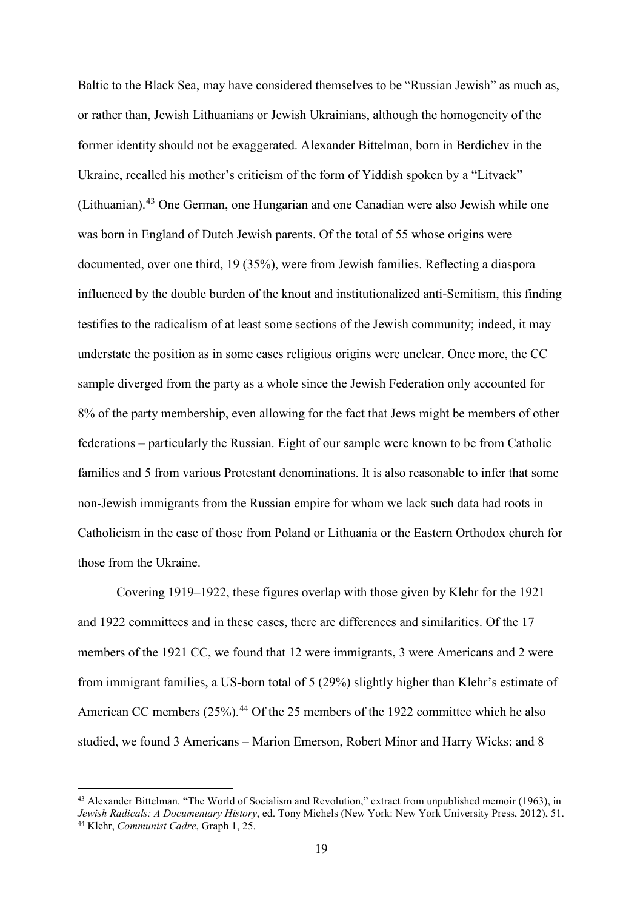Baltic to the Black Sea, may have considered themselves to be "Russian Jewish" as much as, or rather than, Jewish Lithuanians or Jewish Ukrainians, although the homogeneity of the former identity should not be exaggerated. Alexander Bittelman, born in Berdichev in the Ukraine, recalled his mother's criticism of the form of Yiddish spoken by a "Litvack" (Lithuanian).[43] One German, one Hungarian and one Canadian were also Jewish while one was born in England of Dutch Jewish parents. Of the total of 55 whose origins were documented, over one third, 19 (35%), were from Jewish families. Reflecting a diaspora influenced by the double burden of the knout and institutionalized anti-Semitism, this finding testifies to the radicalism of at least some sections of the Jewish community; indeed, it may understate the position as in some cases religious origins were unclear. Once more, the CC sample diverged from the party as a whole since the Jewish Federation only accounted for 8% of the party membership, even allowing for the fact that Jews might be members of other federations – particularly the Russian. Eight of our sample were known to be from Catholic families and 5 from various Protestant denominations. It is also reasonable to infer that some non-Jewish immigrants from the Russian empire for whom we lack such data had roots in Catholicism in the case of those from Poland or Lithuania or the Eastern Orthodox church for those from the Ukraine.

Covering 1919–1922, these figures overlap with those given by Klehr for the 1921 and 1922 committees and in these cases, there are differences and similarities. Of the 17 members of the 1921 CC, we found that 12 were immigrants, 3 were Americans and 2 were from immigrant families, a US-born total of 5 (29%) slightly higher than Klehr's estimate of American CC members (25%).[44] Of the 25 members of the 1922 committee which he also studied, we found 3 Americans – Marion Emerson, Robert Minor and Harry Wicks; and 8

---

[43] Alexander Bittelman. "The World of Socialism and Revolution," extract from unpublished memoir (1963), in *Jewish Radicals: A Documentary History*, ed. Tony Michels (New York: New York University Press, 2012), 51.

[44] Klehr, *Communist Cadre*, Graph 1, 25.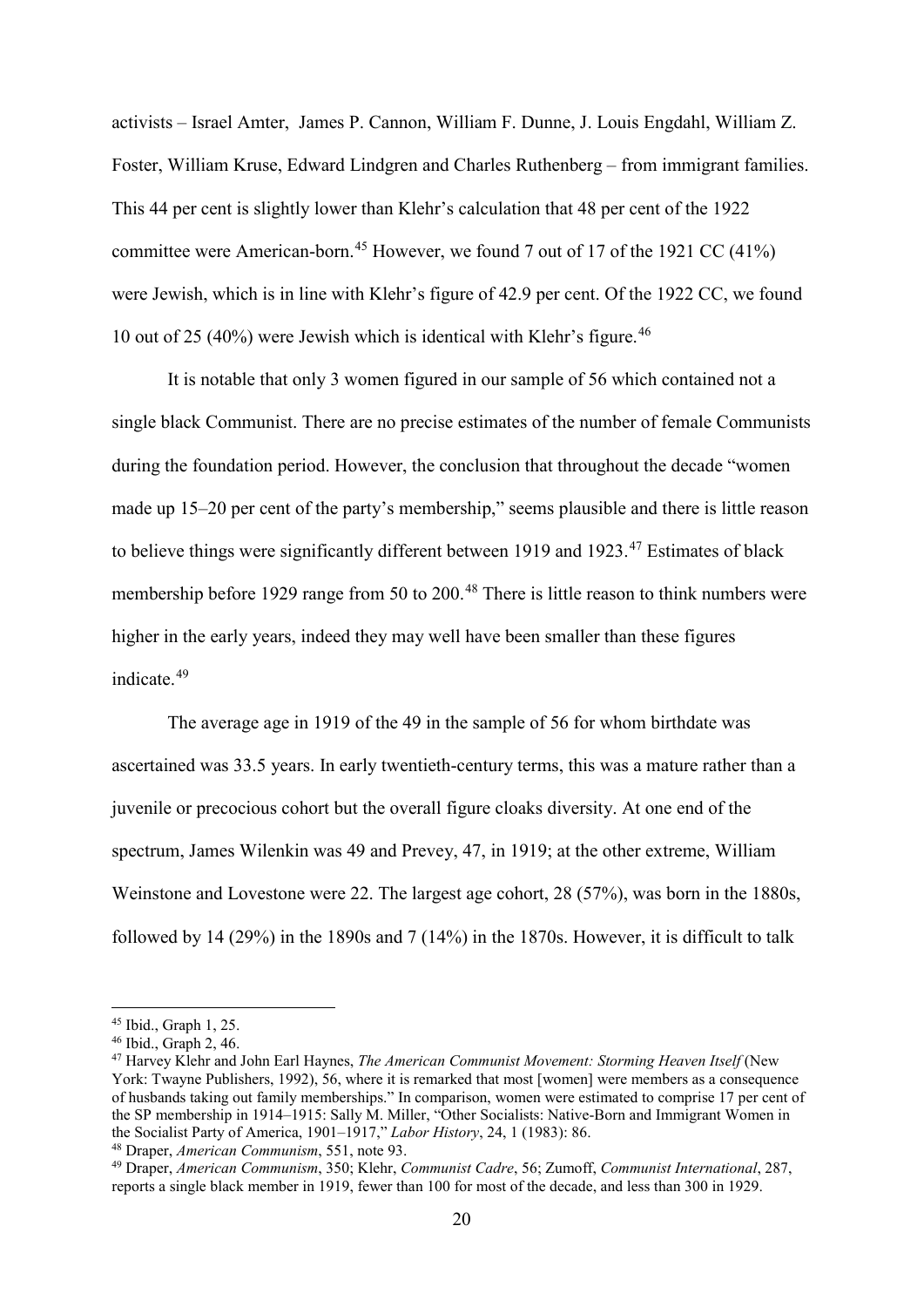activists – Israel Amter, James P. Cannon, William F. Dunne, J. Louis Engdahl, William Z. Foster, William Kruse, Edward Lindgren and Charles Ruthenberg – from immigrant families. This 44 per cent is slightly lower than Klehr's calculation that 48 per cent of the 1922 committee were American-born.[45] However, we found 7 out of 17 of the 1921 CC (41%) were Jewish, which is in line with Klehr's figure of 42.9 per cent. Of the 1922 CC, we found 10 out of 25 (40%) were Jewish which is identical with Klehr's figure.[46]

It is notable that only 3 women figured in our sample of 56 which contained not a single black Communist. There are no precise estimates of the number of female Communists during the foundation period. However, the conclusion that throughout the decade "women made up 15–20 per cent of the party's membership," seems plausible and there is little reason to believe things were significantly different between 1919 and 1923.[47] Estimates of black membership before 1929 range from 50 to 200.[48] There is little reason to think numbers were higher in the early years, indeed they may well have been smaller than these figures indicate.[49]

The average age in 1919 of the 49 in the sample of 56 for whom birthdate was ascertained was 33.5 years. In early twentieth-century terms, this was a mature rather than a juvenile or precocious cohort but the overall figure cloaks diversity. At one end of the spectrum, James Wilenkin was 49 and Prevey, 47, in 1919; at the other extreme, William Weinstone and Lovestone were 22. The largest age cohort, 28 (57%), was born in the 1880s, followed by 14 (29%) in the 1890s and 7 (14%) in the 1870s. However, it is difficult to talk

---

[45] Ibid., Graph 1, 25.

[46] Ibid., Graph 2, 46.

[47] Harvey Klehr and John Earl Haynes, *The American Communist Movement: Storming Heaven Itself* (New York: Twayne Publishers, 1992), 56, where it is remarked that most [women] were members as a consequence of husbands taking out family memberships." In comparison, women were estimated to comprise 17 per cent of the SP membership in 1914–1915: Sally M. Miller, "Other Socialists: Native-Born and Immigrant Women in the Socialist Party of America, 1901–1917," *Labor History*, 24, 1 (1983): 86.

[48] Draper, *American Communism*, 551, note 93.

[49] Draper, *American Communism*, 350; Klehr, *Communist Cadre*, 56; Zumoff, *Communist International*, 287, reports a single black member in 1919, fewer than 100 for most of the decade, and less than 300 in 1929.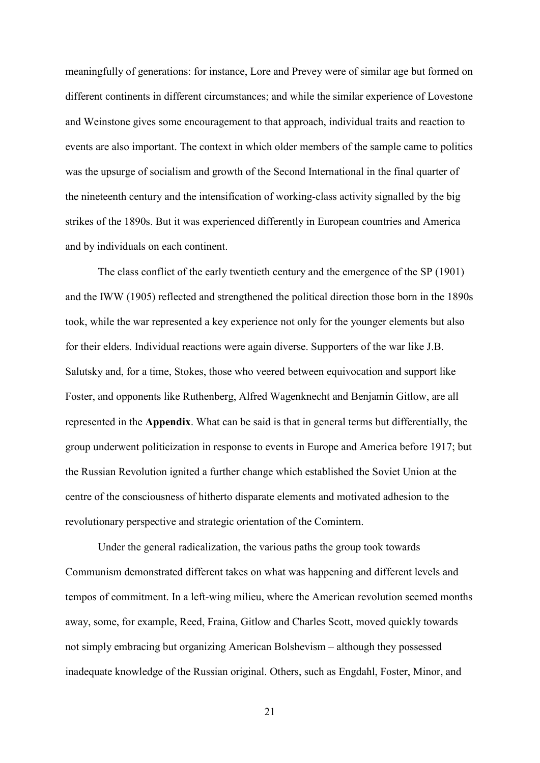meaningfully of generations: for instance, Lore and Prevey were of similar age but formed on different continents in different circumstances; and while the similar experience of Lovestone and Weinstone gives some encouragement to that approach, individual traits and reaction to events are also important. The context in which older members of the sample came to politics was the upsurge of socialism and growth of the Second International in the final quarter of the nineteenth century and the intensification of working-class activity signalled by the big strikes of the 1890s. But it was experienced differently in European countries and America and by individuals on each continent.

The class conflict of the early twentieth century and the emergence of the SP (1901) and the IWW (1905) reflected and strengthened the political direction those born in the 1890s took, while the war represented a key experience not only for the younger elements but also for their elders. Individual reactions were again diverse. Supporters of the war like J.B. Salutsky and, for a time, Stokes, those who veered between equivocation and support like Foster, and opponents like Ruthenberg, Alfred Wagenknecht and Benjamin Gitlow, are all represented in the **Appendix**. What can be said is that in general terms but differentially, the group underwent politicization in response to events in Europe and America before 1917; but the Russian Revolution ignited a further change which established the Soviet Union at the centre of the consciousness of hitherto disparate elements and motivated adhesion to the revolutionary perspective and strategic orientation of the Comintern.

Under the general radicalization, the various paths the group took towards Communism demonstrated different takes on what was happening and different levels and tempos of commitment. In a left-wing milieu, where the American revolution seemed months away, some, for example, Reed, Fraina, Gitlow and Charles Scott, moved quickly towards not simply embracing but organizing American Bolshevism – although they possessed inadequate knowledge of the Russian original. Others, such as Engdahl, Foster, Minor, and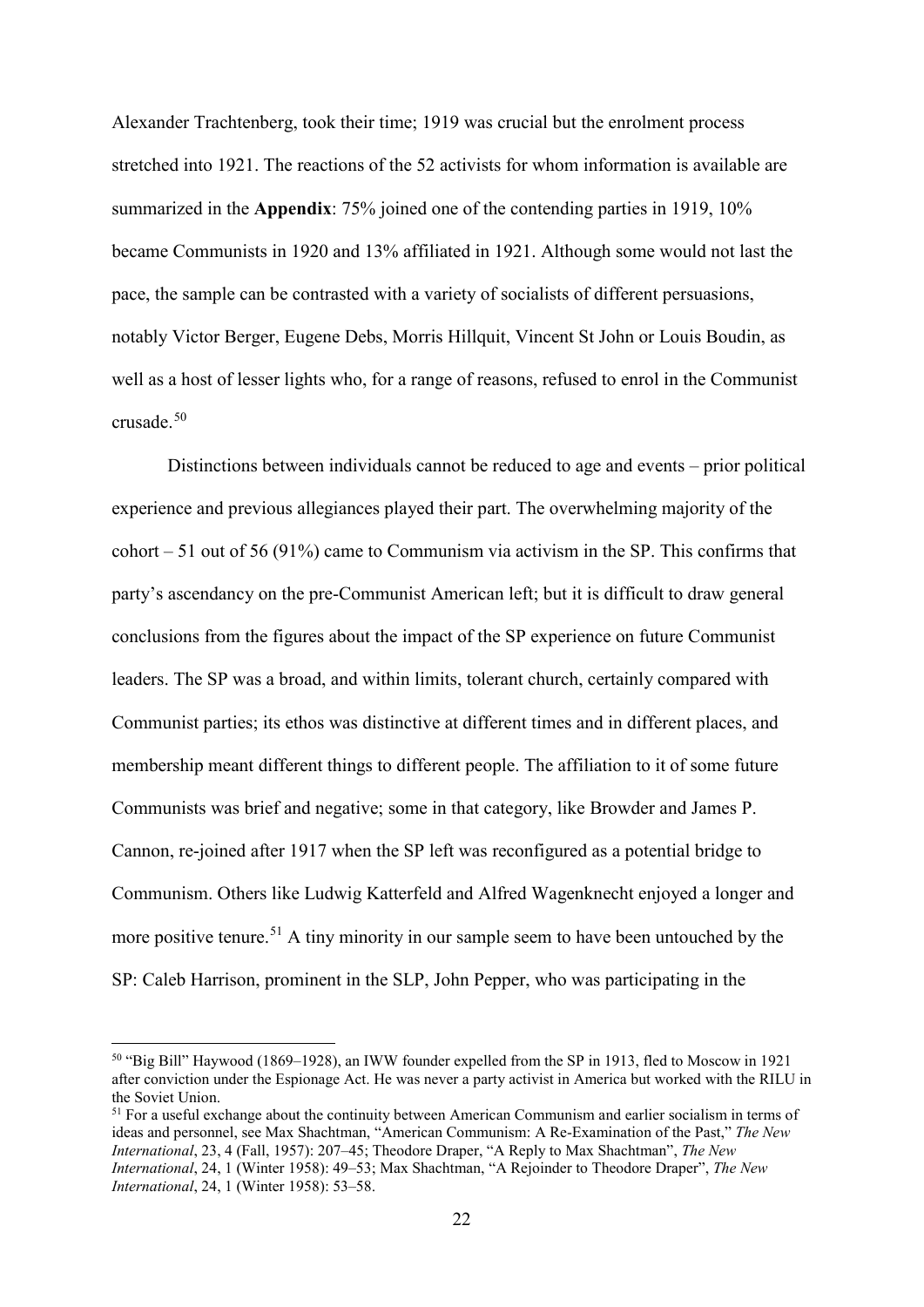Alexander Trachtenberg, took their time; 1919 was crucial but the enrolment process stretched into 1921. The reactions of the 52 activists for whom information is available are summarized in the **Appendix**: 75% joined one of the contending parties in 1919, 10% became Communists in 1920 and 13% affiliated in 1921. Although some would not last the pace, the sample can be contrasted with a variety of socialists of different persuasions, notably Victor Berger, Eugene Debs, Morris Hillquit, Vincent St John or Louis Boudin, as well as a host of lesser lights who, for a range of reasons, refused to enrol in the Communist crusade.[50]

Distinctions between individuals cannot be reduced to age and events – prior political experience and previous allegiances played their part. The overwhelming majority of the cohort – 51 out of 56 (91%) came to Communism via activism in the SP. This confirms that party's ascendancy on the pre-Communist American left; but it is difficult to draw general conclusions from the figures about the impact of the SP experience on future Communist leaders. The SP was a broad, and within limits, tolerant church, certainly compared with Communist parties; its ethos was distinctive at different times and in different places, and membership meant different things to different people. The affiliation to it of some future Communists was brief and negative; some in that category, like Browder and James P. Cannon, re-joined after 1917 when the SP left was reconfigured as a potential bridge to Communism. Others like Ludwig Katterfeld and Alfred Wagenknecht enjoyed a longer and more positive tenure.[51] A tiny minority in our sample seem to have been untouched by the SP: Caleb Harrison, prominent in the SLP, John Pepper, who was participating in the

[50] "Big Bill" Haywood (1869–1928), an IWW founder expelled from the SP in 1913, fled to Moscow in 1921 after conviction under the Espionage Act. He was never a party activist in America but worked with the RILU in the Soviet Union.

[51] For a useful exchange about the continuity between American Communism and earlier socialism in terms of ideas and personnel, see Max Shachtman, "American Communism: A Re-Examination of the Past," *The New International*, 23, 4 (Fall, 1957): 207–45; Theodore Draper, "A Reply to Max Shachtman", *The New International*, 24, 1 (Winter 1958): 49–53; Max Shachtman, "A Rejoinder to Theodore Draper", *The New International*, 24, 1 (Winter 1958): 53–58.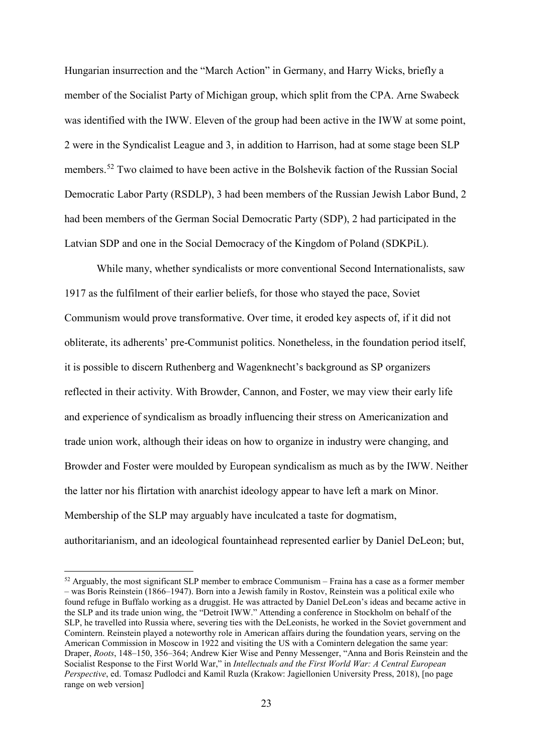Hungarian insurrection and the "March Action" in Germany, and Harry Wicks, briefly a member of the Socialist Party of Michigan group, which split from the CPA. Arne Swabeck was identified with the IWW. Eleven of the group had been active in the IWW at some point, 2 were in the Syndicalist League and 3, in addition to Harrison, had at some stage been SLP members.[52] Two claimed to have been active in the Bolshevik faction of the Russian Social Democratic Labor Party (RSDLP), 3 had been members of the Russian Jewish Labor Bund, 2 had been members of the German Social Democratic Party (SDP), 2 had participated in the Latvian SDP and one in the Social Democracy of the Kingdom of Poland (SDKPiL).

While many, whether syndicalists or more conventional Second Internationalists, saw 1917 as the fulfilment of their earlier beliefs, for those who stayed the pace, Soviet Communism would prove transformative. Over time, it eroded key aspects of, if it did not obliterate, its adherents' pre-Communist politics. Nonetheless, in the foundation period itself, it is possible to discern Ruthenberg and Wagenknecht's background as SP organizers reflected in their activity. With Browder, Cannon, and Foster, we may view their early life and experience of syndicalism as broadly influencing their stress on Americanization and trade union work, although their ideas on how to organize in industry were changing, and Browder and Foster were moulded by European syndicalism as much as by the IWW. Neither the latter nor his flirtation with anarchist ideology appear to have left a mark on Minor. Membership of the SLP may arguably have inculcated a taste for dogmatism, authoritarianism, and an ideological fountainhead represented earlier by Daniel DeLeon; but,

[52] Arguably, the most significant SLP member to embrace Communism – Fraina has a case as a former member – was Boris Reinstein (1866–1947). Born into a Jewish family in Rostov, Reinstein was a political exile who found refuge in Buffalo working as a druggist. He was attracted by Daniel DeLeon's ideas and became active in the SLP and its trade union wing, the "Detroit IWW." Attending a conference in Stockholm on behalf of the SLP, he travelled into Russia where, severing ties with the DeLeonists, he worked in the Soviet government and Comintern. Reinstein played a noteworthy role in American affairs during the foundation years, serving on the American Commission in Moscow in 1922 and visiting the US with a Comintern delegation the same year: Draper, *Roots*, 148–150, 356–364; Andrew Kier Wise and Penny Messenger, "Anna and Boris Reinstein and the Socialist Response to the First World War," in *Intellectuals and the First World War: A Central European Perspective*, ed. Tomasz Pudlodci and Kamil Ruzla (Krakow: Jagiellonien University Press, 2018), [no page range on web version]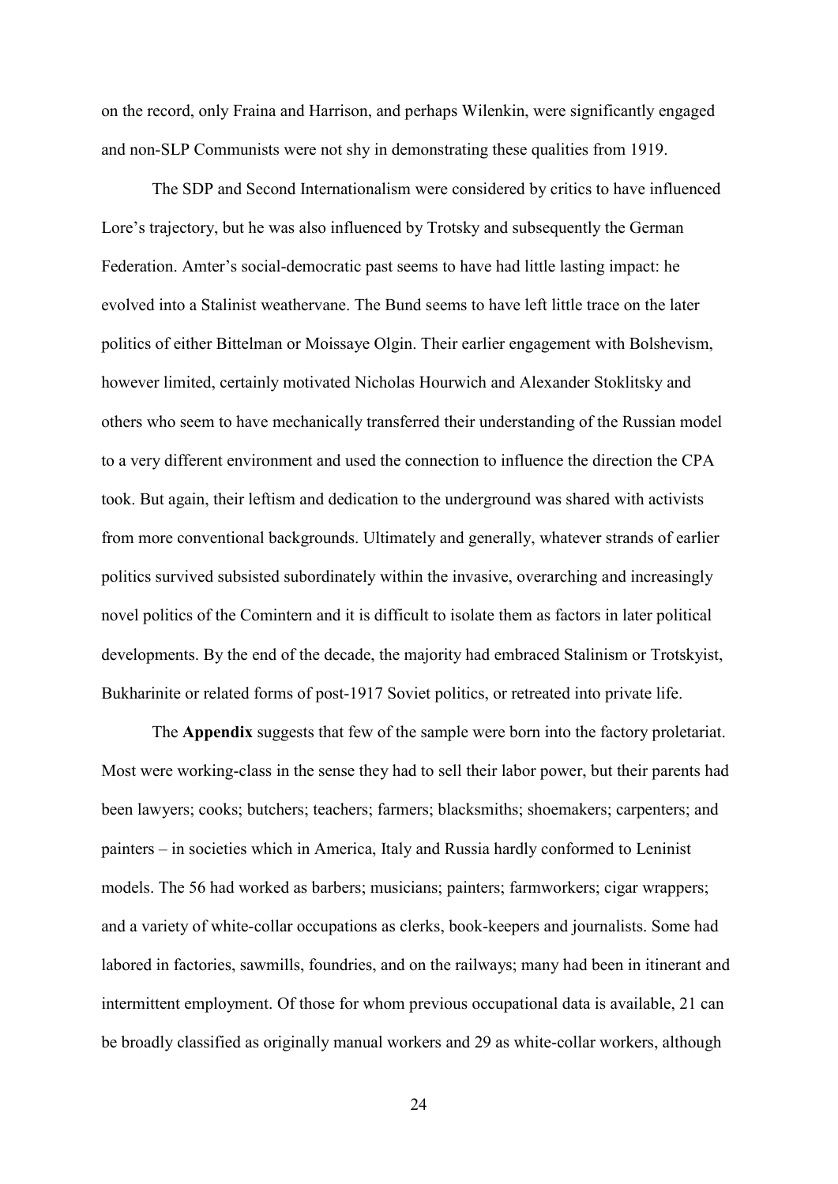on the record, only Fraina and Harrison, and perhaps Wilenkin, were significantly engaged and non-SLP Communists were not shy in demonstrating these qualities from 1919.

The SDP and Second Internationalism were considered by critics to have influenced Lore's trajectory, but he was also influenced by Trotsky and subsequently the German Federation. Amter's social-democratic past seems to have had little lasting impact: he evolved into a Stalinist weathervane. The Bund seems to have left little trace on the later politics of either Bittelman or Moissaye Olgin. Their earlier engagement with Bolshevism, however limited, certainly motivated Nicholas Hourwich and Alexander Stoklitsky and others who seem to have mechanically transferred their understanding of the Russian model to a very different environment and used the connection to influence the direction the CPA took. But again, their leftism and dedication to the underground was shared with activists from more conventional backgrounds. Ultimately and generally, whatever strands of earlier politics survived subsisted subordinately within the invasive, overarching and increasingly novel politics of the Comintern and it is difficult to isolate them as factors in later political developments. By the end of the decade, the majority had embraced Stalinism or Trotskyist, Bukharinite or related forms of post-1917 Soviet politics, or retreated into private life.

The **Appendix** suggests that few of the sample were born into the factory proletariat. Most were working-class in the sense they had to sell their labor power, but their parents had been lawyers; cooks; butchers; teachers; farmers; blacksmiths; shoemakers; carpenters; and painters – in societies which in America, Italy and Russia hardly conformed to Leninist models. The 56 had worked as barbers; musicians; painters; farmworkers; cigar wrappers; and a variety of white-collar occupations as clerks, book-keepers and journalists. Some had labored in factories, sawmills, foundries, and on the railways; many had been in itinerant and intermittent employment. Of those for whom previous occupational data is available, 21 can be broadly classified as originally manual workers and 29 as white-collar workers, although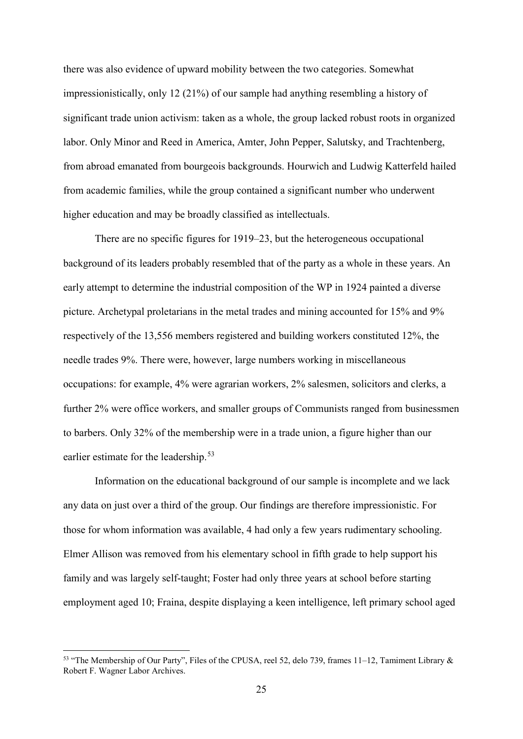there was also evidence of upward mobility between the two categories. Somewhat impressionistically, only 12 (21%) of our sample had anything resembling a history of significant trade union activism: taken as a whole, the group lacked robust roots in organized labor. Only Minor and Reed in America, Amter, John Pepper, Salutsky, and Trachtenberg, from abroad emanated from bourgeois backgrounds. Hourwich and Ludwig Katterfeld hailed from academic families, while the group contained a significant number who underwent higher education and may be broadly classified as intellectuals.

There are no specific figures for 1919–23, but the heterogeneous occupational background of its leaders probably resembled that of the party as a whole in these years. An early attempt to determine the industrial composition of the WP in 1924 painted a diverse picture. Archetypal proletarians in the metal trades and mining accounted for 15% and 9% respectively of the 13,556 members registered and building workers constituted 12%, the needle trades 9%. There were, however, large numbers working in miscellaneous occupations: for example, 4% were agrarian workers, 2% salesmen, solicitors and clerks, a further 2% were office workers, and smaller groups of Communists ranged from businessmen to barbers. Only 32% of the membership were in a trade union, a figure higher than our earlier estimate for the leadership.[53]

Information on the educational background of our sample is incomplete and we lack any data on just over a third of the group. Our findings are therefore impressionistic. For those for whom information was available, 4 had only a few years rudimentary schooling. Elmer Allison was removed from his elementary school in fifth grade to help support his family and was largely self-taught; Foster had only three years at school before starting employment aged 10; Fraina, despite displaying a keen intelligence, left primary school aged

[53] "The Membership of Our Party", Files of the CPUSA, reel 52, delo 739, frames 11–12, Tamiment Library & Robert F. Wagner Labor Archives.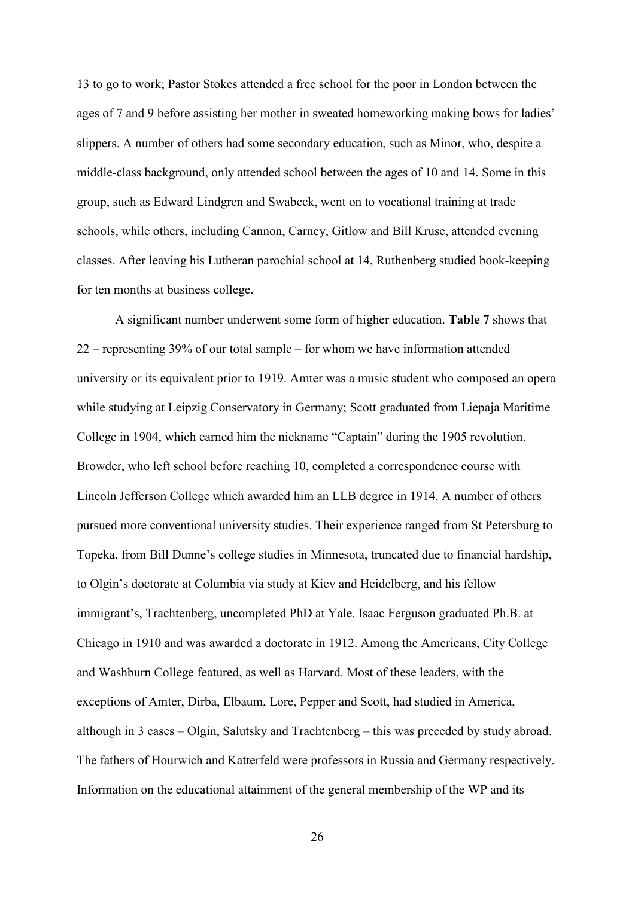13 to go to work; Pastor Stokes attended a free school for the poor in London between the ages of 7 and 9 before assisting her mother in sweated homeworking making bows for ladies' slippers. A number of others had some secondary education, such as Minor, who, despite a middle-class background, only attended school between the ages of 10 and 14. Some in this group, such as Edward Lindgren and Swabeck, went on to vocational training at trade schools, while others, including Cannon, Carney, Gitlow and Bill Kruse, attended evening classes. After leaving his Lutheran parochial school at 14, Ruthenberg studied book-keeping for ten months at business college.

A significant number underwent some form of higher education. **Table 7** shows that 22 – representing 39% of our total sample – for whom we have information attended university or its equivalent prior to 1919. Amter was a music student who composed an opera while studying at Leipzig Conservatory in Germany; Scott graduated from Liepaja Maritime College in 1904, which earned him the nickname "Captain" during the 1905 revolution. Browder, who left school before reaching 10, completed a correspondence course with Lincoln Jefferson College which awarded him an LLB degree in 1914. A number of others pursued more conventional university studies. Their experience ranged from St Petersburg to Topeka, from Bill Dunne's college studies in Minnesota, truncated due to financial hardship, to Olgin's doctorate at Columbia via study at Kiev and Heidelberg, and his fellow immigrant's, Trachtenberg, uncompleted PhD at Yale. Isaac Ferguson graduated Ph.B. at Chicago in 1910 and was awarded a doctorate in 1912. Among the Americans, City College and Washburn College featured, as well as Harvard. Most of these leaders, with the exceptions of Amter, Dirba, Elbaum, Lore, Pepper and Scott, had studied in America, although in 3 cases – Olgin, Salutsky and Trachtenberg – this was preceded by study abroad. The fathers of Hourwich and Katterfeld were professors in Russia and Germany respectively. Information on the educational attainment of the general membership of the WP and its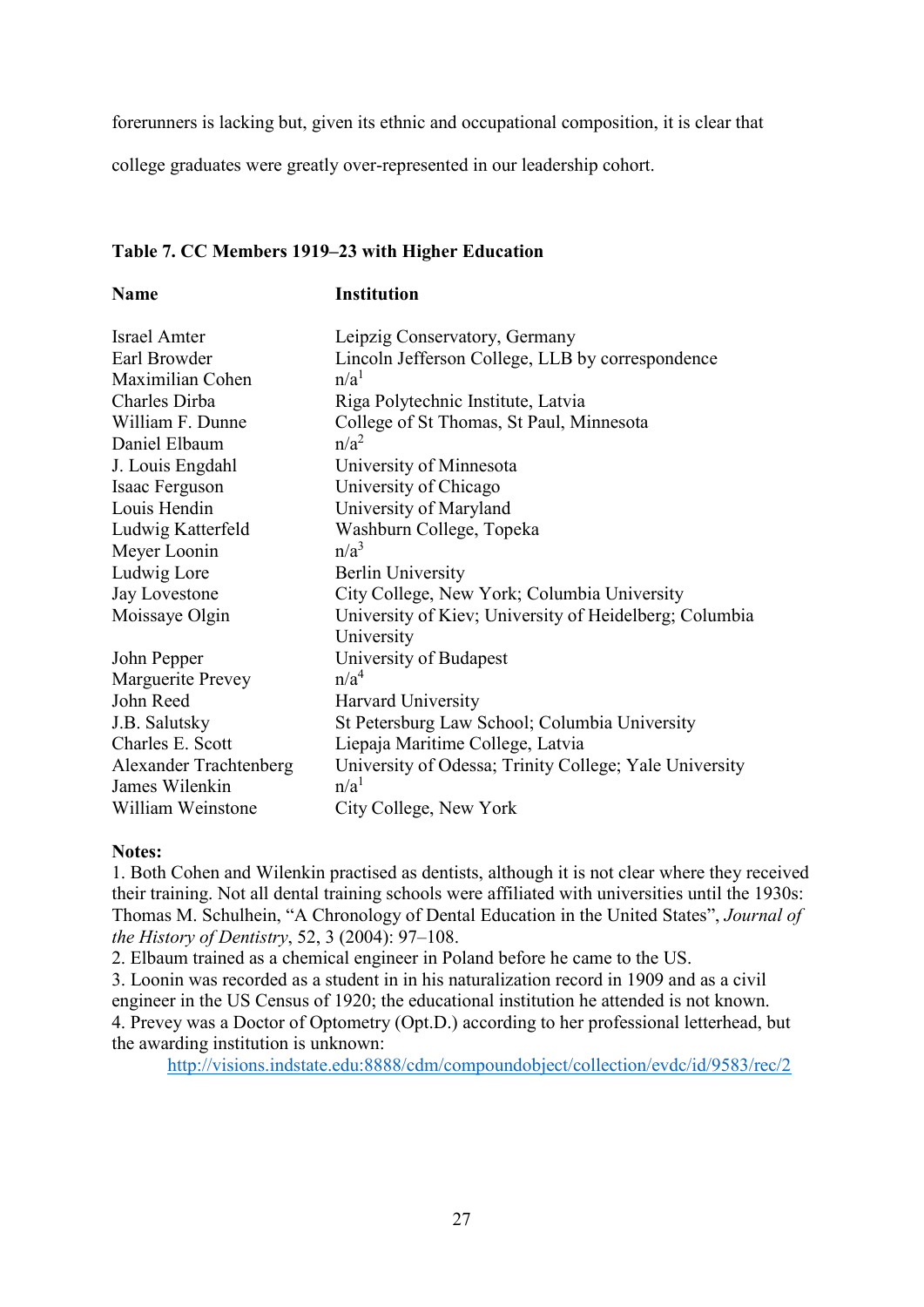forerunners is lacking but, given its ethnic and occupational composition, it is clear that college graduates were greatly over-represented in our leadership cohort.

**Table 7. CC Members 1919–23 with Higher Education**

| Name | Institution |
|---|---|
| Israel Amter | Leipzig Conservatory, Germany |
| Earl Browder | Lincoln Jefferson College, LLB by correspondence |
| Maximilian Cohen | n/a[1] |
| Charles Dirba | Riga Polytechnic Institute, Latvia |
| William F. Dunne | College of St Thomas, St Paul, Minnesota |
| Daniel Elbaum | n/a[2] |
| J. Louis Engdahl | University of Minnesota |
| Isaac Ferguson | University of Chicago |
| Louis Hendin | University of Maryland |
| Ludwig Katterfeld | Washburn College, Topeka |
| Meyer Loonin | n/a[3] |
| Ludwig Lore | Berlin University |
| Jay Lovestone | City College, New York; Columbia University |
| Moissaye Olgin | University of Kiev; University of Heidelberg; Columbia University |
| John Pepper | University of Budapest |
| Marguerite Prevey | n/a[4] |
| John Reed | Harvard University |
| J.B. Salutsky | St Petersburg Law School; Columbia University |
| Charles E. Scott | Liepaja Maritime College, Latvia |
| Alexander Trachtenberg | University of Odessa; Trinity College; Yale University |
| James Wilenkin | n/a[1] |
| William Weinstone | City College, New York |

**Notes:**

1. Both Cohen and Wilenkin practised as dentists, although it is not clear where they received their training. Not all dental training schools were affiliated with universities until the 1930s: Thomas M. Schulhein, "A Chronology of Dental Education in the United States", *Journal of the History of Dentistry*, 52, 3 (2004): 97–108.
2. Elbaum trained as a chemical engineer in Poland before he came to the US.
3. Loonin was recorded as a student in in his naturalization record in 1909 and as a civil engineer in the US Census of 1920; the educational institution he attended is not known.
4. Prevey was a Doctor of Optometry (Opt.D.) according to her professional letterhead, but the awarding institution is unknown: http://visions.indstate.edu:8888/cdm/compoundobject/collection/evdc/id/9583/rec/2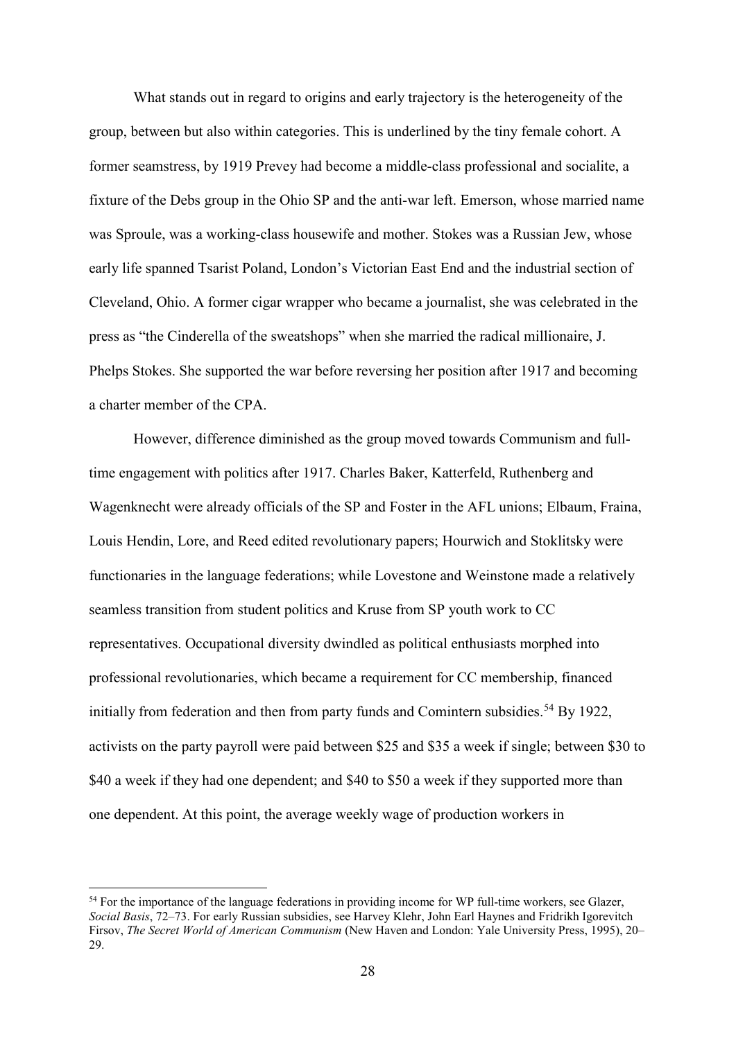What stands out in regard to origins and early trajectory is the heterogeneity of the group, between but also within categories. This is underlined by the tiny female cohort. A former seamstress, by 1919 Prevey had become a middle-class professional and socialite, a fixture of the Debs group in the Ohio SP and the anti-war left. Emerson, whose married name was Sproule, was a working-class housewife and mother. Stokes was a Russian Jew, whose early life spanned Tsarist Poland, London's Victorian East End and the industrial section of Cleveland, Ohio. A former cigar wrapper who became a journalist, she was celebrated in the press as "the Cinderella of the sweatshops" when she married the radical millionaire, J. Phelps Stokes. She supported the war before reversing her position after 1917 and becoming a charter member of the CPA.

However, difference diminished as the group moved towards Communism and full-time engagement with politics after 1917. Charles Baker, Katterfeld, Ruthenberg and Wagenknecht were already officials of the SP and Foster in the AFL unions; Elbaum, Fraina, Louis Hendin, Lore, and Reed edited revolutionary papers; Hourwich and Stoklitsky were functionaries in the language federations; while Lovestone and Weinstone made a relatively seamless transition from student politics and Kruse from SP youth work to CC representatives. Occupational diversity dwindled as political enthusiasts morphed into professional revolutionaries, which became a requirement for CC membership, financed initially from federation and then from party funds and Comintern subsidies.[54] By 1922, activists on the party payroll were paid between \$25 and \$35 a week if single; between \$30 to \$40 a week if they had one dependent; and \$40 to \$50 a week if they supported more than one dependent. At this point, the average weekly wage of production workers in

---

[54] For the importance of the language federations in providing income for WP full-time workers, see Glazer, *Social Basis*, 72–73. For early Russian subsidies, see Harvey Klehr, John Earl Haynes and Fridrikh Igorevitch Firsov, *The Secret World of American Communism* (New Haven and London: Yale University Press, 1995), 20–29.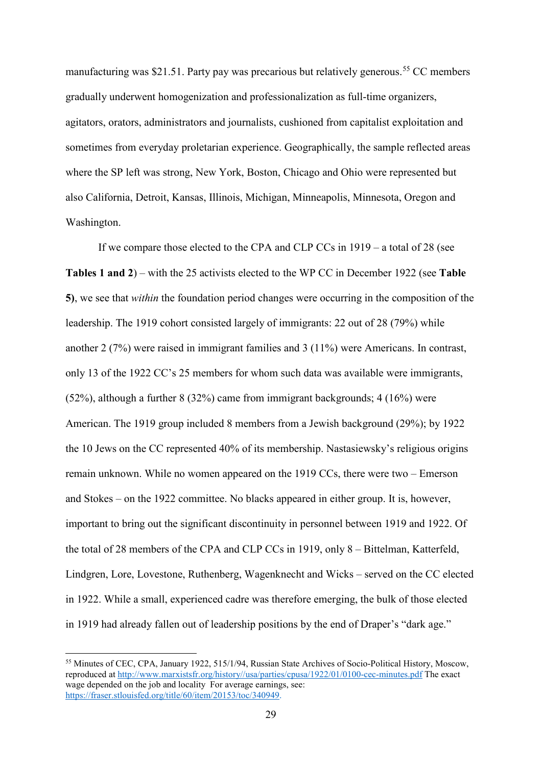manufacturing was $21.51. Party pay was precarious but relatively generous.[55] CC members gradually underwent homogenization and professionalization as full-time organizers, agitators, orators, administrators and journalists, cushioned from capitalist exploitation and sometimes from everyday proletarian experience. Geographically, the sample reflected areas where the SP left was strong, New York, Boston, Chicago and Ohio were represented but also California, Detroit, Kansas, Illinois, Michigan, Minneapolis, Minnesota, Oregon and Washington.

If we compare those elected to the CPA and CLP CCs in 1919 – a total of 28 (see **Tables 1 and 2**) – with the 25 activists elected to the WP CC in December 1922 (see **Table 5)**, we see that *within* the foundation period changes were occurring in the composition of the leadership. The 1919 cohort consisted largely of immigrants: 22 out of 28 (79%) while another 2 (7%) were raised in immigrant families and 3 (11%) were Americans. In contrast, only 13 of the 1922 CC's 25 members for whom such data was available were immigrants, (52%), although a further 8 (32%) came from immigrant backgrounds; 4 (16%) were American. The 1919 group included 8 members from a Jewish background (29%); by 1922 the 10 Jews on the CC represented 40% of its membership. Nastasiewsky's religious origins remain unknown. While no women appeared on the 1919 CCs, there were two – Emerson and Stokes – on the 1922 committee. No blacks appeared in either group. It is, however, important to bring out the significant discontinuity in personnel between 1919 and 1922. Of the total of 28 members of the CPA and CLP CCs in 1919, only 8 – Bittelman, Katterfeld, Lindgren, Lore, Lovestone, Ruthenberg, Wagenknecht and Wicks – served on the CC elected in 1922. While a small, experienced cadre was therefore emerging, the bulk of those elected in 1919 had already fallen out of leadership positions by the end of Draper's "dark age."

---

[55] Minutes of CEC, CPA, January 1922, 515/1/94, Russian State Archives of Socio-Political History, Moscow, reproduced at http://www.marxistsfr.org/history//usa/parties/cpusa/1922/01/0100-cec-minutes.pdf The exact wage depended on the job and locality For average earnings, see: https://fraser.stlouisfed.org/title/60/item/20153/toc/340949.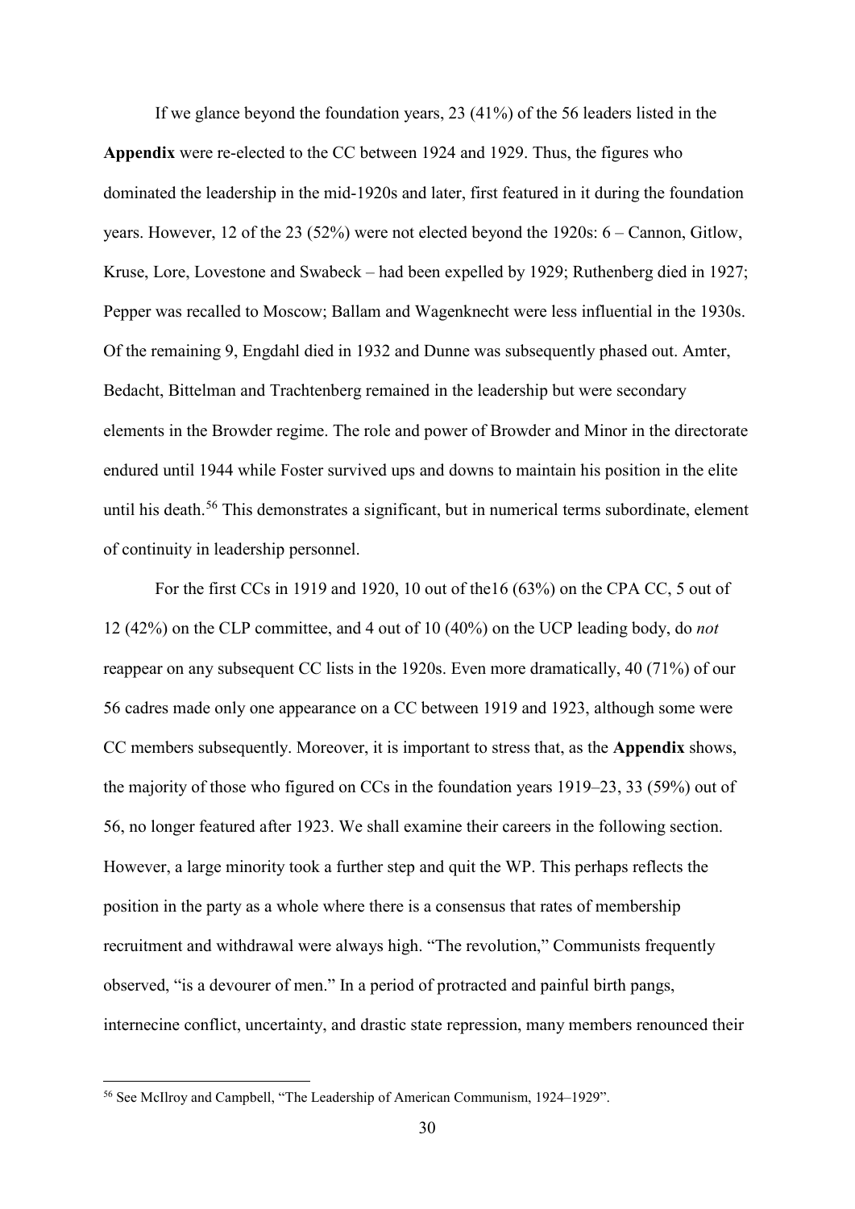If we glance beyond the foundation years, 23 (41%) of the 56 leaders listed in the **Appendix** were re-elected to the CC between 1924 and 1929. Thus, the figures who dominated the leadership in the mid-1920s and later, first featured in it during the foundation years. However, 12 of the 23 (52%) were not elected beyond the 1920s: 6 – Cannon, Gitlow, Kruse, Lore, Lovestone and Swabeck – had been expelled by 1929; Ruthenberg died in 1927; Pepper was recalled to Moscow; Ballam and Wagenknecht were less influential in the 1930s. Of the remaining 9, Engdahl died in 1932 and Dunne was subsequently phased out. Amter, Bedacht, Bittelman and Trachtenberg remained in the leadership but were secondary elements in the Browder regime. The role and power of Browder and Minor in the directorate endured until 1944 while Foster survived ups and downs to maintain his position in the elite until his death.[56] This demonstrates a significant, but in numerical terms subordinate, element of continuity in leadership personnel.

For the first CCs in 1919 and 1920, 10 out of the16 (63%) on the CPA CC, 5 out of 12 (42%) on the CLP committee, and 4 out of 10 (40%) on the UCP leading body, do *not* reappear on any subsequent CC lists in the 1920s. Even more dramatically, 40 (71%) of our 56 cadres made only one appearance on a CC between 1919 and 1923, although some were CC members subsequently. Moreover, it is important to stress that, as the **Appendix** shows, the majority of those who figured on CCs in the foundation years 1919–23, 33 (59%) out of 56, no longer featured after 1923. We shall examine their careers in the following section. However, a large minority took a further step and quit the WP. This perhaps reflects the position in the party as a whole where there is a consensus that rates of membership recruitment and withdrawal were always high. "The revolution," Communists frequently observed, "is a devourer of men." In a period of protracted and painful birth pangs, internecine conflict, uncertainty, and drastic state repression, many members renounced their

[56] See McIlroy and Campbell, "The Leadership of American Communism, 1924–1929".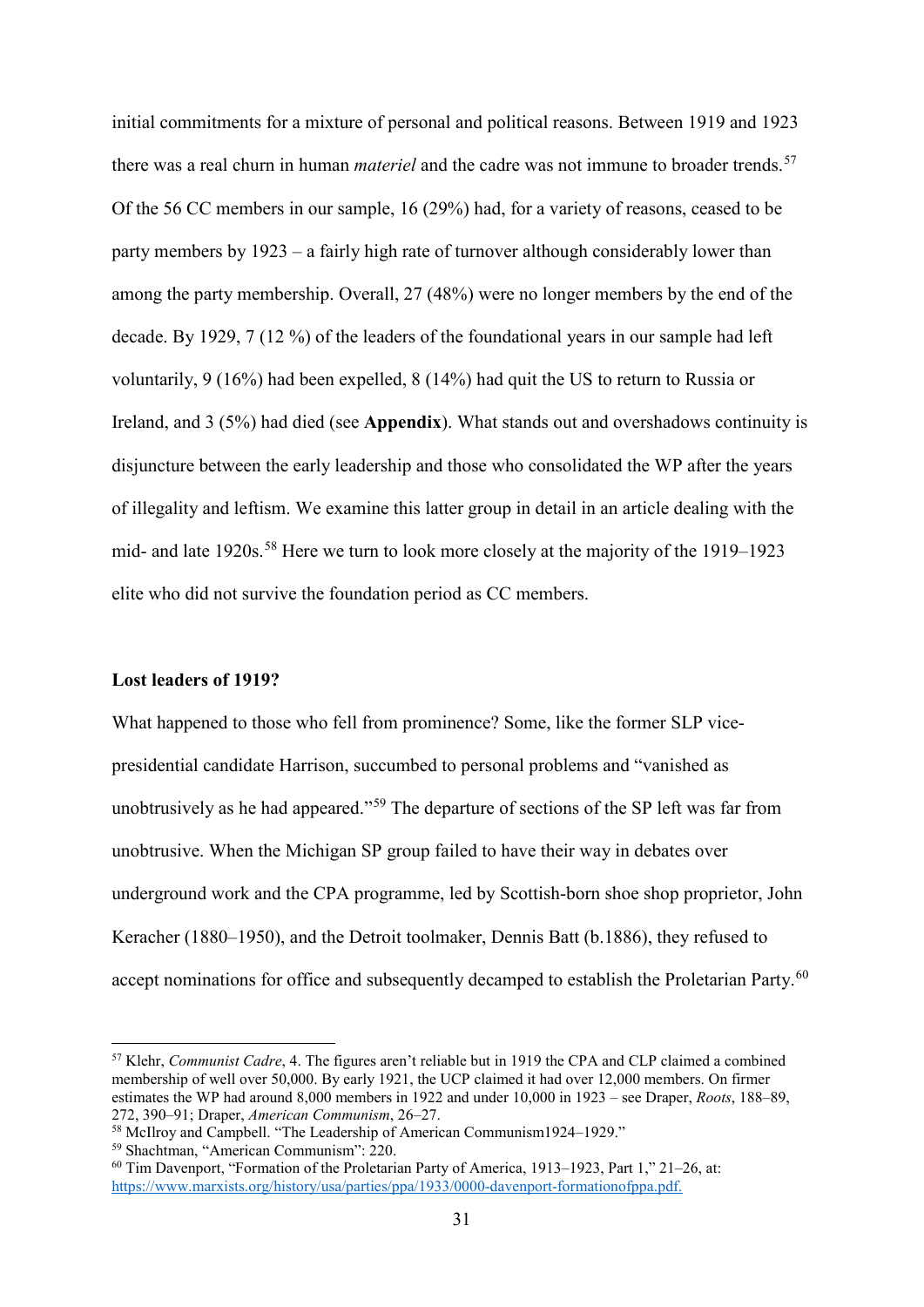initial commitments for a mixture of personal and political reasons. Between 1919 and 1923 there was a real churn in human *materiel* and the cadre was not immune to broader trends.[57] Of the 56 CC members in our sample, 16 (29%) had, for a variety of reasons, ceased to be party members by 1923 – a fairly high rate of turnover although considerably lower than among the party membership. Overall, 27 (48%) were no longer members by the end of the decade. By 1929, 7 (12 %) of the leaders of the foundational years in our sample had left voluntarily, 9 (16%) had been expelled, 8 (14%) had quit the US to return to Russia or Ireland, and 3 (5%) had died (see **Appendix**). What stands out and overshadows continuity is disjuncture between the early leadership and those who consolidated the WP after the years of illegality and leftism. We examine this latter group in detail in an article dealing with the mid- and late 1920s.[58] Here we turn to look more closely at the majority of the 1919–1923 elite who did not survive the foundation period as CC members.

**Lost leaders of 1919?**

What happened to those who fell from prominence? Some, like the former SLP vice-presidential candidate Harrison, succumbed to personal problems and "vanished as unobtrusively as he had appeared."[59] The departure of sections of the SP left was far from unobtrusive. When the Michigan SP group failed to have their way in debates over underground work and the CPA programme, led by Scottish-born shoe shop proprietor, John Keracher (1880–1950), and the Detroit toolmaker, Dennis Batt (b.1886), they refused to accept nominations for office and subsequently decamped to establish the Proletarian Party.[60]

---

[57] Klehr, *Communist Cadre*, 4. The figures aren't reliable but in 1919 the CPA and CLP claimed a combined membership of well over 50,000. By early 1921, the UCP claimed it had over 12,000 members. On firmer estimates the WP had around 8,000 members in 1922 and under 10,000 in 1923 – see Draper, *Roots*, 188–89, 272, 390–91; Draper, *American Communism*, 26–27.

[58] McIlroy and Campbell. "The Leadership of American Communism1924–1929."

[59] Shachtman, "American Communism": 220.

[60] Tim Davenport, "Formation of the Proletarian Party of America, 1913–1923, Part 1," 21–26, at: https://www.marxists.org/history/usa/parties/ppa/1933/0000-davenport-formationofppa.pdf.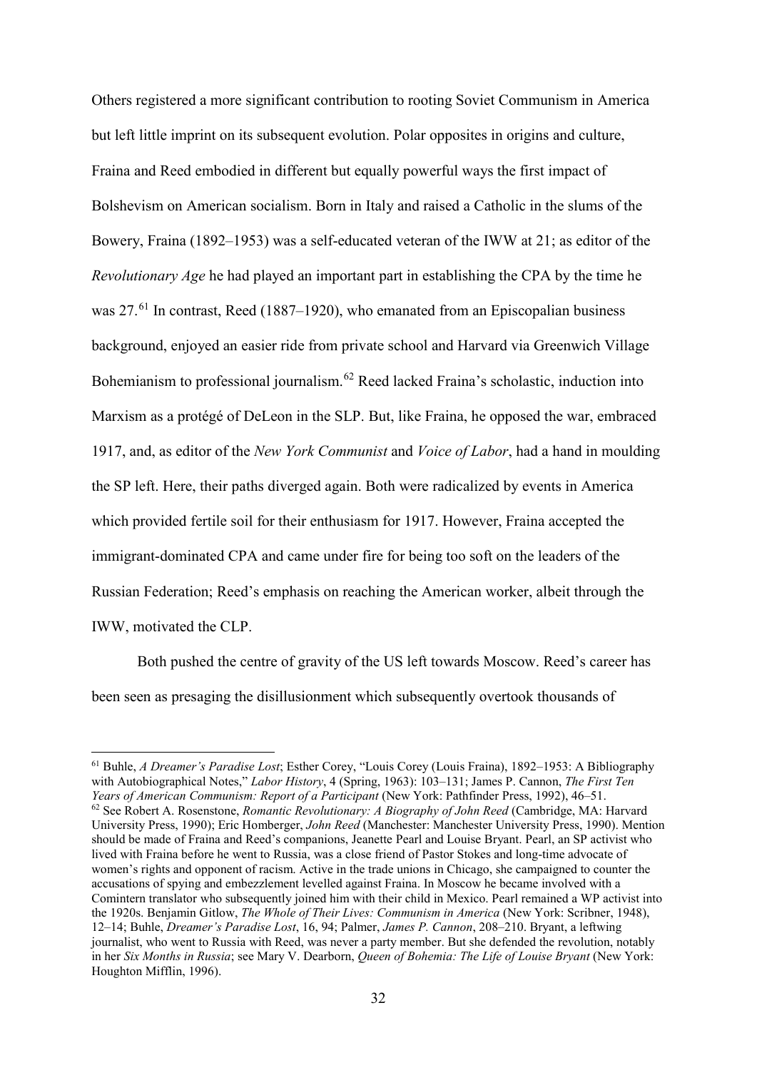Others registered a more significant contribution to rooting Soviet Communism in America but left little imprint on its subsequent evolution. Polar opposites in origins and culture, Fraina and Reed embodied in different but equally powerful ways the first impact of Bolshevism on American socialism. Born in Italy and raised a Catholic in the slums of the Bowery, Fraina (1892–1953) was a self-educated veteran of the IWW at 21; as editor of the *Revolutionary Age* he had played an important part in establishing the CPA by the time he was 27.[61] In contrast, Reed (1887–1920), who emanated from an Episcopalian business background, enjoyed an easier ride from private school and Harvard via Greenwich Village Bohemianism to professional journalism.[62] Reed lacked Fraina's scholastic, induction into Marxism as a protégé of DeLeon in the SLP. But, like Fraina, he opposed the war, embraced 1917, and, as editor of the *New York Communist* and *Voice of Labor*, had a hand in moulding the SP left. Here, their paths diverged again. Both were radicalized by events in America which provided fertile soil for their enthusiasm for 1917. However, Fraina accepted the immigrant-dominated CPA and came under fire for being too soft on the leaders of the Russian Federation; Reed's emphasis on reaching the American worker, albeit through the IWW, motivated the CLP.

Both pushed the centre of gravity of the US left towards Moscow. Reed's career has been seen as presaging the disillusionment which subsequently overtook thousands of

---

[61] Buhle, *A Dreamer's Paradise Lost*; Esther Corey, "Louis Corey (Louis Fraina), 1892–1953: A Bibliography with Autobiographical Notes," *Labor History*, 4 (Spring, 1963): 103–131; James P. Cannon, *The First Ten Years of American Communism: Report of a Participant* (New York: Pathfinder Press, 1992), 46–51.

[62] See Robert A. Rosenstone, *Romantic Revolutionary: A Biography of John Reed* (Cambridge, MA: Harvard University Press, 1990); Eric Homberger, *John Reed* (Manchester: Manchester University Press, 1990). Mention should be made of Fraina and Reed's companions, Jeanette Pearl and Louise Bryant. Pearl, an SP activist who lived with Fraina before he went to Russia, was a close friend of Pastor Stokes and long-time advocate of women's rights and opponent of racism. Active in the trade unions in Chicago, she campaigned to counter the accusations of spying and embezzlement levelled against Fraina. In Moscow he became involved with a Comintern translator who subsequently joined him with their child in Mexico. Pearl remained a WP activist into the 1920s. Benjamin Gitlow, *The Whole of Their Lives: Communism in America* (New York: Scribner, 1948), 12–14; Buhle, *Dreamer's Paradise Lost*, 16, 94; Palmer, *James P. Cannon*, 208–210. Bryant, a leftwing journalist, who went to Russia with Reed, was never a party member. But she defended the revolution, notably in her *Six Months in Russia*; see Mary V. Dearborn, *Queen of Bohemia: The Life of Louise Bryant* (New York: Houghton Mifflin, 1996).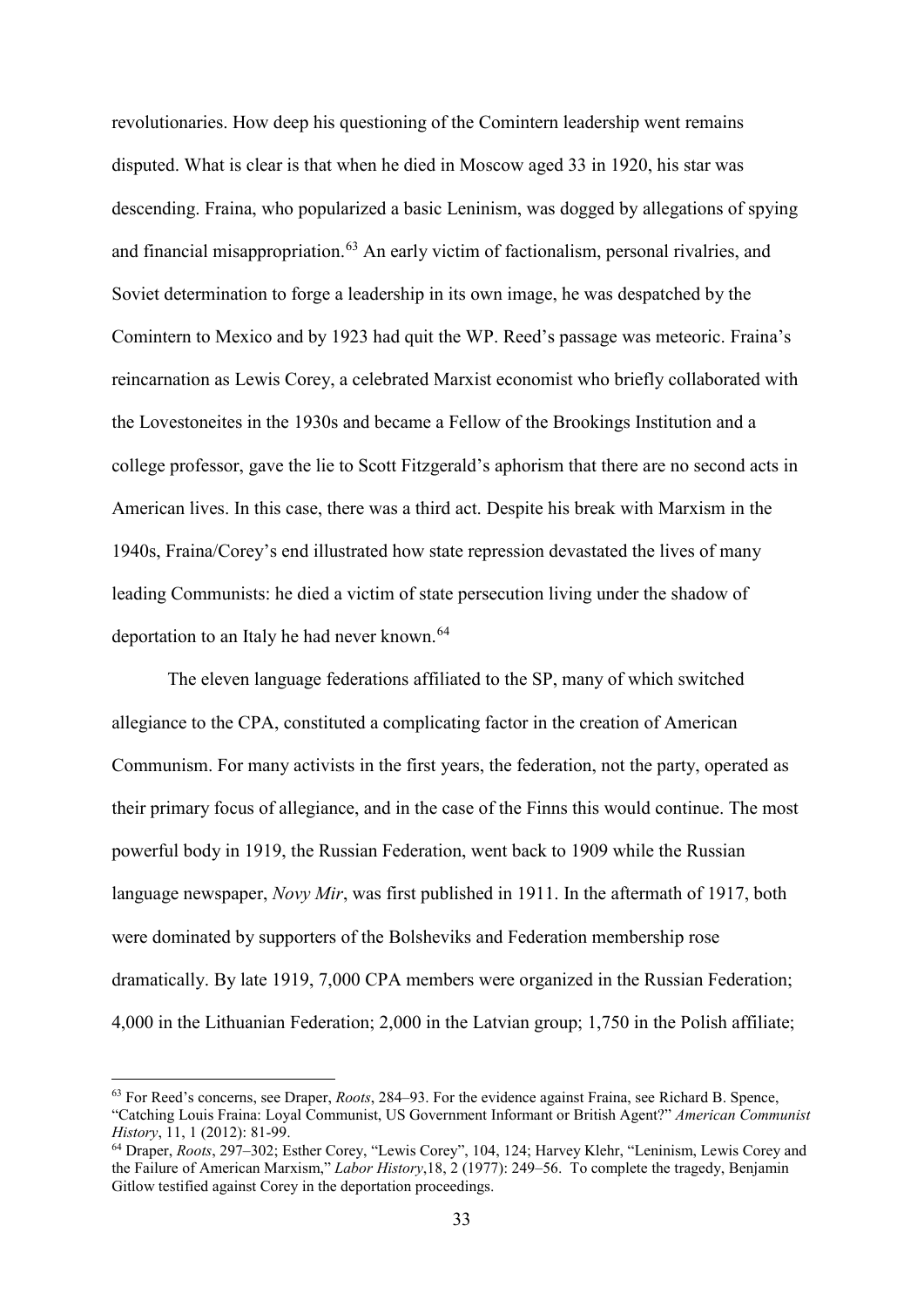revolutionaries. How deep his questioning of the Comintern leadership went remains disputed. What is clear is that when he died in Moscow aged 33 in 1920, his star was descending. Fraina, who popularized a basic Leninism, was dogged by allegations of spying and financial misappropriation.[63] An early victim of factionalism, personal rivalries, and Soviet determination to forge a leadership in its own image, he was despatched by the Comintern to Mexico and by 1923 had quit the WP. Reed's passage was meteoric. Fraina's reincarnation as Lewis Corey, a celebrated Marxist economist who briefly collaborated with the Lovestoneites in the 1930s and became a Fellow of the Brookings Institution and a college professor, gave the lie to Scott Fitzgerald's aphorism that there are no second acts in American lives. In this case, there was a third act. Despite his break with Marxism in the 1940s, Fraina/Corey's end illustrated how state repression devastated the lives of many leading Communists: he died a victim of state persecution living under the shadow of deportation to an Italy he had never known.[64]

The eleven language federations affiliated to the SP, many of which switched allegiance to the CPA, constituted a complicating factor in the creation of American Communism. For many activists in the first years, the federation, not the party, operated as their primary focus of allegiance, and in the case of the Finns this would continue. The most powerful body in 1919, the Russian Federation, went back to 1909 while the Russian language newspaper, *Novy Mir*, was first published in 1911. In the aftermath of 1917, both were dominated by supporters of the Bolsheviks and Federation membership rose dramatically. By late 1919, 7,000 CPA members were organized in the Russian Federation; 4,000 in the Lithuanian Federation; 2,000 in the Latvian group; 1,750 in the Polish affiliate;

---

[63] For Reed's concerns, see Draper, *Roots*, 284–93. For the evidence against Fraina, see Richard B. Spence, "Catching Louis Fraina: Loyal Communist, US Government Informant or British Agent?" *American Communist History*, 11, 1 (2012): 81-99.

[64] Draper, *Roots*, 297–302; Esther Corey, "Lewis Corey", 104, 124; Harvey Klehr, "Leninism, Lewis Corey and the Failure of American Marxism," *Labor History*,18, 2 (1977): 249–56. To complete the tragedy, Benjamin Gitlow testified against Corey in the deportation proceedings.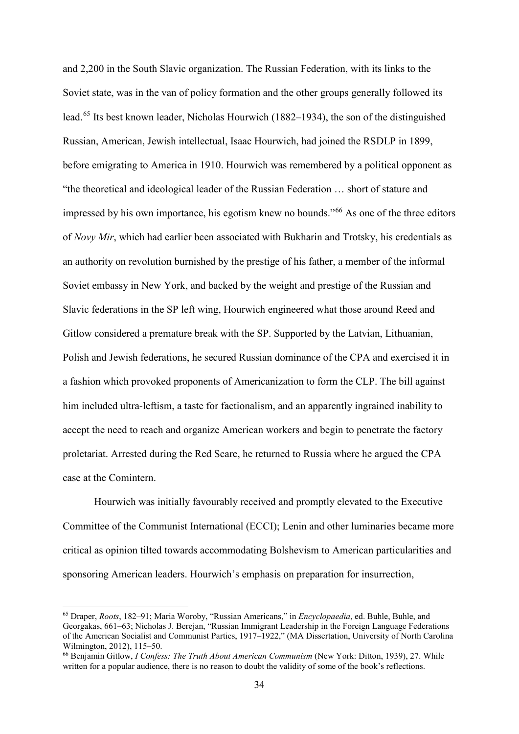and 2,200 in the South Slavic organization. The Russian Federation, with its links to the Soviet state, was in the van of policy formation and the other groups generally followed its lead.[65] Its best known leader, Nicholas Hourwich (1882–1934), the son of the distinguished Russian, American, Jewish intellectual, Isaac Hourwich, had joined the RSDLP in 1899, before emigrating to America in 1910. Hourwich was remembered by a political opponent as "the theoretical and ideological leader of the Russian Federation … short of stature and impressed by his own importance, his egotism knew no bounds."[66] As one of the three editors of *Novy Mir*, which had earlier been associated with Bukharin and Trotsky, his credentials as an authority on revolution burnished by the prestige of his father, a member of the informal Soviet embassy in New York, and backed by the weight and prestige of the Russian and Slavic federations in the SP left wing, Hourwich engineered what those around Reed and Gitlow considered a premature break with the SP. Supported by the Latvian, Lithuanian, Polish and Jewish federations, he secured Russian dominance of the CPA and exercised it in a fashion which provoked proponents of Americanization to form the CLP. The bill against him included ultra-leftism, a taste for factionalism, and an apparently ingrained inability to accept the need to reach and organize American workers and begin to penetrate the factory proletariat. Arrested during the Red Scare, he returned to Russia where he argued the CPA case at the Comintern.

Hourwich was initially favourably received and promptly elevated to the Executive Committee of the Communist International (ECCI); Lenin and other luminaries became more critical as opinion tilted towards accommodating Bolshevism to American particularities and sponsoring American leaders. Hourwich's emphasis on preparation for insurrection,

---

[65] Draper, *Roots*, 182–91; Maria Woroby, "Russian Americans," in *Encyclopaedia*, ed. Buhle, Buhle, and Georgakas, 661–63; Nicholas J. Berejan, "Russian Immigrant Leadership in the Foreign Language Federations of the American Socialist and Communist Parties, 1917–1922," (MA Dissertation, University of North Carolina Wilmington, 2012), 115–50.

[66] Benjamin Gitlow, *I Confess: The Truth About American Communism* (New York: Ditton, 1939), 27. While written for a popular audience, there is no reason to doubt the validity of some of the book's reflections.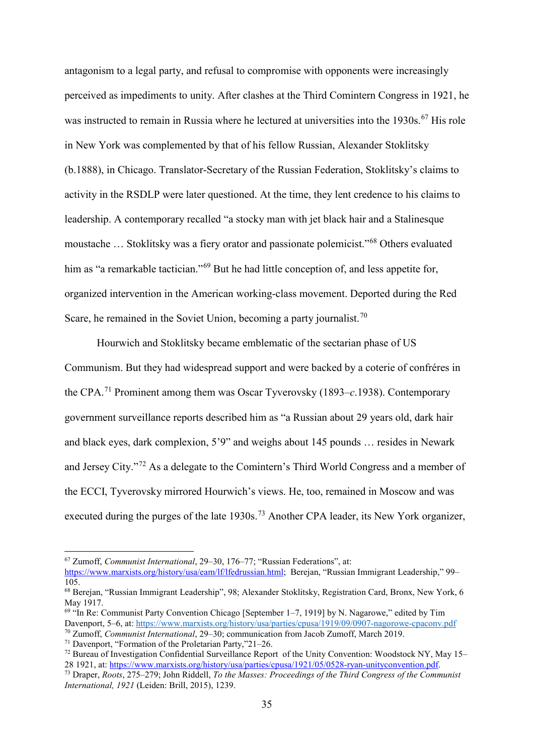antagonism to a legal party, and refusal to compromise with opponents were increasingly perceived as impediments to unity. After clashes at the Third Comintern Congress in 1921, he was instructed to remain in Russia where he lectured at universities into the 1930s.[67] His role in New York was complemented by that of his fellow Russian, Alexander Stoklitsky (b.1888), in Chicago. Translator-Secretary of the Russian Federation, Stoklitsky's claims to activity in the RSDLP were later questioned. At the time, they lent credence to his claims to leadership. A contemporary recalled "a stocky man with jet black hair and a Stalinesque moustache … Stoklitsky was a fiery orator and passionate polemicist."[68] Others evaluated him as "a remarkable tactician."[69] But he had little conception of, and less appetite for, organized intervention in the American working-class movement. Deported during the Red Scare, he remained in the Soviet Union, becoming a party journalist.[70]

Hourwich and Stoklitsky became emblematic of the sectarian phase of US Communism. But they had widespread support and were backed by a coterie of confréres in the CPA.[71] Prominent among them was Oscar Tyverovsky (1893–*c*.1938). Contemporary government surveillance reports described him as "a Russian about 29 years old, dark hair and black eyes, dark complexion, 5'9" and weighs about 145 pounds … resides in Newark and Jersey City."[72] As a delegate to the Comintern's Third World Congress and a member of the ECCI, Tyverovsky mirrored Hourwich's views. He, too, remained in Moscow and was executed during the purges of the late 1930s.[73] Another CPA leader, its New York organizer,

---

[67] Zumoff, *Communist International*, 29–30, 176–77; "Russian Federations", at: https://www.marxists.org/history/usa/eam/lf/lfedrussian.html; Berejan, "Russian Immigrant Leadership," 99–105.

[68] Berejan, "Russian Immigrant Leadership", 98; Alexander Stoklitsky, Registration Card, Bronx, New York, 6 May 1917.

[69] "In Re: Communist Party Convention Chicago [September 1–7, 1919] by N. Nagarowe," edited by Tim Davenport, 5–6, at: https://www.marxists.org/history/usa/parties/cpusa/1919/09/0907-nagorowe-cpaconv.pdf

[70] Zumoff, *Communist International*, 29–30; communication from Jacob Zumoff, March 2019.

[71] Davenport, "Formation of the Proletarian Party,"21–26.

[72] Bureau of Investigation Confidential Surveillance Report of the Unity Convention: Woodstock NY, May 15–28 1921, at: https://www.marxists.org/history/usa/parties/cpusa/1921/05/0528-ryan-unityconvention.pdf.

[73] Draper, *Roots*, 275–279; John Riddell, *To the Masses: Proceedings of the Third Congress of the Communist International, 1921* (Leiden: Brill, 2015), 1239.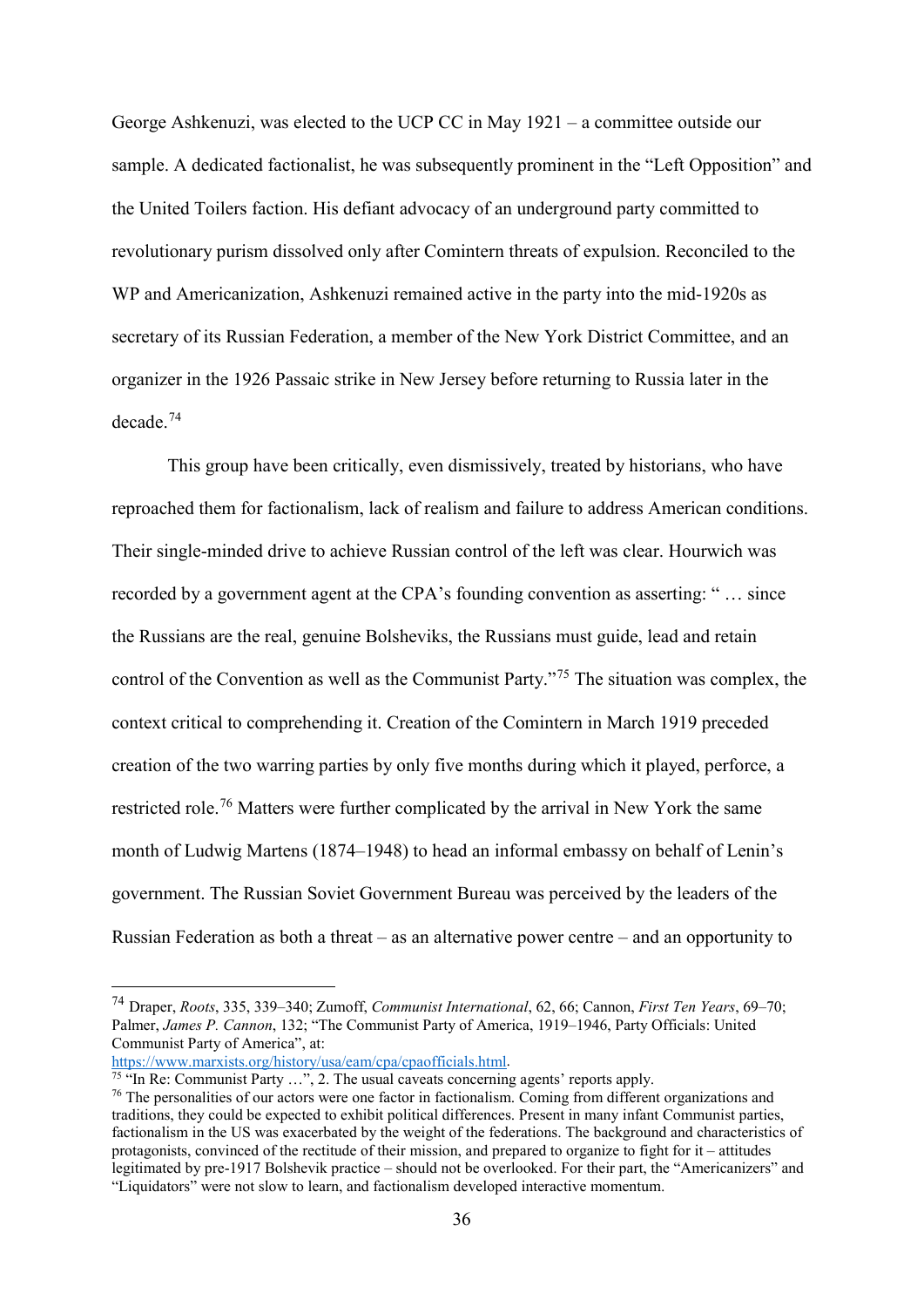George Ashkenuzi, was elected to the UCP CC in May 1921 – a committee outside our sample. A dedicated factionalist, he was subsequently prominent in the "Left Opposition" and the United Toilers faction. His defiant advocacy of an underground party committed to revolutionary purism dissolved only after Comintern threats of expulsion. Reconciled to the WP and Americanization, Ashkenuzi remained active in the party into the mid-1920s as secretary of its Russian Federation, a member of the New York District Committee, and an organizer in the 1926 Passaic strike in New Jersey before returning to Russia later in the decade.[74]

This group have been critically, even dismissively, treated by historians, who have reproached them for factionalism, lack of realism and failure to address American conditions. Their single-minded drive to achieve Russian control of the left was clear. Hourwich was recorded by a government agent at the CPA's founding convention as asserting: " … since the Russians are the real, genuine Bolsheviks, the Russians must guide, lead and retain control of the Convention as well as the Communist Party."[75] The situation was complex, the context critical to comprehending it. Creation of the Comintern in March 1919 preceded creation of the two warring parties by only five months during which it played, perforce, a restricted role.[76] Matters were further complicated by the arrival in New York the same month of Ludwig Martens (1874–1948) to head an informal embassy on behalf of Lenin's government. The Russian Soviet Government Bureau was perceived by the leaders of the Russian Federation as both a threat – as an alternative power centre – and an opportunity to

---

[74] Draper, *Roots*, 335, 339–340; Zumoff, *Communist International*, 62, 66; Cannon, *First Ten Years*, 69–70; Palmer, *James P. Cannon*, 132; "The Communist Party of America, 1919–1946, Party Officials: United Communist Party of America", at: https://www.marxists.org/history/usa/eam/cpa/cpaofficials.html.

[75] "In Re: Communist Party …", 2. The usual caveats concerning agents' reports apply.

[76] The personalities of our actors were one factor in factionalism. Coming from different organizations and traditions, they could be expected to exhibit political differences. Present in many infant Communist parties, factionalism in the US was exacerbated by the weight of the federations. The background and characteristics of protagonists, convinced of the rectitude of their mission, and prepared to organize to fight for it – attitudes legitimated by pre-1917 Bolshevik practice – should not be overlooked. For their part, the "Americanizers" and "Liquidators" were not slow to learn, and factionalism developed interactive momentum.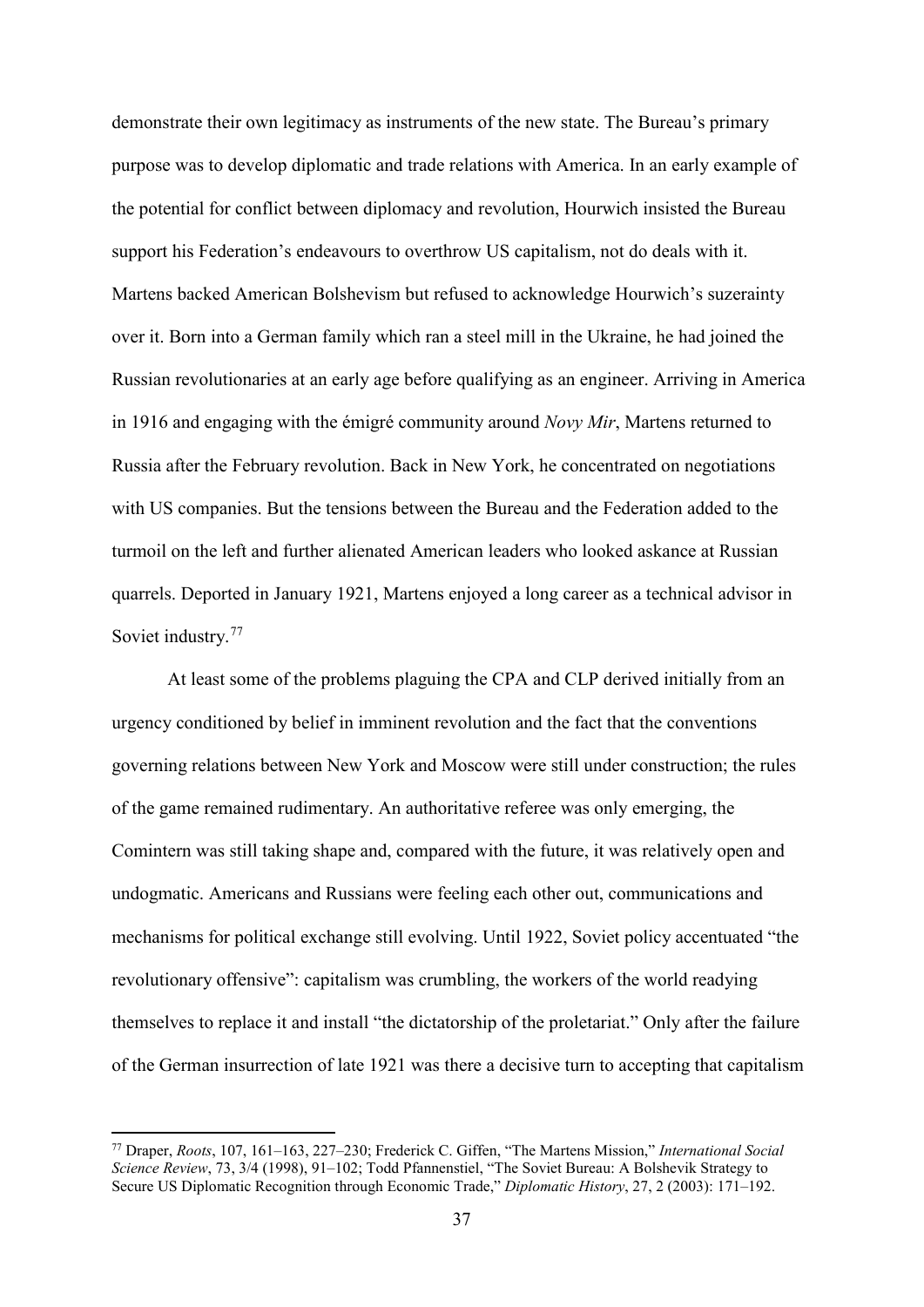demonstrate their own legitimacy as instruments of the new state. The Bureau's primary purpose was to develop diplomatic and trade relations with America. In an early example of the potential for conflict between diplomacy and revolution, Hourwich insisted the Bureau support his Federation's endeavours to overthrow US capitalism, not do deals with it. Martens backed American Bolshevism but refused to acknowledge Hourwich's suzerainty over it. Born into a German family which ran a steel mill in the Ukraine, he had joined the Russian revolutionaries at an early age before qualifying as an engineer. Arriving in America in 1916 and engaging with the émigré community around *Novy Mir*, Martens returned to Russia after the February revolution. Back in New York, he concentrated on negotiations with US companies. But the tensions between the Bureau and the Federation added to the turmoil on the left and further alienated American leaders who looked askance at Russian quarrels. Deported in January 1921, Martens enjoyed a long career as a technical advisor in Soviet industry.[77]

At least some of the problems plaguing the CPA and CLP derived initially from an urgency conditioned by belief in imminent revolution and the fact that the conventions governing relations between New York and Moscow were still under construction; the rules of the game remained rudimentary. An authoritative referee was only emerging, the Comintern was still taking shape and, compared with the future, it was relatively open and undogmatic. Americans and Russians were feeling each other out, communications and mechanisms for political exchange still evolving. Until 1922, Soviet policy accentuated "the revolutionary offensive": capitalism was crumbling, the workers of the world readying themselves to replace it and install "the dictatorship of the proletariat." Only after the failure of the German insurrection of late 1921 was there a decisive turn to accepting that capitalism

---

[77] Draper, *Roots*, 107, 161–163, 227–230; Frederick C. Giffen, "The Martens Mission," *International Social Science Review*, 73, 3/4 (1998), 91–102; Todd Pfannenstiel, "The Soviet Bureau: A Bolshevik Strategy to Secure US Diplomatic Recognition through Economic Trade," *Diplomatic History*, 27, 2 (2003): 171–192.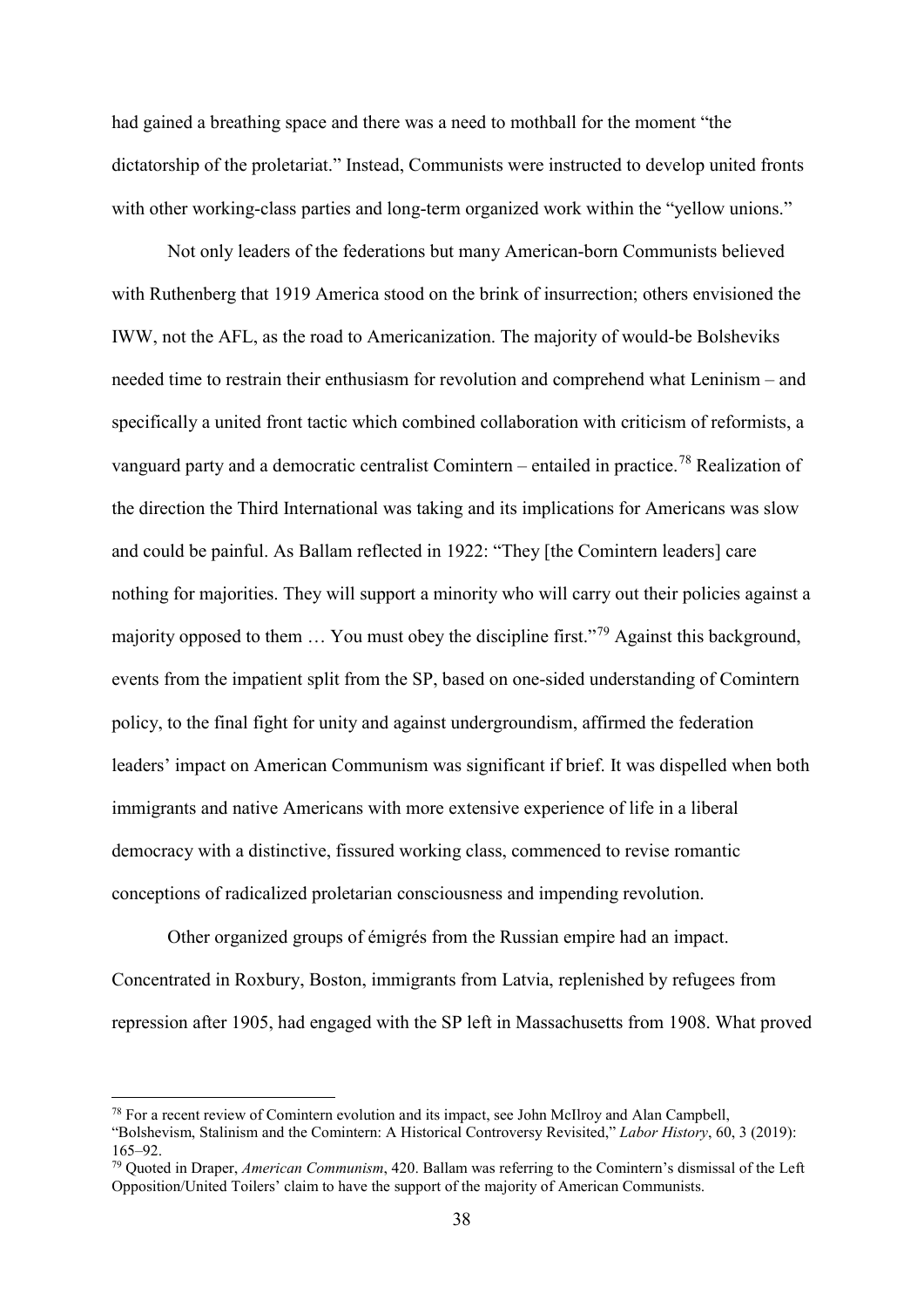had gained a breathing space and there was a need to mothball for the moment "the dictatorship of the proletariat." Instead, Communists were instructed to develop united fronts with other working-class parties and long-term organized work within the "yellow unions."

Not only leaders of the federations but many American-born Communists believed with Ruthenberg that 1919 America stood on the brink of insurrection; others envisioned the IWW, not the AFL, as the road to Americanization. The majority of would-be Bolsheviks needed time to restrain their enthusiasm for revolution and comprehend what Leninism – and specifically a united front tactic which combined collaboration with criticism of reformists, a vanguard party and a democratic centralist Comintern – entailed in practice.[78] Realization of the direction the Third International was taking and its implications for Americans was slow and could be painful. As Ballam reflected in 1922: "They [the Comintern leaders] care nothing for majorities. They will support a minority who will carry out their policies against a majority opposed to them … You must obey the discipline first."[79] Against this background, events from the impatient split from the SP, based on one-sided understanding of Comintern policy, to the final fight for unity and against undergroundism, affirmed the federation leaders' impact on American Communism was significant if brief. It was dispelled when both immigrants and native Americans with more extensive experience of life in a liberal democracy with a distinctive, fissured working class, commenced to revise romantic conceptions of radicalized proletarian consciousness and impending revolution.

Other organized groups of émigrés from the Russian empire had an impact. Concentrated in Roxbury, Boston, immigrants from Latvia, replenished by refugees from repression after 1905, had engaged with the SP left in Massachusetts from 1908. What proved

---

[78] For a recent review of Comintern evolution and its impact, see John McIlroy and Alan Campbell, "Bolshevism, Stalinism and the Comintern: A Historical Controversy Revisited," *Labor History*, 60, 3 (2019): 165–92.

[79] Quoted in Draper, *American Communism*, 420. Ballam was referring to the Comintern's dismissal of the Left Opposition/United Toilers' claim to have the support of the majority of American Communists.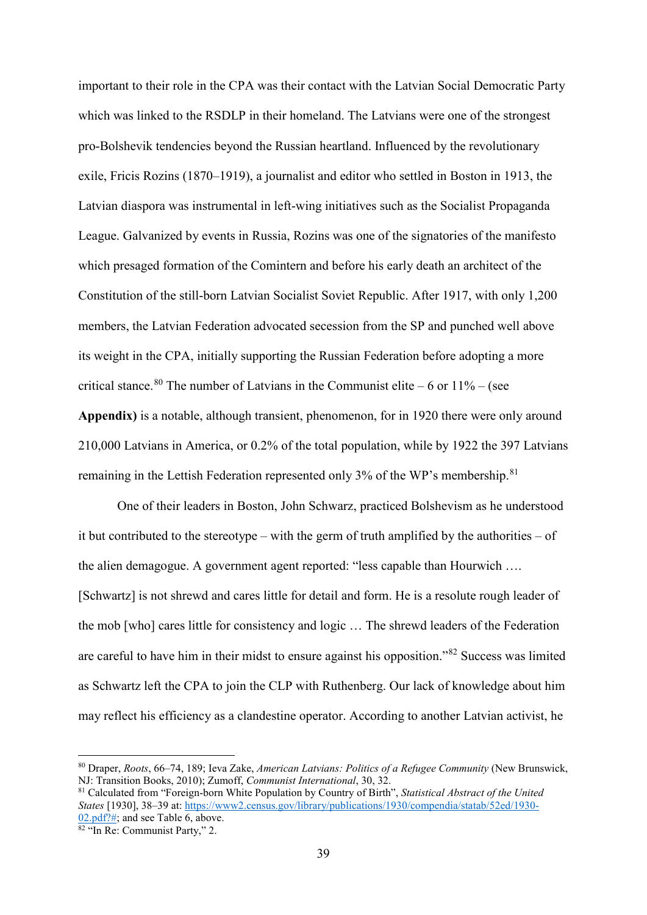important to their role in the CPA was their contact with the Latvian Social Democratic Party which was linked to the RSDLP in their homeland. The Latvians were one of the strongest pro-Bolshevik tendencies beyond the Russian heartland. Influenced by the revolutionary exile, Fricis Rozins (1870–1919), a journalist and editor who settled in Boston in 1913, the Latvian diaspora was instrumental in left-wing initiatives such as the Socialist Propaganda League. Galvanized by events in Russia, Rozins was one of the signatories of the manifesto which presaged formation of the Comintern and before his early death an architect of the Constitution of the still-born Latvian Socialist Soviet Republic. After 1917, with only 1,200 members, the Latvian Federation advocated secession from the SP and punched well above its weight in the CPA, initially supporting the Russian Federation before adopting a more critical stance.[80] The number of Latvians in the Communist elite – 6 or 11% – (see **Appendix)** is a notable, although transient, phenomenon, for in 1920 there were only around 210,000 Latvians in America, or 0.2% of the total population, while by 1922 the 397 Latvians remaining in the Lettish Federation represented only 3% of the WP's membership.[81]

One of their leaders in Boston, John Schwarz, practiced Bolshevism as he understood it but contributed to the stereotype – with the germ of truth amplified by the authorities – of the alien demagogue. A government agent reported: "less capable than Hourwich …. [Schwartz] is not shrewd and cares little for detail and form. He is a resolute rough leader of the mob [who] cares little for consistency and logic … The shrewd leaders of the Federation are careful to have him in their midst to ensure against his opposition."[82] Success was limited as Schwartz left the CPA to join the CLP with Ruthenberg. Our lack of knowledge about him may reflect his efficiency as a clandestine operator. According to another Latvian activist, he

---

[80] Draper, *Roots*, 66–74, 189; Ieva Zake, *American Latvians: Politics of a Refugee Community* (New Brunswick, NJ: Transition Books, 2010); Zumoff, *Communist International*, 30, 32.

[81] Calculated from "Foreign-born White Population by Country of Birth", *Statistical Abstract of the United States* [1930], 38–39 at: https://www2.census.gov/library/publications/1930/compendia/statab/52ed/1930-02.pdf?#; and see Table 6, above.

[82] "In Re: Communist Party," 2.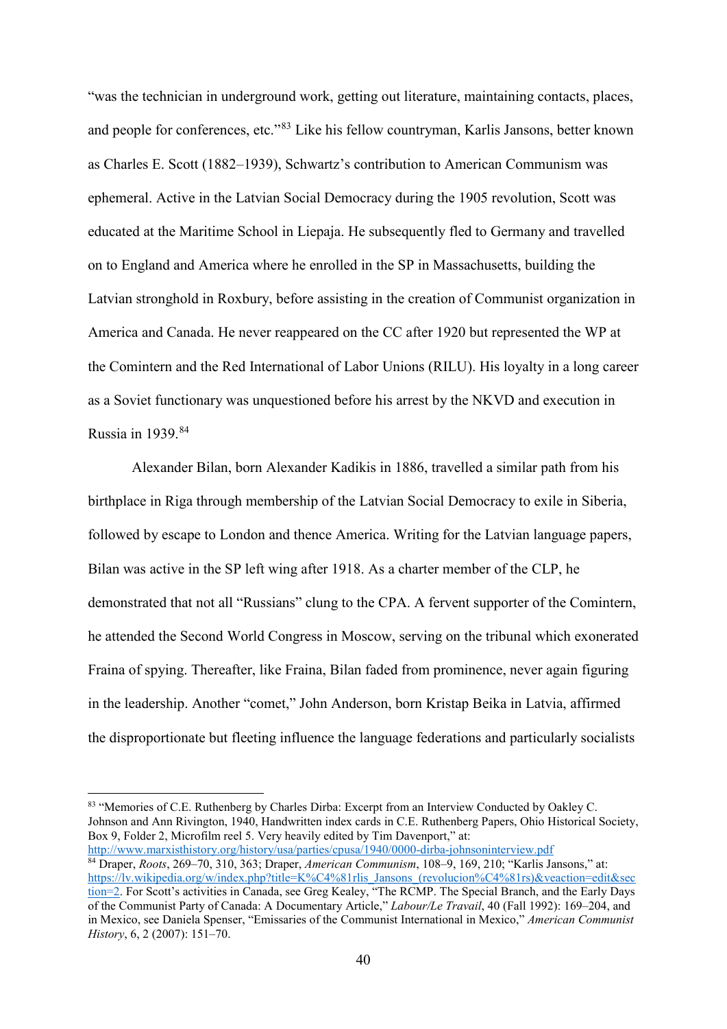"was the technician in underground work, getting out literature, maintaining contacts, places, and people for conferences, etc."[83] Like his fellow countryman, Karlis Jansons, better known as Charles E. Scott (1882–1939), Schwartz's contribution to American Communism was ephemeral. Active in the Latvian Social Democracy during the 1905 revolution, Scott was educated at the Maritime School in Liepaja. He subsequently fled to Germany and travelled on to England and America where he enrolled in the SP in Massachusetts, building the Latvian stronghold in Roxbury, before assisting in the creation of Communist organization in America and Canada. He never reappeared on the CC after 1920 but represented the WP at the Comintern and the Red International of Labor Unions (RILU). His loyalty in a long career as a Soviet functionary was unquestioned before his arrest by the NKVD and execution in Russia in 1939.[84]

Alexander Bilan, born Alexander Kadikis in 1886, travelled a similar path from his birthplace in Riga through membership of the Latvian Social Democracy to exile in Siberia, followed by escape to London and thence America. Writing for the Latvian language papers, Bilan was active in the SP left wing after 1918. As a charter member of the CLP, he demonstrated that not all "Russians" clung to the CPA. A fervent supporter of the Comintern, he attended the Second World Congress in Moscow, serving on the tribunal which exonerated Fraina of spying. Thereafter, like Fraina, Bilan faded from prominence, never again figuring in the leadership. Another "comet," John Anderson, born Kristap Beika in Latvia, affirmed the disproportionate but fleeting influence the language federations and particularly socialists

---

[83] "Memories of C.E. Ruthenberg by Charles Dirba: Excerpt from an Interview Conducted by Oakley C. Johnson and Ann Rivington, 1940, Handwritten index cards in C.E. Ruthenberg Papers, Ohio Historical Society, Box 9, Folder 2, Microfilm reel 5. Very heavily edited by Tim Davenport," at: http://www.marxisthistory.org/history/usa/parties/cpusa/1940/0000-dirba-johnsoninterview.pdf

[84] Draper, *Roots*, 269–70, 310, 363; Draper, *American Communism*, 108–9, 169, 210; "Karlis Jansons," at: https://lv.wikipedia.org/w/index.php?title=K%C4%81rlis_Jansons_(revolucion%C4%81rs)&veaction=edit&section=2. For Scott's activities in Canada, see Greg Kealey, "The RCMP. The Special Branch, and the Early Days of the Communist Party of Canada: A Documentary Article," *Labour/Le Travail*, 40 (Fall 1992): 169–204, and in Mexico, see Daniela Spenser, "Emissaries of the Communist International in Mexico," *American Communist History*, 6, 2 (2007): 151–70.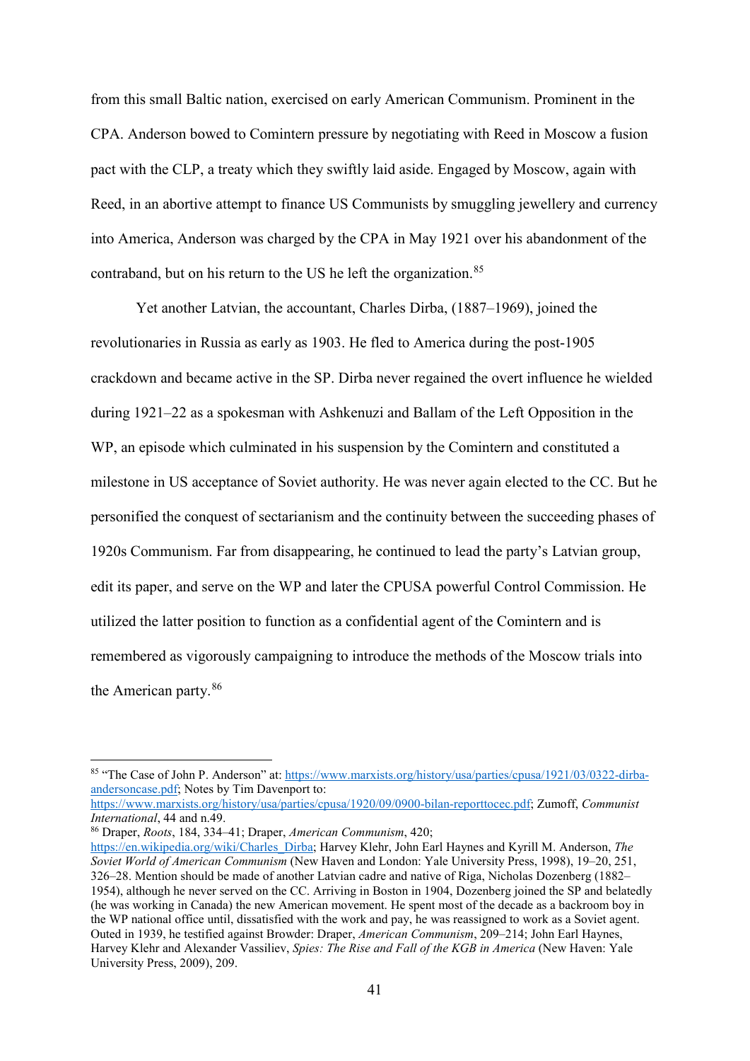from this small Baltic nation, exercised on early American Communism. Prominent in the CPA. Anderson bowed to Comintern pressure by negotiating with Reed in Moscow a fusion pact with the CLP, a treaty which they swiftly laid aside. Engaged by Moscow, again with Reed, in an abortive attempt to finance US Communists by smuggling jewellery and currency into America, Anderson was charged by the CPA in May 1921 over his abandonment of the contraband, but on his return to the US he left the organization.[85]

Yet another Latvian, the accountant, Charles Dirba, (1887–1969), joined the revolutionaries in Russia as early as 1903. He fled to America during the post-1905 crackdown and became active in the SP. Dirba never regained the overt influence he wielded during 1921–22 as a spokesman with Ashkenuzi and Ballam of the Left Opposition in the WP, an episode which culminated in his suspension by the Comintern and constituted a milestone in US acceptance of Soviet authority. He was never again elected to the CC. But he personified the conquest of sectarianism and the continuity between the succeeding phases of 1920s Communism. Far from disappearing, he continued to lead the party's Latvian group, edit its paper, and serve on the WP and later the CPUSA powerful Control Commission. He utilized the latter position to function as a confidential agent of the Comintern and is remembered as vigorously campaigning to introduce the methods of the Moscow trials into the American party.[86]

---

[85] "The Case of John P. Anderson" at: https://www.marxists.org/history/usa/parties/cpusa/1921/03/0322-dirba-andersoncase.pdf; Notes by Tim Davenport to: https://www.marxists.org/history/usa/parties/cpusa/1920/09/0900-bilan-reporttocec.pdf; Zumoff, *Communist International*, 44 and n.49.

[86] Draper, *Roots*, 184, 334–41; Draper, *American Communism*, 420; https://en.wikipedia.org/wiki/Charles_Dirba; Harvey Klehr, John Earl Haynes and Kyrill M. Anderson, *The Soviet World of American Communism* (New Haven and London: Yale University Press, 1998), 19–20, 251, 326–28. Mention should be made of another Latvian cadre and native of Riga, Nicholas Dozenberg (1882–1954), although he never served on the CC. Arriving in Boston in 1904, Dozenberg joined the SP and belatedly (he was working in Canada) the new American movement. He spent most of the decade as a backroom boy in the WP national office until, dissatisfied with the work and pay, he was reassigned to work as a Soviet agent. Outed in 1939, he testified against Browder: Draper, *American Communism*, 209–214; John Earl Haynes, Harvey Klehr and Alexander Vassiliev, *Spies: The Rise and Fall of the KGB in America* (New Haven: Yale University Press, 2009), 209.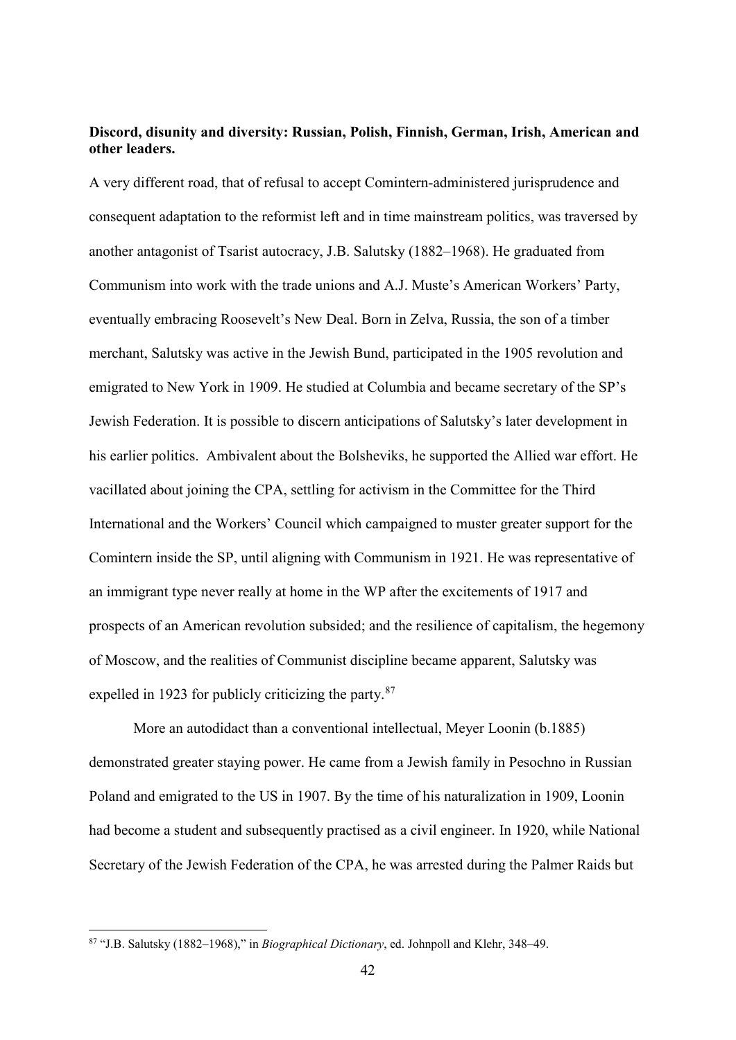**Discord, disunity and diversity: Russian, Polish, Finnish, German, Irish, American and other leaders.**

A very different road, that of refusal to accept Comintern-administered jurisprudence and consequent adaptation to the reformist left and in time mainstream politics, was traversed by another antagonist of Tsarist autocracy, J.B. Salutsky (1882–1968). He graduated from Communism into work with the trade unions and A.J. Muste's American Workers' Party, eventually embracing Roosevelt's New Deal. Born in Zelva, Russia, the son of a timber merchant, Salutsky was active in the Jewish Bund, participated in the 1905 revolution and emigrated to New York in 1909. He studied at Columbia and became secretary of the SP's Jewish Federation. It is possible to discern anticipations of Salutsky's later development in his earlier politics. Ambivalent about the Bolsheviks, he supported the Allied war effort. He vacillated about joining the CPA, settling for activism in the Committee for the Third International and the Workers' Council which campaigned to muster greater support for the Comintern inside the SP, until aligning with Communism in 1921. He was representative of an immigrant type never really at home in the WP after the excitements of 1917 and prospects of an American revolution subsided; and the resilience of capitalism, the hegemony of Moscow, and the realities of Communist discipline became apparent, Salutsky was expelled in 1923 for publicly criticizing the party.[87]

More an autodidact than a conventional intellectual, Meyer Loonin (b.1885) demonstrated greater staying power. He came from a Jewish family in Pesochno in Russian Poland and emigrated to the US in 1907. By the time of his naturalization in 1909, Loonin had become a student and subsequently practised as a civil engineer. In 1920, while National Secretary of the Jewish Federation of the CPA, he was arrested during the Palmer Raids but

[87] "J.B. Salutsky (1882–1968)," in *Biographical Dictionary*, ed. Johnpoll and Klehr, 348–49.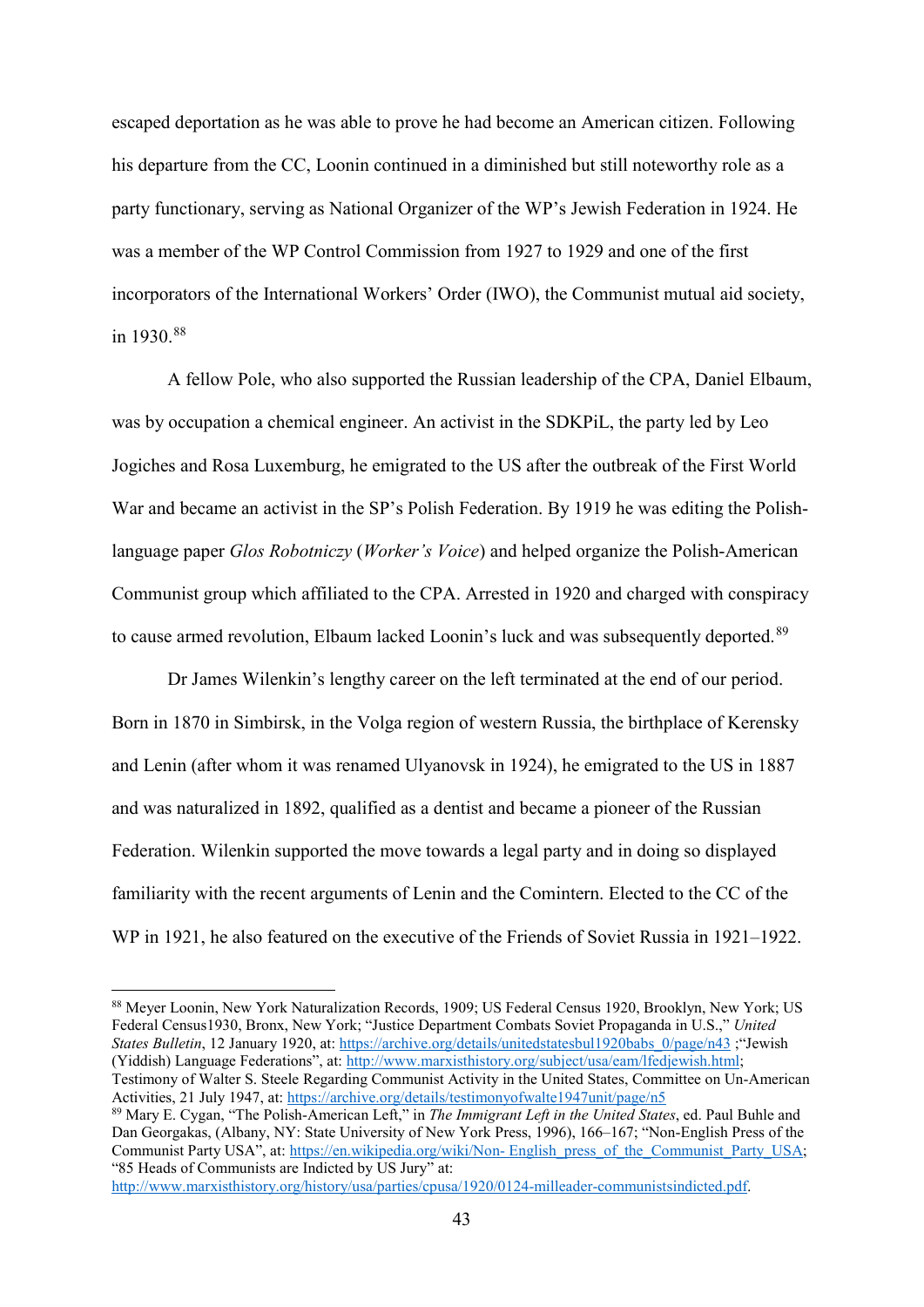escaped deportation as he was able to prove he had become an American citizen. Following his departure from the CC, Loonin continued in a diminished but still noteworthy role as a party functionary, serving as National Organizer of the WP's Jewish Federation in 1924. He was a member of the WP Control Commission from 1927 to 1929 and one of the first incorporators of the International Workers' Order (IWO), the Communist mutual aid society, in 1930.[88]

A fellow Pole, who also supported the Russian leadership of the CPA, Daniel Elbaum, was by occupation a chemical engineer. An activist in the SDKPiL, the party led by Leo Jogiches and Rosa Luxemburg, he emigrated to the US after the outbreak of the First World War and became an activist in the SP's Polish Federation. By 1919 he was editing the Polish-language paper *Glos Robotniczy* (*Worker's Voice*) and helped organize the Polish-American Communist group which affiliated to the CPA. Arrested in 1920 and charged with conspiracy to cause armed revolution, Elbaum lacked Loonin's luck and was subsequently deported.[89]

Dr James Wilenkin's lengthy career on the left terminated at the end of our period. Born in 1870 in Simbirsk, in the Volga region of western Russia, the birthplace of Kerensky and Lenin (after whom it was renamed Ulyanovsk in 1924), he emigrated to the US in 1887 and was naturalized in 1892, qualified as a dentist and became a pioneer of the Russian Federation. Wilenkin supported the move towards a legal party and in doing so displayed familiarity with the recent arguments of Lenin and the Comintern. Elected to the CC of the WP in 1921, he also featured on the executive of the Friends of Soviet Russia in 1921–1922.

---

[88] Meyer Loonin, New York Naturalization Records, 1909; US Federal Census 1920, Brooklyn, New York; US Federal Census1930, Bronx, New York; "Justice Department Combats Soviet Propaganda in U.S.," *United States Bulletin*, 12 January 1920, at: https://archive.org/details/unitedstatesbul1920babs_0/page/n43 ;"Jewish (Yiddish) Language Federations", at: http://www.marxisthistory.org/subject/usa/eam/lfedjewish.html; Testimony of Walter S. Steele Regarding Communist Activity in the United States, Committee on Un-American Activities, 21 July 1947, at: https://archive.org/details/testimonyofwalte1947unit/page/n5

[89] Mary E. Cygan, "The Polish-American Left," in *The Immigrant Left in the United States*, ed. Paul Buhle and Dan Georgakas, (Albany, NY: State University of New York Press, 1996), 166–167; "Non-English Press of the Communist Party USA", at: https://en.wikipedia.org/wiki/Non-_English_press_of_the_Communist_Party_USA; "85 Heads of Communists are Indicted by US Jury" at: http://www.marxisthistory.org/history/usa/parties/cpusa/1920/0124-milleader-communistsindicted.pdf.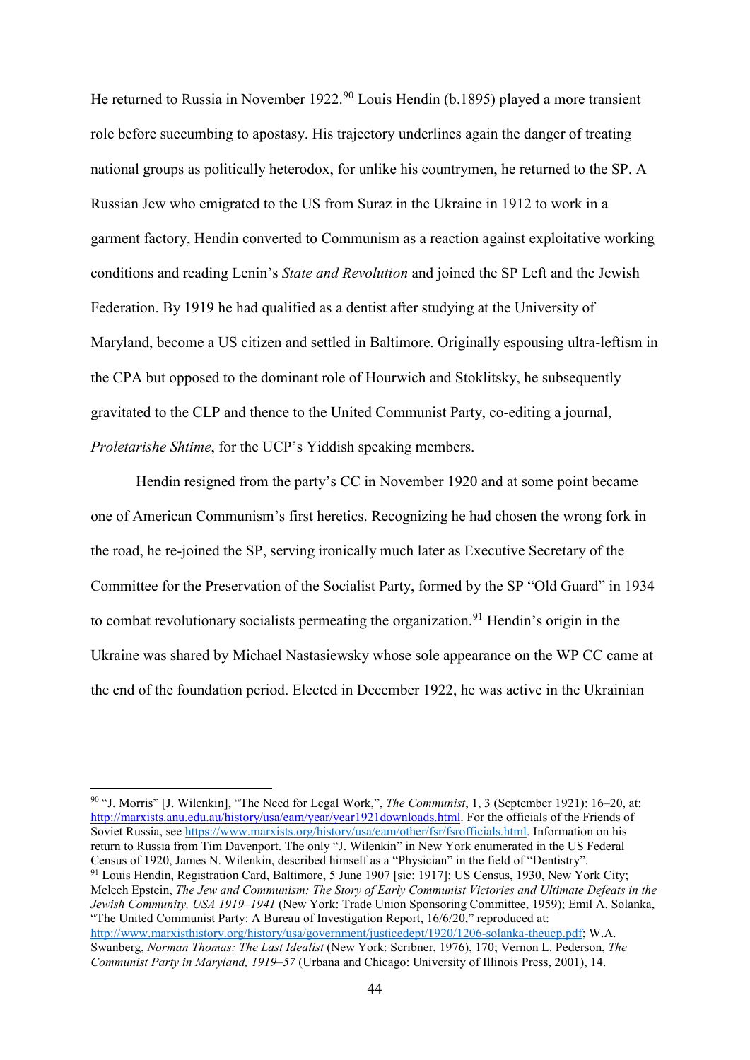He returned to Russia in November 1922.[90] Louis Hendin (b.1895) played a more transient role before succumbing to apostasy. His trajectory underlines again the danger of treating national groups as politically heterodox, for unlike his countrymen, he returned to the SP. A Russian Jew who emigrated to the US from Suraz in the Ukraine in 1912 to work in a garment factory, Hendin converted to Communism as a reaction against exploitative working conditions and reading Lenin's *State and Revolution* and joined the SP Left and the Jewish Federation. By 1919 he had qualified as a dentist after studying at the University of Maryland, become a US citizen and settled in Baltimore. Originally espousing ultra-leftism in the CPA but opposed to the dominant role of Hourwich and Stoklitsky, he subsequently gravitated to the CLP and thence to the United Communist Party, co-editing a journal, *Proletarishe Shtime*, for the UCP's Yiddish speaking members.

Hendin resigned from the party's CC in November 1920 and at some point became one of American Communism's first heretics. Recognizing he had chosen the wrong fork in the road, he re-joined the SP, serving ironically much later as Executive Secretary of the Committee for the Preservation of the Socialist Party, formed by the SP "Old Guard" in 1934 to combat revolutionary socialists permeating the organization.[91] Hendin's origin in the Ukraine was shared by Michael Nastasiewsky whose sole appearance on the WP CC came at the end of the foundation period. Elected in December 1922, he was active in the Ukrainian

---

[90] "J. Morris" [J. Wilenkin], "The Need for Legal Work,", *The Communist*, 1, 3 (September 1921): 16–20, at: http://marxists.anu.edu.au/history/usa/eam/year/year1921downloads.html. For the officials of the Friends of Soviet Russia, see https://www.marxists.org/history/usa/eam/other/fsr/fsrofficials.html. Information on his return to Russia from Tim Davenport. The only "J. Wilenkin" in New York enumerated in the US Federal Census of 1920, James N. Wilenkin, described himself as a "Physician" in the field of "Dentistry".

[91] Louis Hendin, Registration Card, Baltimore, 5 June 1907 [sic: 1917]; US Census, 1930, New York City; Melech Epstein, *The Jew and Communism: The Story of Early Communist Victories and Ultimate Defeats in the Jewish Community, USA 1919–1941* (New York: Trade Union Sponsoring Committee, 1959); Emil A. Solanka, "The United Communist Party: A Bureau of Investigation Report, 16/6/20," reproduced at: http://www.marxisthistory.org/history/usa/government/justicedept/1920/1206-solanka-theucp.pdf; W.A. Swanberg, *Norman Thomas: The Last Idealist* (New York: Scribner, 1976), 170; Vernon L. Pederson, *The Communist Party in Maryland, 1919–57* (Urbana and Chicago: University of Illinois Press, 2001), 14.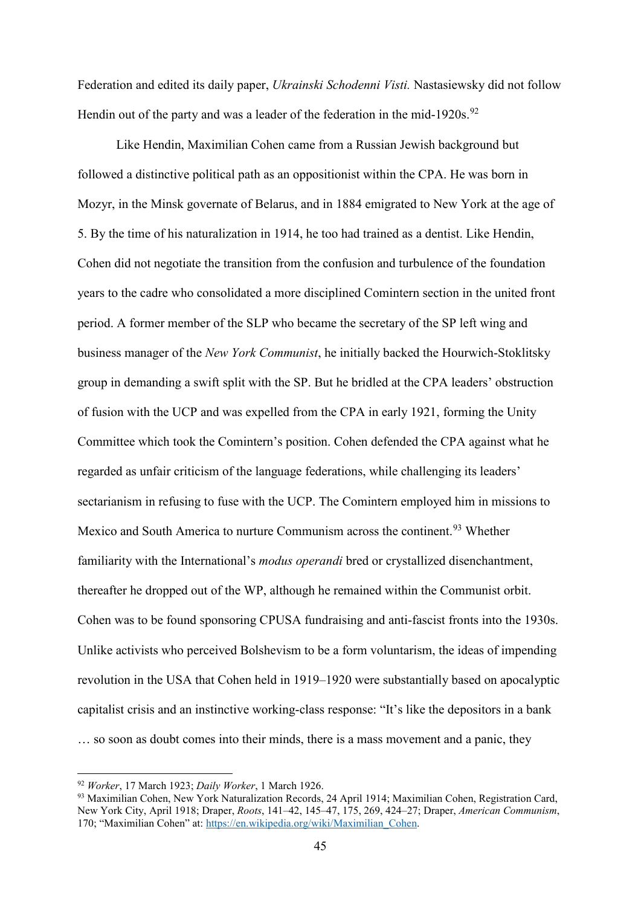Federation and edited its daily paper, *Ukrainski Schodenni Visti.* Nastasiewsky did not follow Hendin out of the party and was a leader of the federation in the mid-1920s.[92]

Like Hendin, Maximilian Cohen came from a Russian Jewish background but followed a distinctive political path as an oppositionist within the CPA. He was born in Mozyr, in the Minsk governate of Belarus, and in 1884 emigrated to New York at the age of 5. By the time of his naturalization in 1914, he too had trained as a dentist. Like Hendin, Cohen did not negotiate the transition from the confusion and turbulence of the foundation years to the cadre who consolidated a more disciplined Comintern section in the united front period. A former member of the SLP who became the secretary of the SP left wing and business manager of the *New York Communist*, he initially backed the Hourwich-Stoklitsky group in demanding a swift split with the SP. But he bridled at the CPA leaders' obstruction of fusion with the UCP and was expelled from the CPA in early 1921, forming the Unity Committee which took the Comintern's position. Cohen defended the CPA against what he regarded as unfair criticism of the language federations, while challenging its leaders' sectarianism in refusing to fuse with the UCP. The Comintern employed him in missions to Mexico and South America to nurture Communism across the continent.[93] Whether familiarity with the International's *modus operandi* bred or crystallized disenchantment, thereafter he dropped out of the WP, although he remained within the Communist orbit. Cohen was to be found sponsoring CPUSA fundraising and anti-fascist fronts into the 1930s. Unlike activists who perceived Bolshevism to be a form voluntarism, the ideas of impending revolution in the USA that Cohen held in 1919–1920 were substantially based on apocalyptic capitalist crisis and an instinctive working-class response: "It's like the depositors in a bank … so soon as doubt comes into their minds, there is a mass movement and a panic, they

---

[92] *Worker*, 17 March 1923; *Daily Worker*, 1 March 1926.

[93] Maximilian Cohen, New York Naturalization Records, 24 April 1914; Maximilian Cohen, Registration Card, New York City, April 1918; Draper, *Roots*, 141–42, 145–47, 175, 269, 424–27; Draper, *American Communism*, 170; "Maximilian Cohen" at: https://en.wikipedia.org/wiki/Maximilian_Cohen.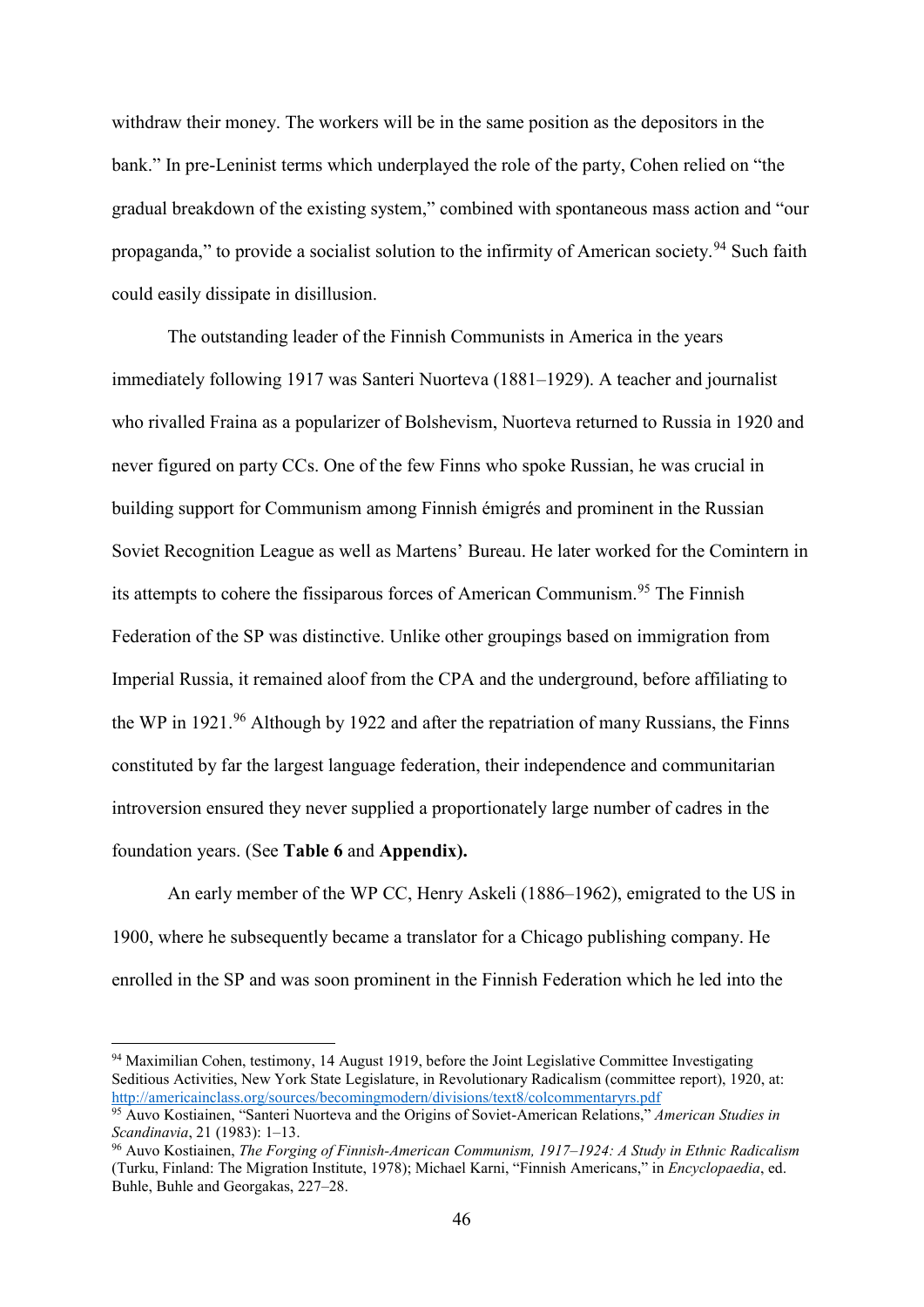withdraw their money. The workers will be in the same position as the depositors in the bank." In pre-Leninist terms which underplayed the role of the party, Cohen relied on "the gradual breakdown of the existing system," combined with spontaneous mass action and "our propaganda," to provide a socialist solution to the infirmity of American society.[94] Such faith could easily dissipate in disillusion.

The outstanding leader of the Finnish Communists in America in the years immediately following 1917 was Santeri Nuorteva (1881–1929). A teacher and journalist who rivalled Fraina as a popularizer of Bolshevism, Nuorteva returned to Russia in 1920 and never figured on party CCs. One of the few Finns who spoke Russian, he was crucial in building support for Communism among Finnish émigrés and prominent in the Russian Soviet Recognition League as well as Martens' Bureau. He later worked for the Comintern in its attempts to cohere the fissiparous forces of American Communism.[95] The Finnish Federation of the SP was distinctive. Unlike other groupings based on immigration from Imperial Russia, it remained aloof from the CPA and the underground, before affiliating to the WP in 1921.[96] Although by 1922 and after the repatriation of many Russians, the Finns constituted by far the largest language federation, their independence and communitarian introversion ensured they never supplied a proportionately large number of cadres in the foundation years. (See **Table 6** and **Appendix).**

An early member of the WP CC, Henry Askeli (1886–1962), emigrated to the US in 1900, where he subsequently became a translator for a Chicago publishing company. He enrolled in the SP and was soon prominent in the Finnish Federation which he led into the

---

[94] Maximilian Cohen, testimony, 14 August 1919, before the Joint Legislative Committee Investigating Seditious Activities, New York State Legislature, in Revolutionary Radicalism (committee report), 1920, at: http://americainclass.org/sources/becomingmodern/divisions/text8/colcommentaryrs.pdf

[95] Auvo Kostiainen, "Santeri Nuorteva and the Origins of Soviet-American Relations," *American Studies in Scandinavia*, 21 (1983): 1–13.

[96] Auvo Kostiainen, *The Forging of Finnish-American Communism, 1917–1924: A Study in Ethnic Radicalism* (Turku, Finland: The Migration Institute, 1978); Michael Karni, "Finnish Americans," in *Encyclopaedia*, ed. Buhle, Buhle and Georgakas, 227–28.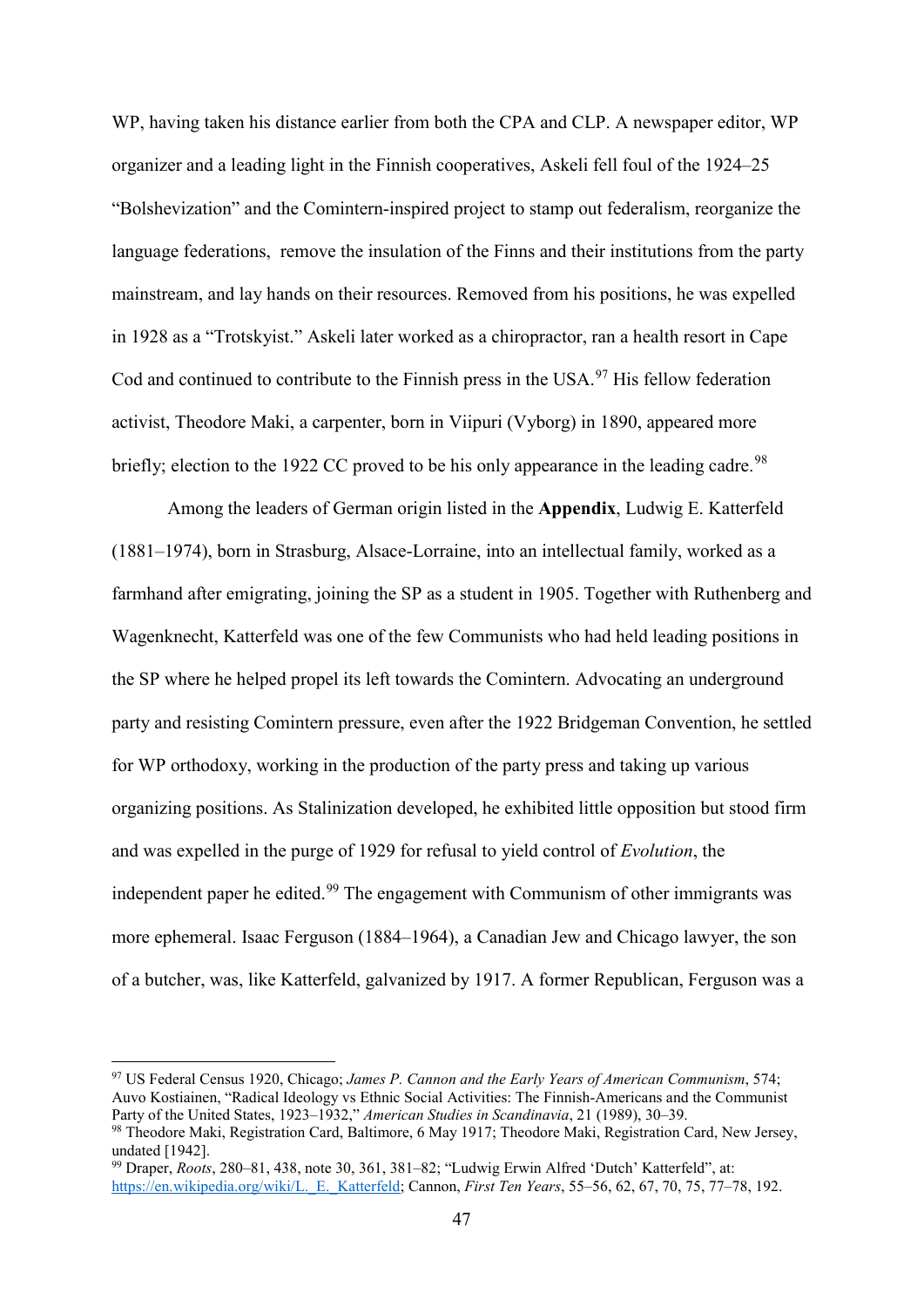WP, having taken his distance earlier from both the CPA and CLP. A newspaper editor, WP organizer and a leading light in the Finnish cooperatives, Askeli fell foul of the 1924–25 “Bolshevization” and the Comintern-inspired project to stamp out federalism, reorganize the language federations, remove the insulation of the Finns and their institutions from the party mainstream, and lay hands on their resources. Removed from his positions, he was expelled in 1928 as a “Trotskyist.” Askeli later worked as a chiropractor, ran a health resort in Cape Cod and continued to contribute to the Finnish press in the USA.[97] His fellow federation activist, Theodore Maki, a carpenter, born in Viipuri (Vyborg) in 1890, appeared more briefly; election to the 1922 CC proved to be his only appearance in the leading cadre.[98]

Among the leaders of German origin listed in the **Appendix**, Ludwig E. Katterfeld (1881–1974), born in Strasburg, Alsace-Lorraine, into an intellectual family, worked as a farmhand after emigrating, joining the SP as a student in 1905. Together with Ruthenberg and Wagenknecht, Katterfeld was one of the few Communists who had held leading positions in the SP where he helped propel its left towards the Comintern. Advocating an underground party and resisting Comintern pressure, even after the 1922 Bridgeman Convention, he settled for WP orthodoxy, working in the production of the party press and taking up various organizing positions. As Stalinization developed, he exhibited little opposition but stood firm and was expelled in the purge of 1929 for refusal to yield control of *Evolution*, the independent paper he edited.[99] The engagement with Communism of other immigrants was more ephemeral. Isaac Ferguson (1884–1964), a Canadian Jew and Chicago lawyer, the son of a butcher, was, like Katterfeld, galvanized by 1917. A former Republican, Ferguson was a

---

[97] US Federal Census 1920, Chicago; *James P. Cannon and the Early Years of American Communism*, 574; Auvo Kostiainen, “Radical Ideology vs Ethnic Social Activities: The Finnish-Americans and the Communist Party of the United States, 1923–1932,” *American Studies in Scandinavia*, 21 (1989), 30–39.

[98] Theodore Maki, Registration Card, Baltimore, 6 May 1917; Theodore Maki, Registration Card, New Jersey, undated [1942].

[99] Draper, *Roots*, 280–81, 438, note 30, 361, 381–82; “Ludwig Erwin Alfred ‘Dutch’ Katterfeld”, at: https://en.wikipedia.org/wiki/L._E._Katterfeld; Cannon, *First Ten Years*, 55–56, 62, 67, 70, 75, 77–78, 192.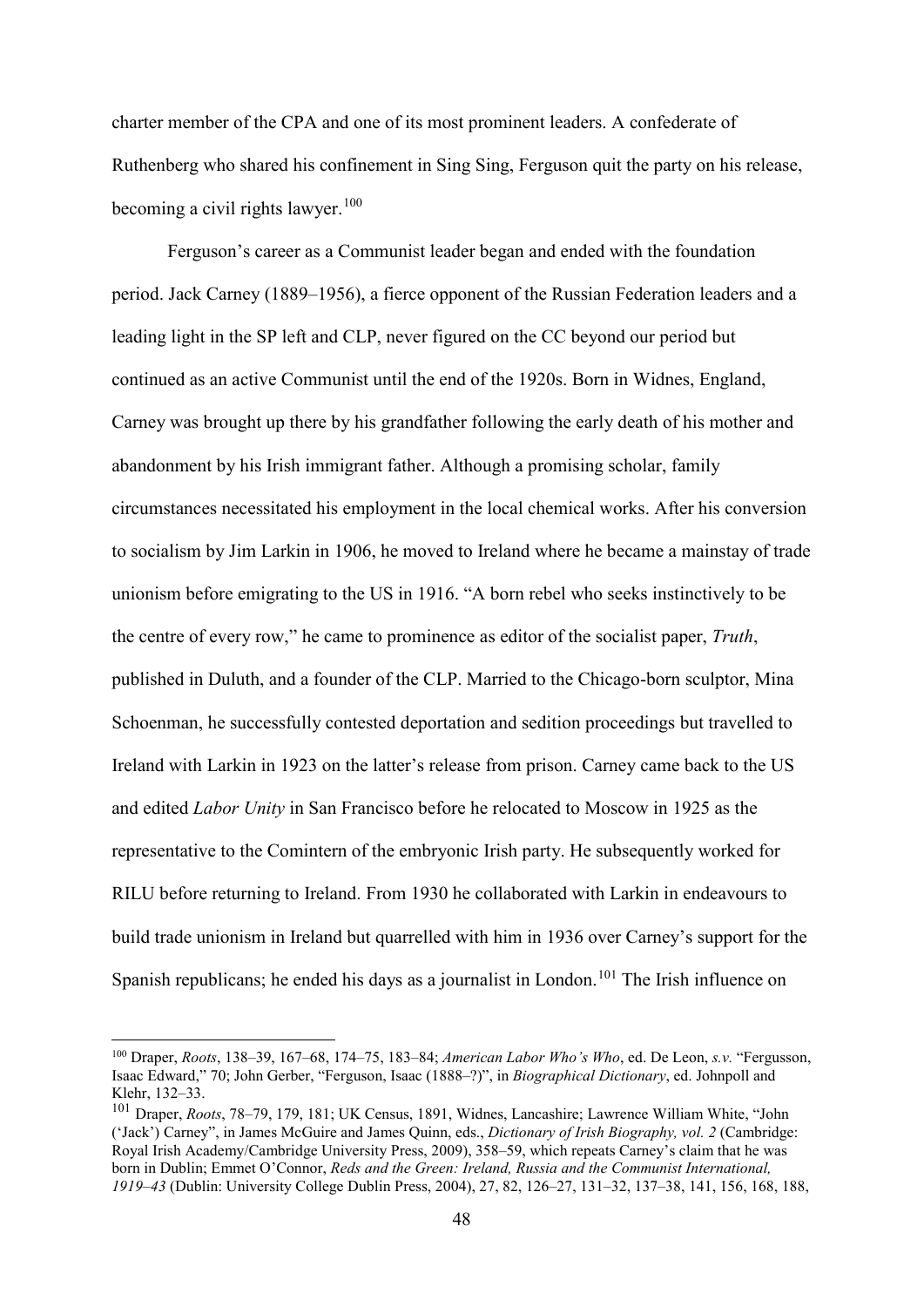charter member of the CPA and one of its most prominent leaders. A confederate of Ruthenberg who shared his confinement in Sing Sing, Ferguson quit the party on his release, becoming a civil rights lawyer.[100]

Ferguson's career as a Communist leader began and ended with the foundation period. Jack Carney (1889–1956), a fierce opponent of the Russian Federation leaders and a leading light in the SP left and CLP, never figured on the CC beyond our period but continued as an active Communist until the end of the 1920s. Born in Widnes, England, Carney was brought up there by his grandfather following the early death of his mother and abandonment by his Irish immigrant father. Although a promising scholar, family circumstances necessitated his employment in the local chemical works. After his conversion to socialism by Jim Larkin in 1906, he moved to Ireland where he became a mainstay of trade unionism before emigrating to the US in 1916. "A born rebel who seeks instinctively to be the centre of every row," he came to prominence as editor of the socialist paper, *Truth*, published in Duluth, and a founder of the CLP. Married to the Chicago-born sculptor, Mina Schoenman, he successfully contested deportation and sedition proceedings but travelled to Ireland with Larkin in 1923 on the latter's release from prison. Carney came back to the US and edited *Labor Unity* in San Francisco before he relocated to Moscow in 1925 as the representative to the Comintern of the embryonic Irish party. He subsequently worked for RILU before returning to Ireland. From 1930 he collaborated with Larkin in endeavours to build trade unionism in Ireland but quarrelled with him in 1936 over Carney's support for the Spanish republicans; he ended his days as a journalist in London.[101] The Irish influence on

---

[100] Draper, *Roots*, 138–39, 167–68, 174–75, 183–84; *American Labor Who's Who*, ed. De Leon, *s.v.* "Fergusson, Isaac Edward," 70; John Gerber, "Ferguson, Isaac (1888–?)", in *Biographical Dictionary*, ed. Johnpoll and Klehr, 132–33.

[101] Draper, *Roots*, 78–79, 179, 181; UK Census, 1891, Widnes, Lancashire; Lawrence William White, "John ('Jack') Carney", in James McGuire and James Quinn, eds., *Dictionary of Irish Biography, vol. 2* (Cambridge: Royal Irish Academy/Cambridge University Press, 2009), 358–59, which repeats Carney's claim that he was born in Dublin; Emmet O'Connor, *Reds and the Green: Ireland, Russia and the Communist International, 1919–43* (Dublin: University College Dublin Press, 2004), 27, 82, 126–27, 131–32, 137–38, 141, 156, 168, 188,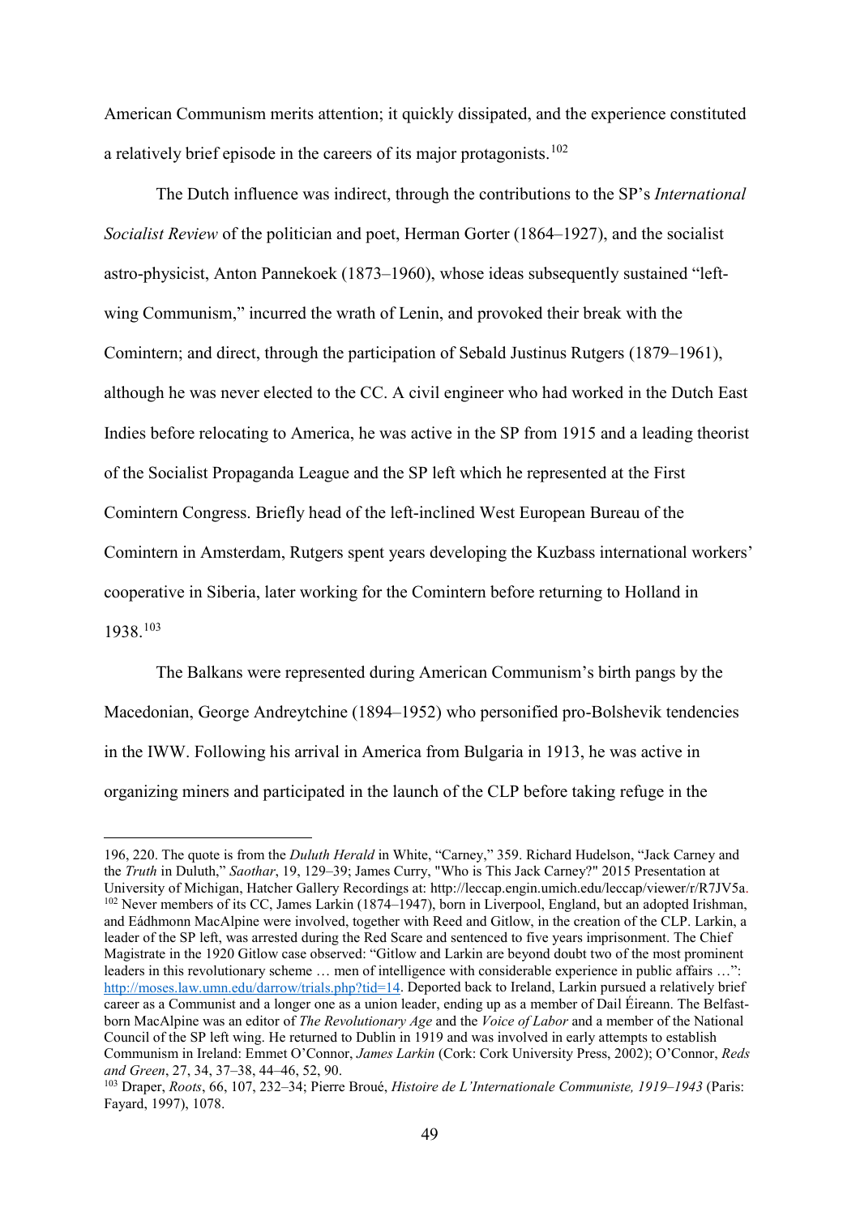American Communism merits attention; it quickly dissipated, and the experience constituted a relatively brief episode in the careers of its major protagonists.[102]

The Dutch influence was indirect, through the contributions to the SP's *International Socialist Review* of the politician and poet, Herman Gorter (1864–1927), and the socialist astro-physicist, Anton Pannekoek (1873–1960), whose ideas subsequently sustained "left-wing Communism," incurred the wrath of Lenin, and provoked their break with the Comintern; and direct, through the participation of Sebald Justinus Rutgers (1879–1961), although he was never elected to the CC. A civil engineer who had worked in the Dutch East Indies before relocating to America, he was active in the SP from 1915 and a leading theorist of the Socialist Propaganda League and the SP left which he represented at the First Comintern Congress. Briefly head of the left-inclined West European Bureau of the Comintern in Amsterdam, Rutgers spent years developing the Kuzbass international workers' cooperative in Siberia, later working for the Comintern before returning to Holland in 1938.[103]

The Balkans were represented during American Communism's birth pangs by the Macedonian, George Andreytchine (1894–1952) who personified pro-Bolshevik tendencies in the IWW. Following his arrival in America from Bulgaria in 1913, he was active in organizing miners and participated in the launch of the CLP before taking refuge in the

---

196, 220. The quote is from the *Duluth Herald* in White, "Carney," 359. Richard Hudelson, "Jack Carney and the *Truth* in Duluth," *Saothar*, 19, 129–39; James Curry, "Who is This Jack Carney?" 2015 Presentation at University of Michigan, Hatcher Gallery Recordings at: http://leccap.engin.umich.edu/leccap/viewer/r/R7JV5a.

[102] Never members of its CC, James Larkin (1874–1947), born in Liverpool, England, but an adopted Irishman, and Eádhmonn MacAlpine were involved, together with Reed and Gitlow, in the creation of the CLP. Larkin, a leader of the SP left, was arrested during the Red Scare and sentenced to five years imprisonment. The Chief Magistrate in the 1920 Gitlow case observed: "Gitlow and Larkin are beyond doubt two of the most prominent leaders in this revolutionary scheme … men of intelligence with considerable experience in public affairs …": http://moses.law.umn.edu/darrow/trials.php?tid=14. Deported back to Ireland, Larkin pursued a relatively brief career as a Communist and a longer one as a union leader, ending up as a member of Dail Éireann. The Belfast-born MacAlpine was an editor of *The Revolutionary Age* and the *Voice of Labor* and a member of the National Council of the SP left wing. He returned to Dublin in 1919 and was involved in early attempts to establish Communism in Ireland: Emmet O'Connor, *James Larkin* (Cork: Cork University Press, 2002); O'Connor, *Reds and Green*, 27, 34, 37–38, 44–46, 52, 90.

[103] Draper, *Roots*, 66, 107, 232–34; Pierre Broué, *Histoire de L'Internationale Communiste, 1919–1943* (Paris: Fayard, 1997), 1078.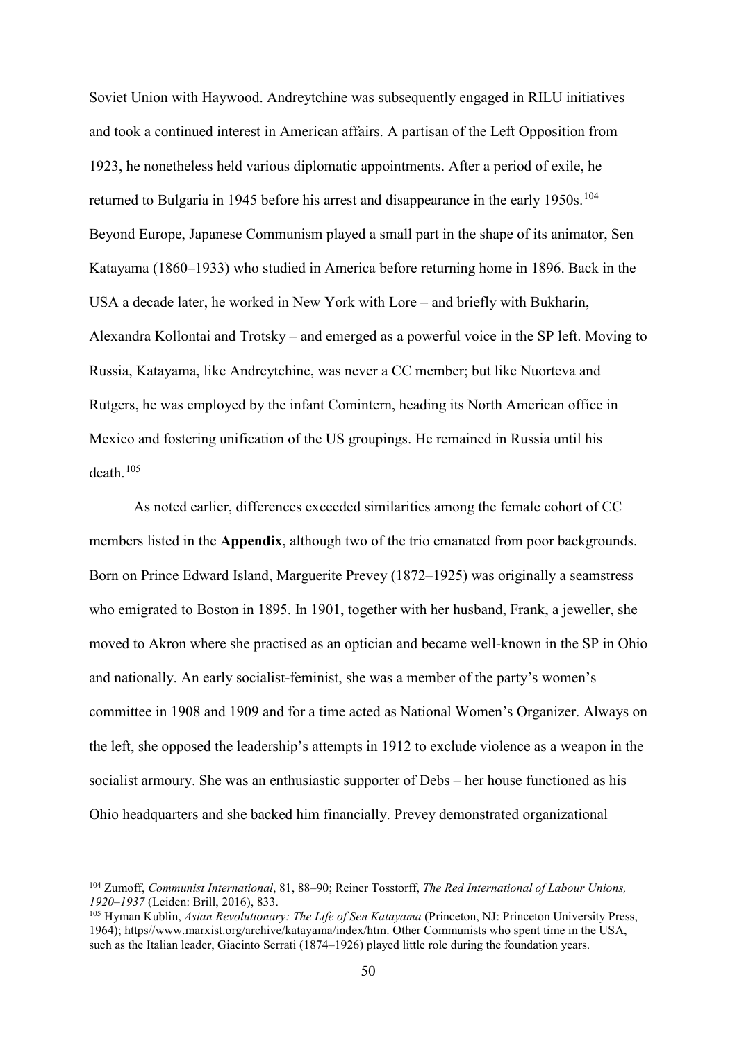Soviet Union with Haywood. Andreytchine was subsequently engaged in RILU initiatives and took a continued interest in American affairs. A partisan of the Left Opposition from 1923, he nonetheless held various diplomatic appointments. After a period of exile, he returned to Bulgaria in 1945 before his arrest and disappearance in the early 1950s.[104] Beyond Europe, Japanese Communism played a small part in the shape of its animator, Sen Katayama (1860–1933) who studied in America before returning home in 1896. Back in the USA a decade later, he worked in New York with Lore – and briefly with Bukharin, Alexandra Kollontai and Trotsky – and emerged as a powerful voice in the SP left. Moving to Russia, Katayama, like Andreytchine, was never a CC member; but like Nuorteva and Rutgers, he was employed by the infant Comintern, heading its North American office in Mexico and fostering unification of the US groupings. He remained in Russia until his death.[105]

As noted earlier, differences exceeded similarities among the female cohort of CC members listed in the **Appendix**, although two of the trio emanated from poor backgrounds. Born on Prince Edward Island, Marguerite Prevey (1872–1925) was originally a seamstress who emigrated to Boston in 1895. In 1901, together with her husband, Frank, a jeweller, she moved to Akron where she practised as an optician and became well-known in the SP in Ohio and nationally. An early socialist-feminist, she was a member of the party's women's committee in 1908 and 1909 and for a time acted as National Women's Organizer. Always on the left, she opposed the leadership's attempts in 1912 to exclude violence as a weapon in the socialist armoury. She was an enthusiastic supporter of Debs – her house functioned as his Ohio headquarters and she backed him financially. Prevey demonstrated organizational

---

[104] Zumoff, *Communist International*, 81, 88–90; Reiner Tosstorff, *The Red International of Labour Unions, 1920–1937* (Leiden: Brill, 2016), 833.

[105] Hyman Kublin, *Asian Revolutionary: The Life of Sen Katayama* (Princeton, NJ: Princeton University Press, 1964); https//www.marxist.org/archive/katayama/index/htm. Other Communists who spent time in the USA, such as the Italian leader, Giacinto Serrati (1874–1926) played little role during the foundation years.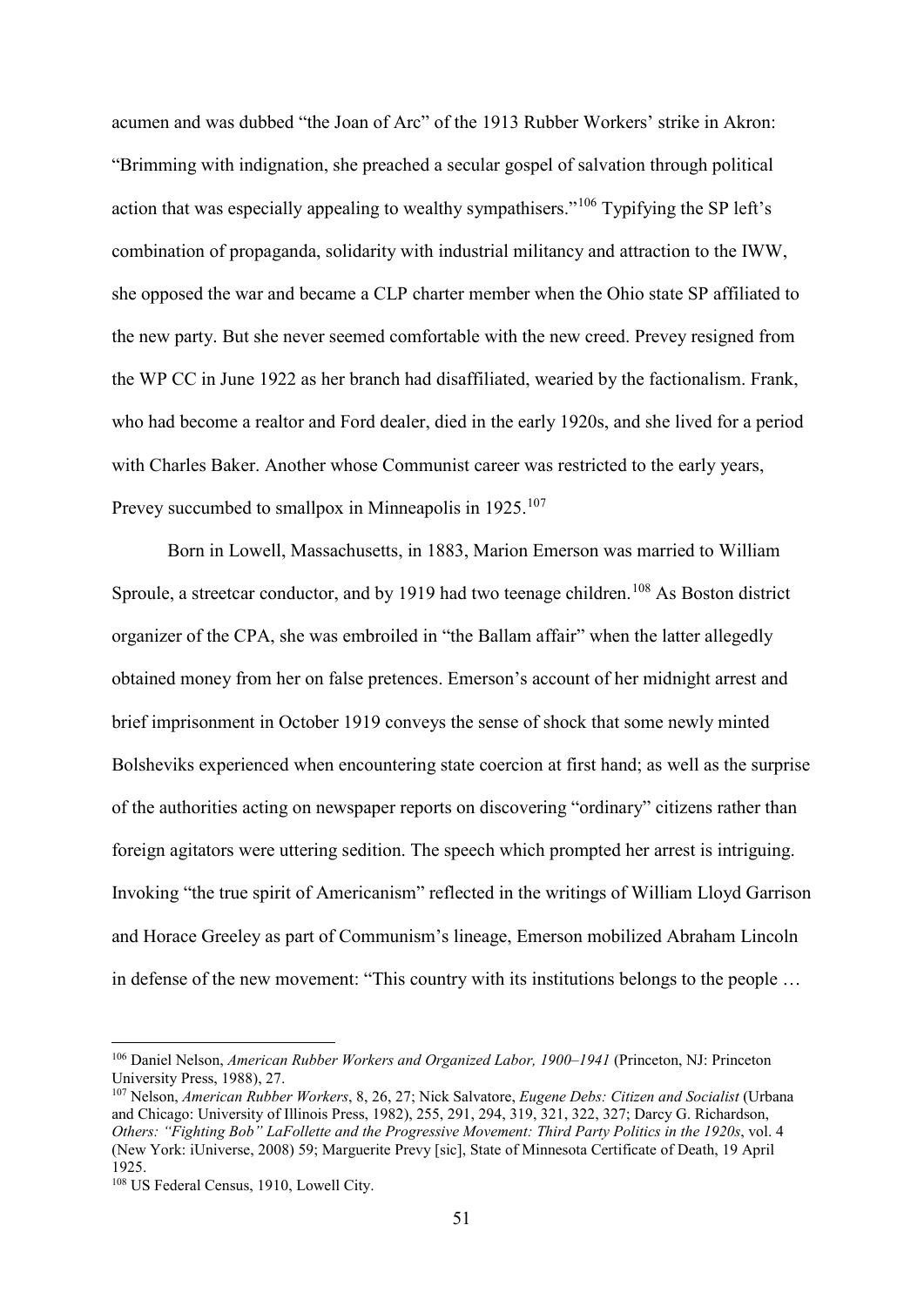acumen and was dubbed "the Joan of Arc" of the 1913 Rubber Workers' strike in Akron: "Brimming with indignation, she preached a secular gospel of salvation through political action that was especially appealing to wealthy sympathisers."[106] Typifying the SP left's combination of propaganda, solidarity with industrial militancy and attraction to the IWW, she opposed the war and became a CLP charter member when the Ohio state SP affiliated to the new party. But she never seemed comfortable with the new creed. Prevey resigned from the WP CC in June 1922 as her branch had disaffiliated, wearied by the factionalism. Frank, who had become a realtor and Ford dealer, died in the early 1920s, and she lived for a period with Charles Baker. Another whose Communist career was restricted to the early years, Prevey succumbed to smallpox in Minneapolis in 1925.[107]

Born in Lowell, Massachusetts, in 1883, Marion Emerson was married to William Sproule, a streetcar conductor, and by 1919 had two teenage children.[108] As Boston district organizer of the CPA, she was embroiled in "the Ballam affair" when the latter allegedly obtained money from her on false pretences. Emerson's account of her midnight arrest and brief imprisonment in October 1919 conveys the sense of shock that some newly minted Bolsheviks experienced when encountering state coercion at first hand; as well as the surprise of the authorities acting on newspaper reports on discovering "ordinary" citizens rather than foreign agitators were uttering sedition. The speech which prompted her arrest is intriguing. Invoking "the true spirit of Americanism" reflected in the writings of William Lloyd Garrison and Horace Greeley as part of Communism's lineage, Emerson mobilized Abraham Lincoln in defense of the new movement: "This country with its institutions belongs to the people …

---

[106] Daniel Nelson, *American Rubber Workers and Organized Labor, 1900–1941* (Princeton, NJ: Princeton University Press, 1988), 27.

[107] Nelson, *American Rubber Workers*, 8, 26, 27; Nick Salvatore, *Eugene Debs: Citizen and Socialist* (Urbana and Chicago: University of Illinois Press, 1982), 255, 291, 294, 319, 321, 322, 327; Darcy G. Richardson, *Others: "Fighting Bob" LaFollette and the Progressive Movement: Third Party Politics in the 1920s*, vol. 4 (New York: iUniverse, 2008) 59; Marguerite Prevy [sic], State of Minnesota Certificate of Death, 19 April 1925.

[108] US Federal Census, 1910, Lowell City.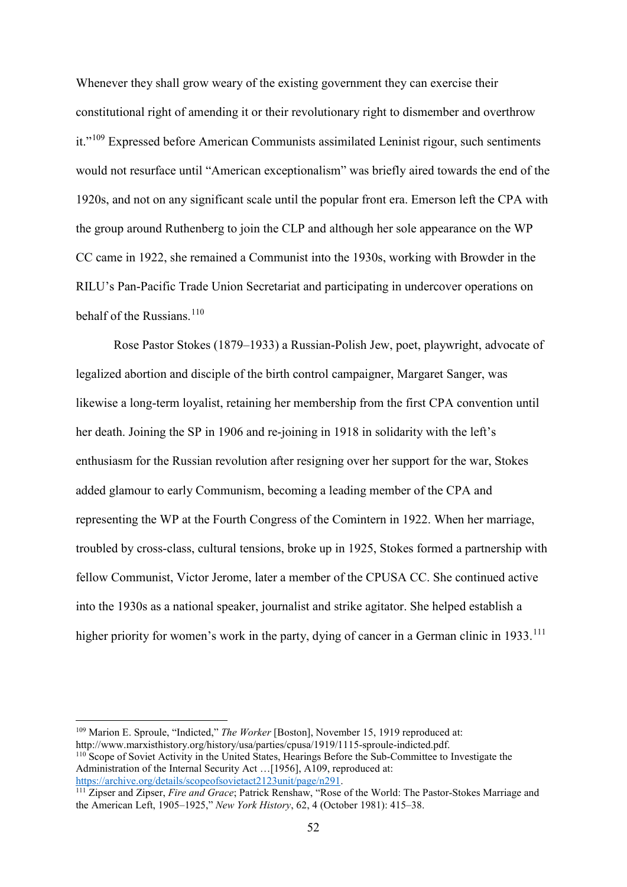Whenever they shall grow weary of the existing government they can exercise their constitutional right of amending it or their revolutionary right to dismember and overthrow it."[109] Expressed before American Communists assimilated Leninist rigour, such sentiments would not resurface until "American exceptionalism" was briefly aired towards the end of the 1920s, and not on any significant scale until the popular front era. Emerson left the CPA with the group around Ruthenberg to join the CLP and although her sole appearance on the WP CC came in 1922, she remained a Communist into the 1930s, working with Browder in the RILU's Pan-Pacific Trade Union Secretariat and participating in undercover operations on behalf of the Russians.[110]

Rose Pastor Stokes (1879–1933) a Russian-Polish Jew, poet, playwright, advocate of legalized abortion and disciple of the birth control campaigner, Margaret Sanger, was likewise a long-term loyalist, retaining her membership from the first CPA convention until her death. Joining the SP in 1906 and re-joining in 1918 in solidarity with the left's enthusiasm for the Russian revolution after resigning over her support for the war, Stokes added glamour to early Communism, becoming a leading member of the CPA and representing the WP at the Fourth Congress of the Comintern in 1922. When her marriage, troubled by cross-class, cultural tensions, broke up in 1925, Stokes formed a partnership with fellow Communist, Victor Jerome, later a member of the CPUSA CC. She continued active into the 1930s as a national speaker, journalist and strike agitator. She helped establish a higher priority for women's work in the party, dying of cancer in a German clinic in 1933.[111]

---

[109] Marion E. Sproule, "Indicted," *The Worker* [Boston], November 15, 1919 reproduced at: http://www.marxisthistory.org/history/usa/parties/cpusa/1919/1115-sproule-indicted.pdf.

[110] Scope of Soviet Activity in the United States, Hearings Before the Sub-Committee to Investigate the Administration of the Internal Security Act …[1956], A109, reproduced at: https://archive.org/details/scopeofsovietact2123unit/page/n291.

[111] Zipser and Zipser, *Fire and Grace*; Patrick Renshaw, "Rose of the World: The Pastor-Stokes Marriage and the American Left, 1905–1925," *New York History*, 62, 4 (October 1981): 415–38.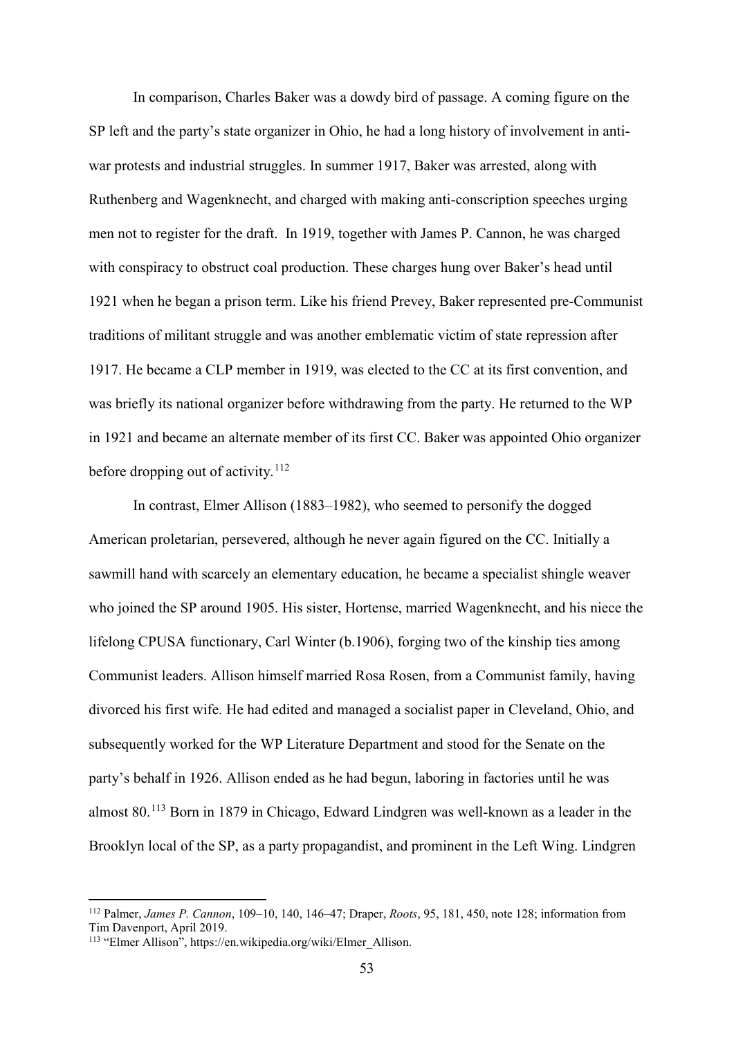In comparison, Charles Baker was a dowdy bird of passage. A coming figure on the SP left and the party's state organizer in Ohio, he had a long history of involvement in anti-war protests and industrial struggles. In summer 1917, Baker was arrested, along with Ruthenberg and Wagenknecht, and charged with making anti-conscription speeches urging men not to register for the draft. In 1919, together with James P. Cannon, he was charged with conspiracy to obstruct coal production. These charges hung over Baker's head until 1921 when he began a prison term. Like his friend Prevey, Baker represented pre-Communist traditions of militant struggle and was another emblematic victim of state repression after 1917. He became a CLP member in 1919, was elected to the CC at its first convention, and was briefly its national organizer before withdrawing from the party. He returned to the WP in 1921 and became an alternate member of its first CC. Baker was appointed Ohio organizer before dropping out of activity.[112]

In contrast, Elmer Allison (1883–1982), who seemed to personify the dogged American proletarian, persevered, although he never again figured on the CC. Initially a sawmill hand with scarcely an elementary education, he became a specialist shingle weaver who joined the SP around 1905. His sister, Hortense, married Wagenknecht, and his niece the lifelong CPUSA functionary, Carl Winter (b.1906), forging two of the kinship ties among Communist leaders. Allison himself married Rosa Rosen, from a Communist family, having divorced his first wife. He had edited and managed a socialist paper in Cleveland, Ohio, and subsequently worked for the WP Literature Department and stood for the Senate on the party's behalf in 1926. Allison ended as he had begun, laboring in factories until he was almost 80.[113] Born in 1879 in Chicago, Edward Lindgren was well-known as a leader in the Brooklyn local of the SP, as a party propagandist, and prominent in the Left Wing. Lindgren

---

[112] Palmer, *James P. Cannon*, 109–10, 140, 146–47; Draper, *Roots*, 95, 181, 450, note 128; information from Tim Davenport, April 2019.

[113] "Elmer Allison", https://en.wikipedia.org/wiki/Elmer_Allison.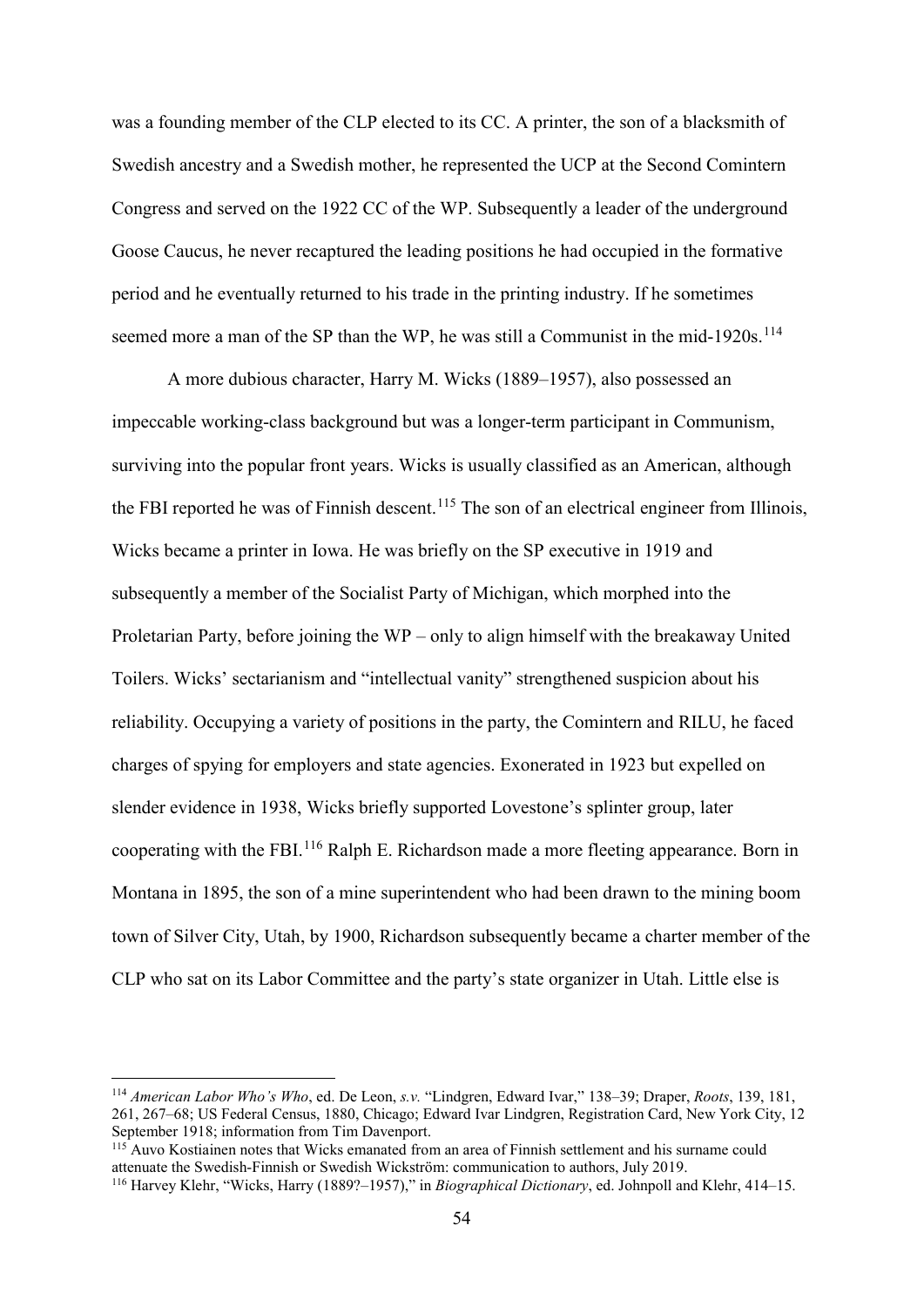was a founding member of the CLP elected to its CC. A printer, the son of a blacksmith of Swedish ancestry and a Swedish mother, he represented the UCP at the Second Comintern Congress and served on the 1922 CC of the WP. Subsequently a leader of the underground Goose Caucus, he never recaptured the leading positions he had occupied in the formative period and he eventually returned to his trade in the printing industry. If he sometimes seemed more a man of the SP than the WP, he was still a Communist in the mid-1920s.[114]

A more dubious character, Harry M. Wicks (1889–1957), also possessed an impeccable working-class background but was a longer-term participant in Communism, surviving into the popular front years. Wicks is usually classified as an American, although the FBI reported he was of Finnish descent.[115] The son of an electrical engineer from Illinois, Wicks became a printer in Iowa. He was briefly on the SP executive in 1919 and subsequently a member of the Socialist Party of Michigan, which morphed into the Proletarian Party, before joining the WP – only to align himself with the breakaway United Toilers. Wicks' sectarianism and "intellectual vanity" strengthened suspicion about his reliability. Occupying a variety of positions in the party, the Comintern and RILU, he faced charges of spying for employers and state agencies. Exonerated in 1923 but expelled on slender evidence in 1938, Wicks briefly supported Lovestone's splinter group, later cooperating with the FBI.[116] Ralph E. Richardson made a more fleeting appearance. Born in Montana in 1895, the son of a mine superintendent who had been drawn to the mining boom town of Silver City, Utah, by 1900, Richardson subsequently became a charter member of the CLP who sat on its Labor Committee and the party's state organizer in Utah. Little else is

---

[114] *American Labor Who's Who*, ed. De Leon, *s.v.* "Lindgren, Edward Ivar," 138–39; Draper, *Roots*, 139, 181, 261, 267–68; US Federal Census, 1880, Chicago; Edward Ivar Lindgren, Registration Card, New York City, 12 September 1918; information from Tim Davenport.

[115] Auvo Kostiainen notes that Wicks emanated from an area of Finnish settlement and his surname could attenuate the Swedish-Finnish or Swedish Wickström: communication to authors, July 2019.

[116] Harvey Klehr, "Wicks, Harry (1889?–1957)," in *Biographical Dictionary*, ed. Johnpoll and Klehr, 414–15.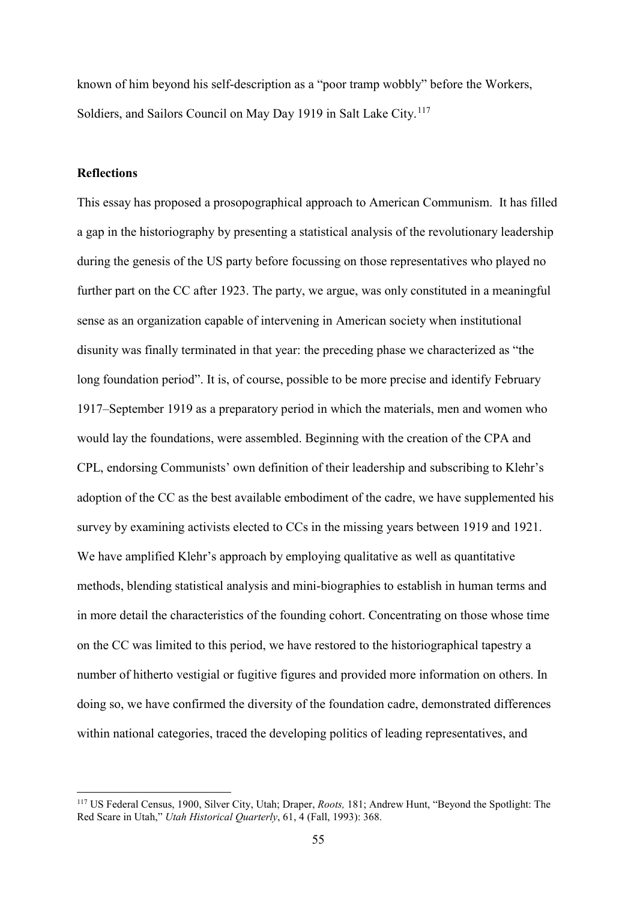known of him beyond his self-description as a "poor tramp wobbly" before the Workers, Soldiers, and Sailors Council on May Day 1919 in Salt Lake City.[117]

**Reflections**

This essay has proposed a prosopographical approach to American Communism. It has filled a gap in the historiography by presenting a statistical analysis of the revolutionary leadership during the genesis of the US party before focussing on those representatives who played no further part on the CC after 1923. The party, we argue, was only constituted in a meaningful sense as an organization capable of intervening in American society when institutional disunity was finally terminated in that year: the preceding phase we characterized as "the long foundation period". It is, of course, possible to be more precise and identify February 1917–September 1919 as a preparatory period in which the materials, men and women who would lay the foundations, were assembled. Beginning with the creation of the CPA and CPL, endorsing Communists' own definition of their leadership and subscribing to Klehr's adoption of the CC as the best available embodiment of the cadre, we have supplemented his survey by examining activists elected to CCs in the missing years between 1919 and 1921. We have amplified Klehr's approach by employing qualitative as well as quantitative methods, blending statistical analysis and mini-biographies to establish in human terms and in more detail the characteristics of the founding cohort. Concentrating on those whose time on the CC was limited to this period, we have restored to the historiographical tapestry a number of hitherto vestigial or fugitive figures and provided more information on others. In doing so, we have confirmed the diversity of the foundation cadre, demonstrated differences within national categories, traced the developing politics of leading representatives, and

[117] US Federal Census, 1900, Silver City, Utah; Draper, *Roots,* 181; Andrew Hunt, "Beyond the Spotlight: The Red Scare in Utah," *Utah Historical Quarterly*, 61, 4 (Fall, 1993): 368.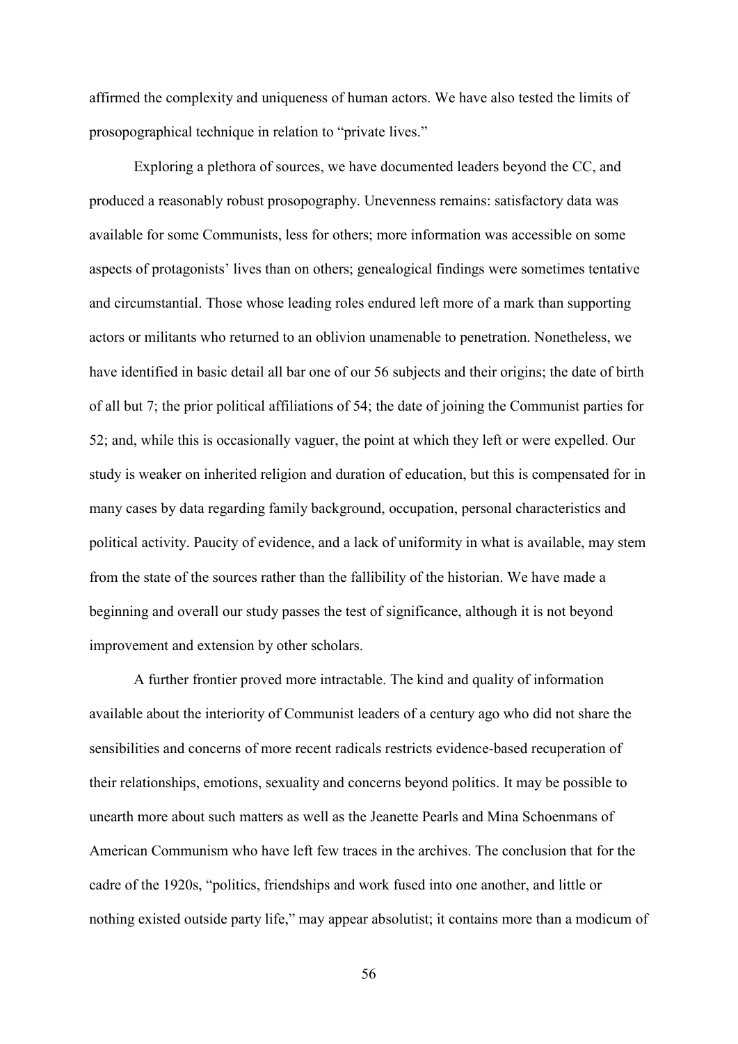affirmed the complexity and uniqueness of human actors. We have also tested the limits of prosopographical technique in relation to "private lives."

Exploring a plethora of sources, we have documented leaders beyond the CC, and produced a reasonably robust prosopography. Unevenness remains: satisfactory data was available for some Communists, less for others; more information was accessible on some aspects of protagonists' lives than on others; genealogical findings were sometimes tentative and circumstantial. Those whose leading roles endured left more of a mark than supporting actors or militants who returned to an oblivion unamenable to penetration. Nonetheless, we have identified in basic detail all bar one of our 56 subjects and their origins; the date of birth of all but 7; the prior political affiliations of 54; the date of joining the Communist parties for 52; and, while this is occasionally vaguer, the point at which they left or were expelled. Our study is weaker on inherited religion and duration of education, but this is compensated for in many cases by data regarding family background, occupation, personal characteristics and political activity. Paucity of evidence, and a lack of uniformity in what is available, may stem from the state of the sources rather than the fallibility of the historian. We have made a beginning and overall our study passes the test of significance, although it is not beyond improvement and extension by other scholars.

A further frontier proved more intractable. The kind and quality of information available about the interiority of Communist leaders of a century ago who did not share the sensibilities and concerns of more recent radicals restricts evidence-based recuperation of their relationships, emotions, sexuality and concerns beyond politics. It may be possible to unearth more about such matters as well as the Jeanette Pearls and Mina Schoenmans of American Communism who have left few traces in the archives. The conclusion that for the cadre of the 1920s, "politics, friendships and work fused into one another, and little or nothing existed outside party life," may appear absolutist; it contains more than a modicum of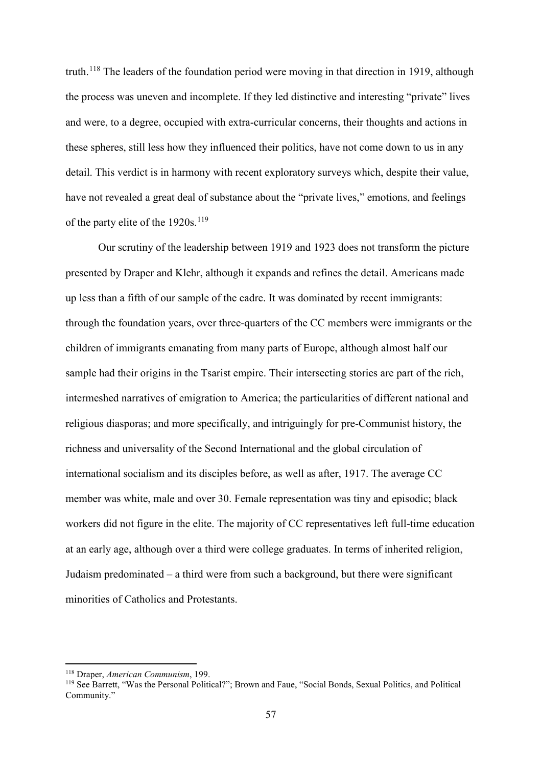truth.[118] The leaders of the foundation period were moving in that direction in 1919, although the process was uneven and incomplete. If they led distinctive and interesting "private" lives and were, to a degree, occupied with extra-curricular concerns, their thoughts and actions in these spheres, still less how they influenced their politics, have not come down to us in any detail. This verdict is in harmony with recent exploratory surveys which, despite their value, have not revealed a great deal of substance about the "private lives," emotions, and feelings of the party elite of the 1920s.[119]

Our scrutiny of the leadership between 1919 and 1923 does not transform the picture presented by Draper and Klehr, although it expands and refines the detail. Americans made up less than a fifth of our sample of the cadre. It was dominated by recent immigrants: through the foundation years, over three-quarters of the CC members were immigrants or the children of immigrants emanating from many parts of Europe, although almost half our sample had their origins in the Tsarist empire. Their intersecting stories are part of the rich, intermeshed narratives of emigration to America; the particularities of different national and religious diasporas; and more specifically, and intriguingly for pre-Communist history, the richness and universality of the Second International and the global circulation of international socialism and its disciples before, as well as after, 1917. The average CC member was white, male and over 30. Female representation was tiny and episodic; black workers did not figure in the elite. The majority of CC representatives left full-time education at an early age, although over a third were college graduates. In terms of inherited religion, Judaism predominated – a third were from such a background, but there were significant minorities of Catholics and Protestants.

---

[118] Draper, *American Communism*, 199.

[119] See Barrett, "Was the Personal Political?"; Brown and Faue, "Social Bonds, Sexual Politics, and Political Community."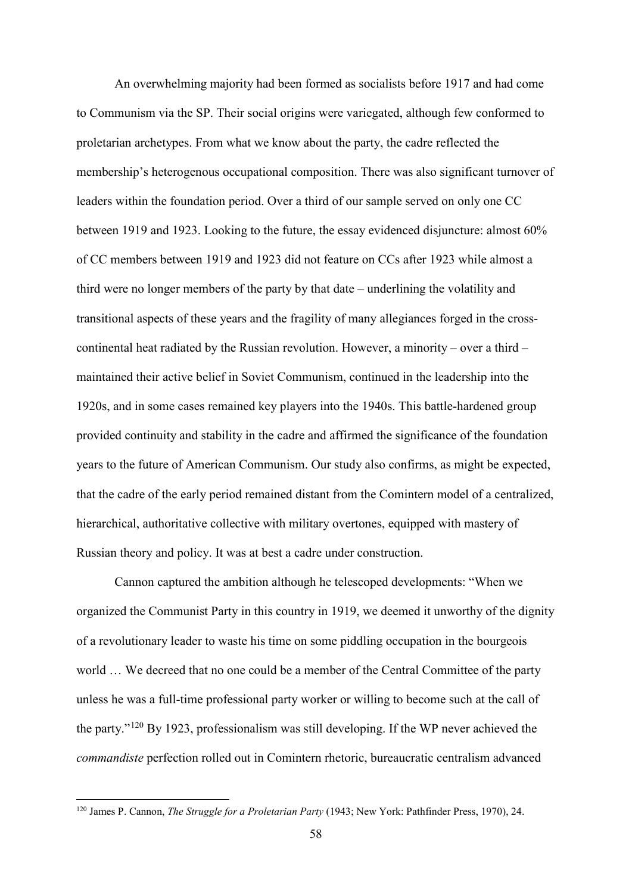An overwhelming majority had been formed as socialists before 1917 and had come to Communism via the SP. Their social origins were variegated, although few conformed to proletarian archetypes. From what we know about the party, the cadre reflected the membership's heterogenous occupational composition. There was also significant turnover of leaders within the foundation period. Over a third of our sample served on only one CC between 1919 and 1923. Looking to the future, the essay evidenced disjuncture: almost 60% of CC members between 1919 and 1923 did not feature on CCs after 1923 while almost a third were no longer members of the party by that date – underlining the volatility and transitional aspects of these years and the fragility of many allegiances forged in the cross-continental heat radiated by the Russian revolution. However, a minority – over a third – maintained their active belief in Soviet Communism, continued in the leadership into the 1920s, and in some cases remained key players into the 1940s. This battle-hardened group provided continuity and stability in the cadre and affirmed the significance of the foundation years to the future of American Communism. Our study also confirms, as might be expected, that the cadre of the early period remained distant from the Comintern model of a centralized, hierarchical, authoritative collective with military overtones, equipped with mastery of Russian theory and policy. It was at best a cadre under construction.

Cannon captured the ambition although he telescoped developments: "When we organized the Communist Party in this country in 1919, we deemed it unworthy of the dignity of a revolutionary leader to waste his time on some piddling occupation in the bourgeois world … We decreed that no one could be a member of the Central Committee of the party unless he was a full-time professional party worker or willing to become such at the call of the party."[120] By 1923, professionalism was still developing. If the WP never achieved the *commandiste* perfection rolled out in Comintern rhetoric, bureaucratic centralism advanced

[120] James P. Cannon, *The Struggle for a Proletarian Party* (1943; New York: Pathfinder Press, 1970), 24.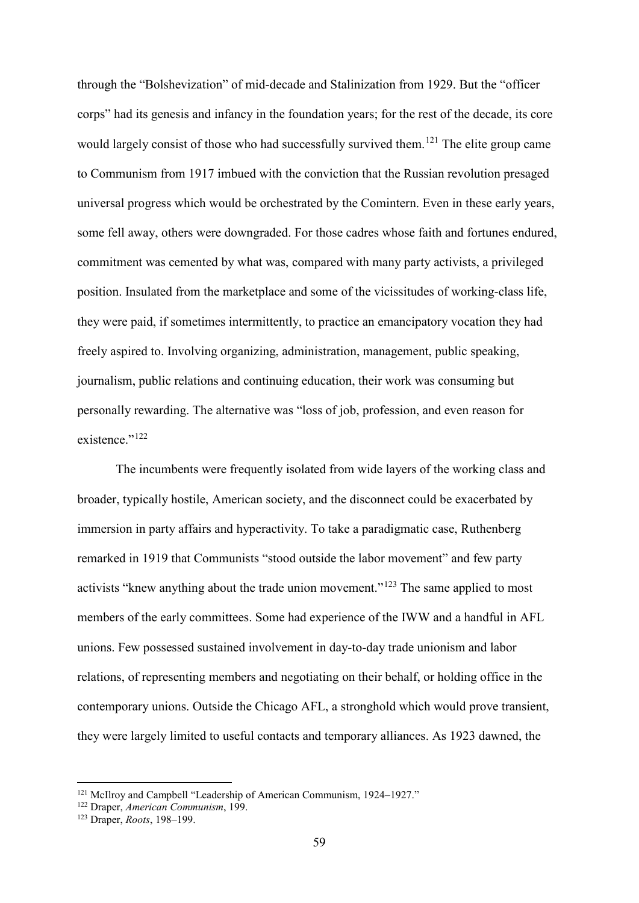through the "Bolshevization" of mid-decade and Stalinization from 1929. But the "officer corps" had its genesis and infancy in the foundation years; for the rest of the decade, its core would largely consist of those who had successfully survived them.[121] The elite group came to Communism from 1917 imbued with the conviction that the Russian revolution presaged universal progress which would be orchestrated by the Comintern. Even in these early years, some fell away, others were downgraded. For those cadres whose faith and fortunes endured, commitment was cemented by what was, compared with many party activists, a privileged position. Insulated from the marketplace and some of the vicissitudes of working-class life, they were paid, if sometimes intermittently, to practice an emancipatory vocation they had freely aspired to. Involving organizing, administration, management, public speaking, journalism, public relations and continuing education, their work was consuming but personally rewarding. The alternative was "loss of job, profession, and even reason for existence."[122]

The incumbents were frequently isolated from wide layers of the working class and broader, typically hostile, American society, and the disconnect could be exacerbated by immersion in party affairs and hyperactivity. To take a paradigmatic case, Ruthenberg remarked in 1919 that Communists "stood outside the labor movement" and few party activists "knew anything about the trade union movement."[123] The same applied to most members of the early committees. Some had experience of the IWW and a handful in AFL unions. Few possessed sustained involvement in day-to-day trade unionism and labor relations, of representing members and negotiating on their behalf, or holding office in the contemporary unions. Outside the Chicago AFL, a stronghold which would prove transient, they were largely limited to useful contacts and temporary alliances. As 1923 dawned, the

---

[121] McIlroy and Campbell "Leadership of American Communism, 1924–1927."

[122] Draper, *American Communism*, 199.

[123] Draper, *Roots*, 198–199.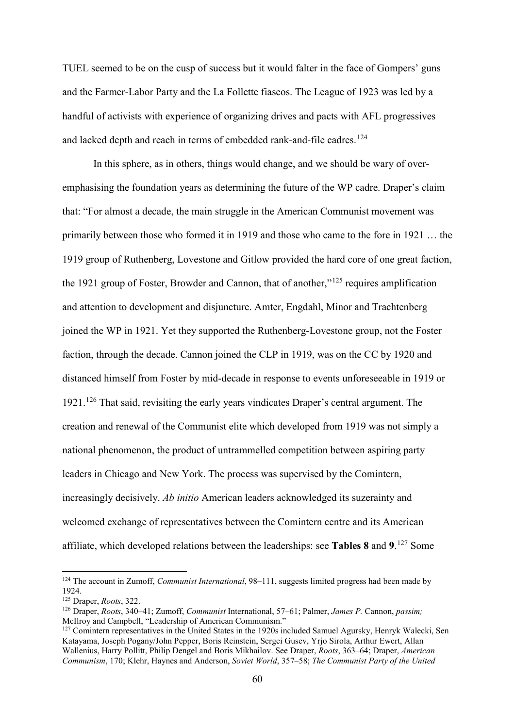TUEL seemed to be on the cusp of success but it would falter in the face of Gompers' guns and the Farmer-Labor Party and the La Follette fiascos. The League of 1923 was led by a handful of activists with experience of organizing drives and pacts with AFL progressives and lacked depth and reach in terms of embedded rank-and-file cadres.[124]

In this sphere, as in others, things would change, and we should be wary of over-emphasising the foundation years as determining the future of the WP cadre. Draper's claim that: "For almost a decade, the main struggle in the American Communist movement was primarily between those who formed it in 1919 and those who came to the fore in 1921 … the 1919 group of Ruthenberg, Lovestone and Gitlow provided the hard core of one great faction, the 1921 group of Foster, Browder and Cannon, that of another,"[125] requires amplification and attention to development and disjuncture. Amter, Engdahl, Minor and Trachtenberg joined the WP in 1921. Yet they supported the Ruthenberg-Lovestone group, not the Foster faction, through the decade. Cannon joined the CLP in 1919, was on the CC by 1920 and distanced himself from Foster by mid-decade in response to events unforeseeable in 1919 or 1921.[126] That said, revisiting the early years vindicates Draper's central argument. The creation and renewal of the Communist elite which developed from 1919 was not simply a national phenomenon, the product of untrammelled competition between aspiring party leaders in Chicago and New York. The process was supervised by the Comintern, increasingly decisively. *Ab initio* American leaders acknowledged its suzerainty and welcomed exchange of representatives between the Comintern centre and its American affiliate, which developed relations between the leaderships: see **Tables 8** and **9**.[127] Some

---

[124] The account in Zumoff, *Communist International*, 98–111, suggests limited progress had been made by 1924.

[125] Draper, *Roots*, 322.

[126] Draper, *Roots*, 340–41; Zumoff, *Communist* International, 57–61; Palmer, *James P.* Cannon, *passim;* McIlroy and Campbell, "Leadership of American Communism."

[127] Comintern representatives in the United States in the 1920s included Samuel Agursky, Henryk Walecki, Sen Katayama, Joseph Pogany/John Pepper, Boris Reinstein, Sergei Gusev, Yrjo Sirola, Arthur Ewert, Allan Wallenius, Harry Pollitt, Philip Dengel and Boris Mikhailov. See Draper, *Roots*, 363–64; Draper, *American Communism*, 170; Klehr, Haynes and Anderson, *Soviet World*, 357–58; *The Communist Party of the United*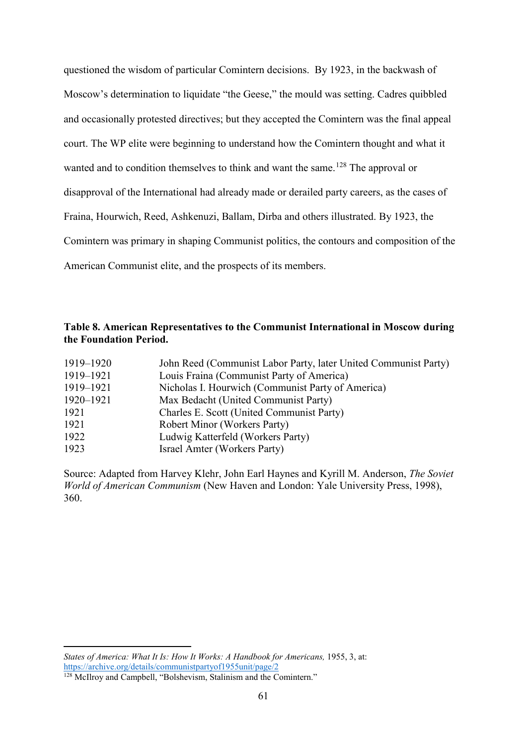questioned the wisdom of particular Comintern decisions. By 1923, in the backwash of Moscow's determination to liquidate "the Geese," the mould was setting. Cadres quibbled and occasionally protested directives; but they accepted the Comintern was the final appeal court. The WP elite were beginning to understand how the Comintern thought and what it wanted and to condition themselves to think and want the same.[128] The approval or disapproval of the International had already made or derailed party careers, as the cases of Fraina, Hourwich, Reed, Ashkenuzi, Ballam, Dirba and others illustrated. By 1923, the Comintern was primary in shaping Communist politics, the contours and composition of the American Communist elite, and the prospects of its members.

**Table 8. American Representatives to the Communist International in Moscow during the Foundation Period.**

| | |
|---|---|
| 1919–1920 | John Reed (Communist Labor Party, later United Communist Party) |
| 1919–1921 | Louis Fraina (Communist Party of America) |
| 1919–1921 | Nicholas I. Hourwich (Communist Party of America) |
| 1920–1921 | Max Bedacht (United Communist Party) |
| 1921 | Charles E. Scott (United Communist Party) |
| 1921 | Robert Minor (Workers Party) |
| 1922 | Ludwig Katterfeld (Workers Party) |
| 1923 | Israel Amter (Workers Party) |

Source: Adapted from Harvey Klehr, John Earl Haynes and Kyrill M. Anderson, *The Soviet World of American Communism* (New Haven and London: Yale University Press, 1998), 360.

---

*States of America: What It Is: How It Works: A Handbook for Americans,* 1955, 3, at: https://archive.org/details/communistpartyof1955unit/page/2

[128] McIlroy and Campbell, "Bolshevism, Stalinism and the Comintern."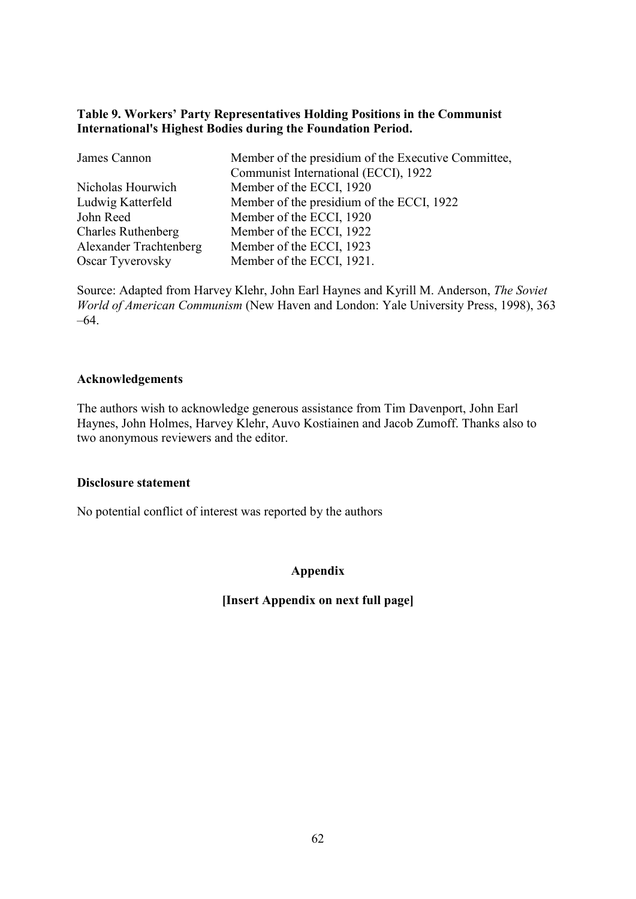**Table 9. Workers' Party Representatives Holding Positions in the Communist International's Highest Bodies during the Foundation Period.**

| | |
|---|---|
| James Cannon | Member of the presidium of the Executive Committee, Communist International (ECCI), 1922 |
| Nicholas Hourwich | Member of the ECCI, 1920 |
| Ludwig Katterfeld | Member of the presidium of the ECCI, 1922 |
| John Reed | Member of the ECCI, 1920 |
| Charles Ruthenberg | Member of the ECCI, 1922 |
| Alexander Trachtenberg | Member of the ECCI, 1923 |
| Oscar Tyverovsky | Member of the ECCI, 1921. |

Source: Adapted from Harvey Klehr, John Earl Haynes and Kyrill M. Anderson, *The Soviet World of American Communism* (New Haven and London: Yale University Press, 1998), 363–64.

**Acknowledgements**

The authors wish to acknowledge generous assistance from Tim Davenport, John Earl Haynes, John Holmes, Harvey Klehr, Auvo Kostiainen and Jacob Zumoff. Thanks also to two anonymous reviewers and the editor.

**Disclosure statement**

No potential conflict of interest was reported by the authors

**Appendix**

**[Insert Appendix on next full page]**